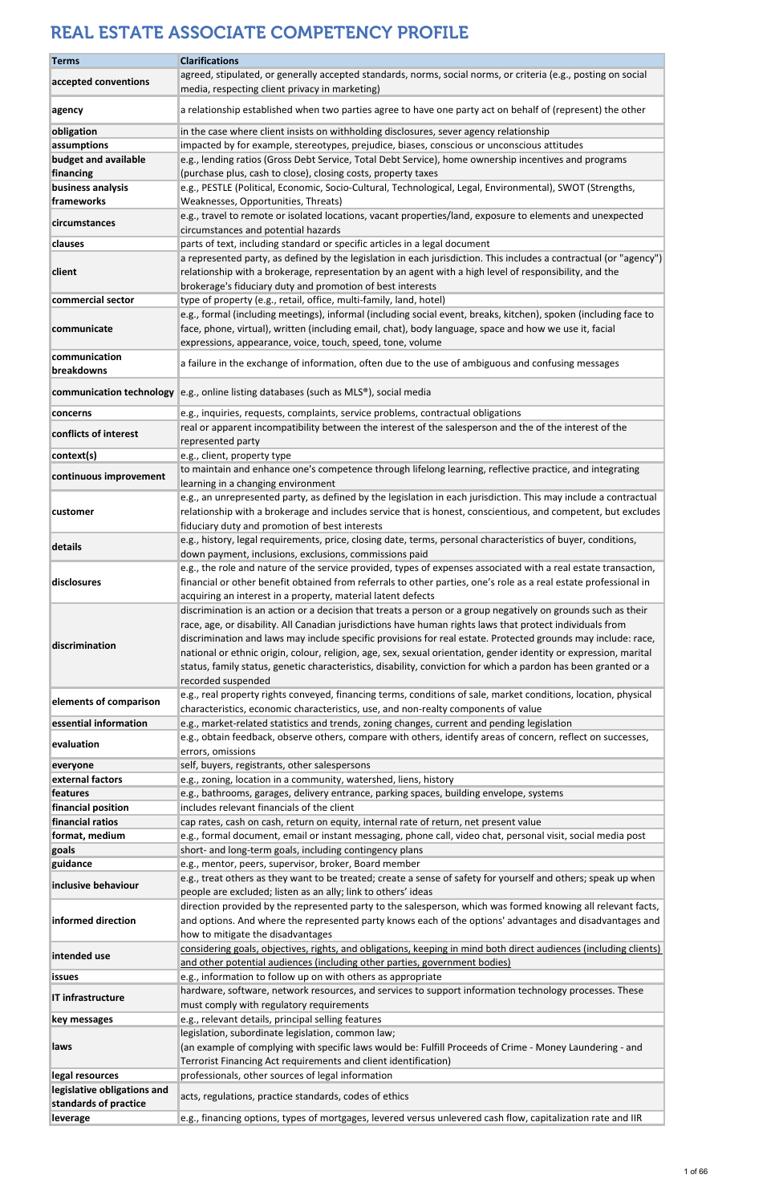# REAL ESTATE ASSOCIATE COMPETENCY PROFILE

| Terms | Clarifications |
|---|---|
| accepted conventions | agreed, stipulated, or generally accepted standards, norms, social norms, or criteria (e.g., posting on social media, respecting client privacy in marketing) |
| agency | a relationship established when two parties agree to have one party act on behalf of (represent) the other |
| obligation | in the case where client insists on withholding disclosures, sever agency relationship |
| assumptions | impacted by for example, stereotypes, prejudice, biases, conscious or unconscious attitudes |
| budget and available financing | e.g., lending ratios (Gross Debt Service, Total Debt Service), home ownership incentives and programs (purchase plus, cash to close), closing costs, property taxes |
| business analysis frameworks | e.g., PESTLE (Political, Economic, Socio-Cultural, Technological, Legal, Environmental), SWOT (Strengths, Weaknesses, Opportunities, Threats) |
| circumstances | e.g., travel to remote or isolated locations, vacant properties/land, exposure to elements and unexpected circumstances and potential hazards |
| clauses | parts of text, including standard or specific articles in a legal document |
| client | a represented party, as defined by the legislation in each jurisdiction. This includes a contractual (or "agency") relationship with a brokerage, representation by an agent with a high level of responsibility, and the brokerage's fiduciary duty and promotion of best interests |
| commercial sector | type of property (e.g., retail, office, multi-family, land, hotel) |
| communicate | e.g., formal (including meetings), informal (including social event, breaks, kitchen), spoken (including face to face, phone, virtual), written (including email, chat), body language, space and how we use it, facial expressions, appearance, voice, touch, speed, tone, volume |
| communication breakdowns | a failure in the exchange of information, often due to the use of ambiguous and confusing messages |
| communication technology | e.g., online listing databases (such as MLS®), social media |
| concerns | e.g., inquiries, requests, complaints, service problems, contractual obligations |
| conflicts of interest | real or apparent incompatibility between the interest of the salesperson and the of the interest of the represented party |
| context(s) | e.g., client, property type |
| continuous improvement | to maintain and enhance one's competence through lifelong learning, reflective practice, and integrating learning in a changing environment |
| customer | e.g., an unrepresented party, as defined by the legislation in each jurisdiction. This may include a contractual relationship with a brokerage and includes service that is honest, conscientious, and competent, but excludes fiduciary duty and promotion of best interests |
| details | e.g., history, legal requirements, price, closing date, terms, personal characteristics of buyer, conditions, down payment, inclusions, exclusions, commissions paid |
| disclosures | e.g., the role and nature of the service provided, types of expenses associated with a real estate transaction, financial or other benefit obtained from referrals to other parties, one's role as a real estate professional in acquiring an interest in a property, material latent defects |
| discrimination | discrimination is an action or a decision that treats a person or a group negatively on grounds such as their race, age, or disability. All Canadian jurisdictions have human rights laws that protect individuals from discrimination and laws may include specific provisions for real estate. Protected grounds may include: race, national or ethnic origin, colour, religion, age, sex, sexual orientation, gender identity or expression, marital status, family status, genetic characteristics, disability, conviction for which a pardon has been granted or a recorded suspended |
| elements of comparison | e.g., real property rights conveyed, financing terms, conditions of sale, market conditions, location, physical characteristics, economic characteristics, use, and non-realty components of value |
| essential information | e.g., market-related statistics and trends, zoning changes, current and pending legislation |
| evaluation | e.g., obtain feedback, observe others, compare with others, identify areas of concern, reflect on successes, errors, omissions |
| everyone | self, buyers, registrants, other salespersons |
| external factors | e.g., zoning, location in a community, watershed, liens, history |
| features | e.g., bathrooms, garages, delivery entrance, parking spaces, building envelope, systems |
| financial position | includes relevant financials of the client |
| financial ratios | cap rates, cash on cash, return on equity, internal rate of return, net present value |
| format, medium | e.g., formal document, email or instant messaging, phone call, video chat, personal visit, social media post |
| goals | short- and long-term goals, including contingency plans |
| guidance | e.g., mentor, peers, supervisor, broker, Board member |
| inclusive behaviour | e.g., treat others as they want to be treated; create a sense of safety for yourself and others; speak up when people are excluded; listen as an ally; link to others' ideas |
| informed direction | direction provided by the represented party to the salesperson, which was formed knowing all relevant facts, and options. And where the represented party knows each of the options' advantages and disadvantages and how to mitigate the disadvantages |
| intended use | considering goals, objectives, rights, and obligations, keeping in mind both direct audiences (including clients) and other potential audiences (including other parties, government bodies) |
| issues | e.g., information to follow up on with others as appropriate |
| IT infrastructure | hardware, software, network resources, and services to support information technology processes. These must comply with regulatory requirements |
| key messages | e.g., relevant details, principal selling features |
| laws | legislation, subordinate legislation, common law; (an example of complying with specific laws would be: Fulfill Proceeds of Crime - Money Laundering - and Terrorist Financing Act requirements and client identification) |
| legal resources | professionals, other sources of legal information |
| legislative obligations and standards of practice | acts, regulations, practice standards, codes of ethics |
| leverage | e.g., financing options, types of mortgages, levered versus unlevered cash flow, capitalization rate and IIR |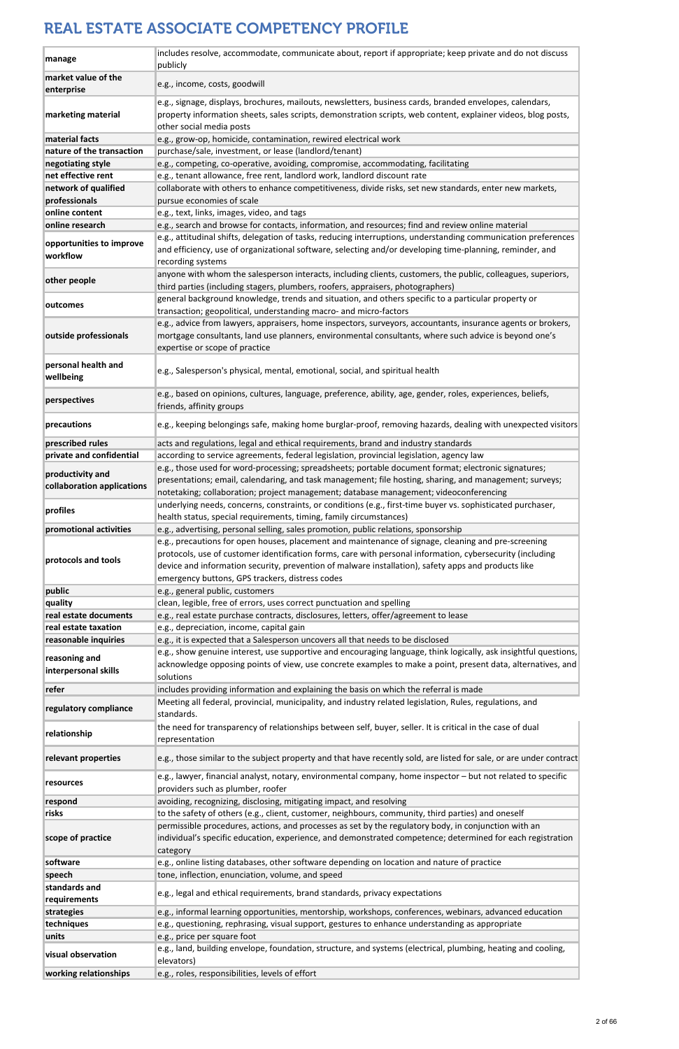# REAL ESTATE ASSOCIATE COMPETENCY PROFILE

| | |
|---|---|
| **manage** | includes resolve, accommodate, communicate about, report if appropriate; keep private and do not discuss publicly |
| **market value of the enterprise** | e.g., income, costs, goodwill |
| **marketing material** | e.g., signage, displays, brochures, mailouts, newsletters, business cards, branded envelopes, calendars, property information sheets, sales scripts, demonstration scripts, web content, explainer videos, blog posts, other social media posts |
| **material facts** | e.g., grow-op, homicide, contamination, rewired electrical work |
| **nature of the transaction** | purchase/sale, investment, or lease (landlord/tenant) |
| **negotiating style** | e.g., competing, co-operative, avoiding, compromise, accommodating, facilitating |
| **net effective rent** | e.g., tenant allowance, free rent, landlord work, landlord discount rate |
| **network of qualified professionals** | collaborate with others to enhance competitiveness, divide risks, set new standards, enter new markets, pursue economies of scale |
| **online content** | e.g., text, links, images, video, and tags |
| **online research** | e.g., search and browse for contacts, information, and resources; find and review online material |
| **opportunities to improve workflow** | e.g., attitudinal shifts, delegation of tasks, reducing interruptions, understanding communication preferences and efficiency, use of organizational software, selecting and/or developing time-planning, reminder, and recording systems |
| **other people** | anyone with whom the salesperson interacts, including clients, customers, the public, colleagues, superiors, third parties (including stagers, plumbers, roofers, appraisers, photographers) |
| **outcomes** | general background knowledge, trends and situation, and others specific to a particular property or transaction; geopolitical, understanding macro- and micro-factors |
| **outside professionals** | e.g., advice from lawyers, appraisers, home inspectors, surveyors, accountants, insurance agents or brokers, mortgage consultants, land use planners, environmental consultants, where such advice is beyond one's expertise or scope of practice |
| **personal health and wellbeing** | e.g., Salesperson's physical, mental, emotional, social, and spiritual health |
| **perspectives** | e.g., based on opinions, cultures, language, preference, ability, age, gender, roles, experiences, beliefs, friends, affinity groups |
| **precautions** | e.g., keeping belongings safe, making home burglar-proof, removing hazards, dealing with unexpected visitors |
| **prescribed rules** | acts and regulations, legal and ethical requirements, brand and industry standards |
| **private and confidential** | according to service agreements, federal legislation, provincial legislation, agency law |
| **productivity and collaboration applications** | e.g., those used for word-processing; spreadsheets; portable document format; electronic signatures; presentations; email, calendaring, and task management; file hosting, sharing, and management; surveys; notetaking; collaboration; project management; database management; videoconferencing |
| **profiles** | underlying needs, concerns, constraints, or conditions (e.g., first-time buyer vs. sophisticated purchaser, health status, special requirements, timing, family circumstances) |
| **promotional activities** | e.g., advertising, personal selling, sales promotion, public relations, sponsorship |
| **protocols and tools** | e.g., precautions for open houses, placement and maintenance of signage, cleaning and pre-screening protocols, use of customer identification forms, care with personal information, cybersecurity (including device and information security, prevention of malware installation), safety apps and products like emergency buttons, GPS trackers, distress codes |
| **public** | e.g., general public, customers |
| **quality** | clean, legible, free of errors, uses correct punctuation and spelling |
| **real estate documents** | e.g., real estate purchase contracts, disclosures, letters, offer/agreement to lease |
| **real estate taxation** | e.g., depreciation, income, capital gain |
| **reasonable inquiries** | e.g., it is expected that a Salesperson uncovers all that needs to be disclosed |
| **reasoning and interpersonal skills** | e.g., show genuine interest, use supportive and encouraging language, think logically, ask insightful questions, acknowledge opposing points of view, use concrete examples to make a point, present data, alternatives, and solutions |
| **refer** | includes providing information and explaining the basis on which the referral is made |
| **regulatory compliance** | Meeting all federal, provincial, municipality, and industry related legislation, Rules, regulations, and standards. |
| **relationship** | the need for transparency of relationships between self, buyer, seller. It is critical in the case of dual representation |
| **relevant properties** | e.g., those similar to the subject property and that have recently sold, are listed for sale, or are under contract |
| **resources** | e.g., lawyer, financial analyst, notary, environmental company, home inspector – but not related to specific providers such as plumber, roofer |
| **respond** | avoiding, recognizing, disclosing, mitigating impact, and resolving |
| **risks** | to the safety of others (e.g., client, customer, neighbours, community, third parties) and oneself |
| **scope of practice** | permissible procedures, actions, and processes as set by the regulatory body, in conjunction with an individual's specific education, experience, and demonstrated competence; determined for each registration category |
| **software** | e.g., online listing databases, other software depending on location and nature of practice |
| **speech** | tone, inflection, enunciation, volume, and speed |
| **standards and requirements** | e.g., legal and ethical requirements, brand standards, privacy expectations |
| **strategies** | e.g., informal learning opportunities, mentorship, workshops, conferences, webinars, advanced education |
| **techniques** | e.g., questioning, rephrasing, visual support, gestures to enhance understanding as appropriate |
| **units** | e.g., price per square foot |
| **visual observation** | e.g., land, building envelope, foundation, structure, and systems (electrical, plumbing, heating and cooling, elevators) |
| **working relationships** | e.g., roles, responsibilities, levels of effort |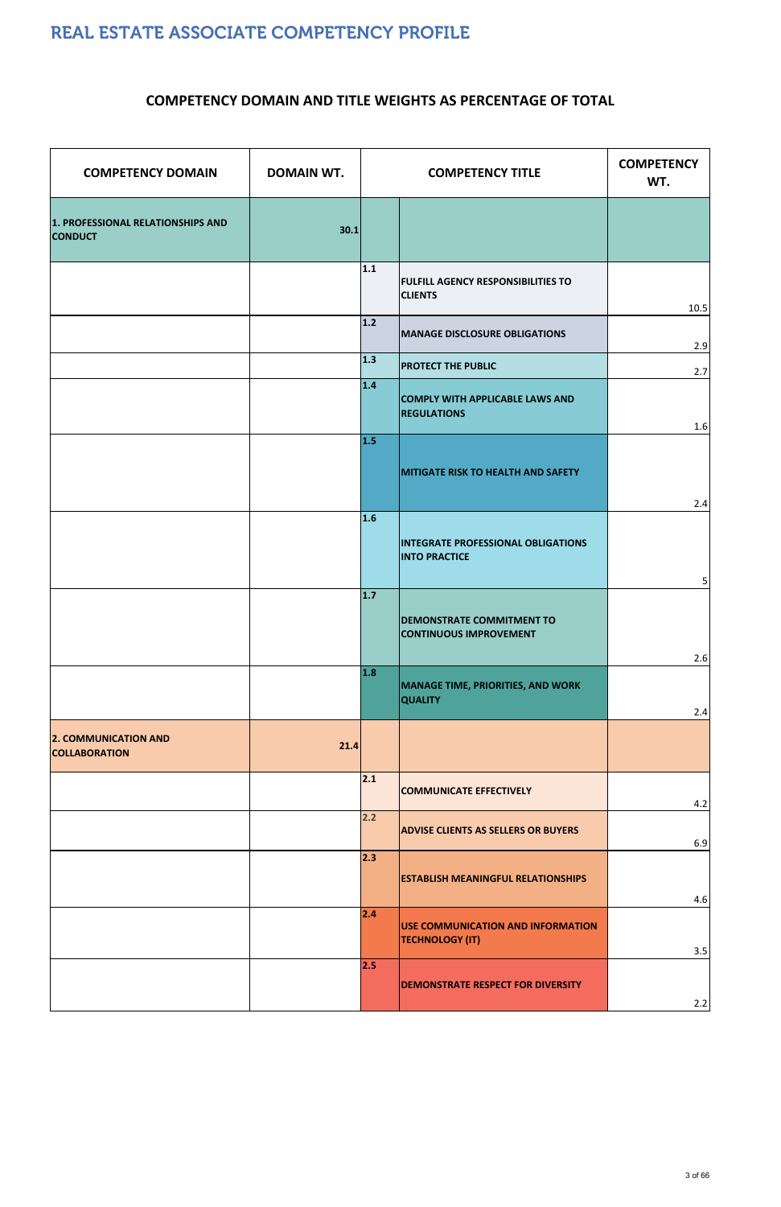# REAL ESTATE ASSOCIATE COMPETENCY PROFILE

## COMPETENCY DOMAIN AND TITLE WEIGHTS AS PERCENTAGE OF TOTAL

| COMPETENCY DOMAIN | DOMAIN WT. | COMPETENCY TITLE | | COMPETENCY WT. |
|---|---|---|---|---|
| **1. PROFESSIONAL RELATIONSHIPS AND CONDUCT** | **30.1** | | | |
| | | **1.1** | **FULFILL AGENCY RESPONSIBILITIES TO CLIENTS** | 10.5 |
| | | **1.2** | **MANAGE DISCLOSURE OBLIGATIONS** | 2.9 |
| | | **1.3** | **PROTECT THE PUBLIC** | 2.7 |
| | | **1.4** | **COMPLY WITH APPLICABLE LAWS AND REGULATIONS** | 1.6 |
| | | **1.5** | **MITIGATE RISK TO HEALTH AND SAFETY** | 2.4 |
| | | **1.6** | **INTEGRATE PROFESSIONAL OBLIGATIONS INTO PRACTICE** | 5 |
| | | **1.7** | **DEMONSTRATE COMMITMENT TO CONTINUOUS IMPROVEMENT** | 2.6 |
| | | **1.8** | **MANAGE TIME, PRIORITIES, AND WORK QUALITY** | 2.4 |
| **2. COMMUNICATION AND COLLABORATION** | **21.4** | | | |
| | | **2.1** | **COMMUNICATE EFFECTIVELY** | 4.2 |
| | | **2.2** | **ADVISE CLIENTS AS SELLERS OR BUYERS** | 6.9 |
| | | **2.3** | **ESTABLISH MEANINGFUL RELATIONSHIPS** | 4.6 |
| | | **2.4** | **USE COMMUNICATION AND INFORMATION TECHNOLOGY (IT)** | 3.5 |
| | | **2.5** | **DEMONSTRATE RESPECT FOR DIVERSITY** | 2.2 |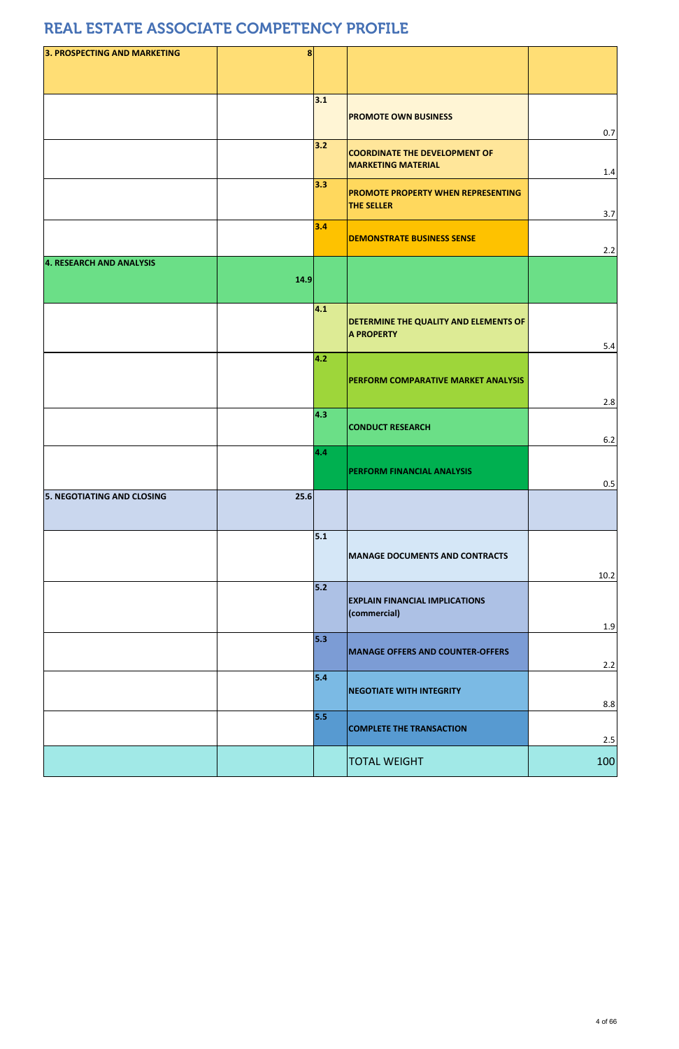# REAL ESTATE ASSOCIATE COMPETENCY PROFILE

| | | | | |
|---|---|---|---|---|
| **3. PROSPECTING AND MARKETING** | **8** | | | |
| | | **3.1** | **PROMOTE OWN BUSINESS** | 0.7 |
| | | **3.2** | **COORDINATE THE DEVELOPMENT OF MARKETING MATERIAL** | 1.4 |
| | | **3.3** | **PROMOTE PROPERTY WHEN REPRESENTING THE SELLER** | 3.7 |
| | | **3.4** | **DEMONSTRATE BUSINESS SENSE** | 2.2 |
| **4. RESEARCH AND ANALYSIS** | **14.9** | | | |
| | | **4.1** | **DETERMINE THE QUALITY AND ELEMENTS OF A PROPERTY** | 5.4 |
| | | **4.2** | **PERFORM COMPARATIVE MARKET ANALYSIS** | 2.8 |
| | | **4.3** | **CONDUCT RESEARCH** | 6.2 |
| | | **4.4** | **PERFORM FINANCIAL ANALYSIS** | 0.5 |
| **5. NEGOTIATING AND CLOSING** | **25.6** | | | |
| | | **5.1** | **MANAGE DOCUMENTS AND CONTRACTS** | 10.2 |
| | | **5.2** | **EXPLAIN FINANCIAL IMPLICATIONS (commercial)** | 1.9 |
| | | **5.3** | **MANAGE OFFERS AND COUNTER-OFFERS** | 2.2 |
| | | **5.4** | **NEGOTIATE WITH INTEGRITY** | 8.8 |
| | | **5.5** | **COMPLETE THE TRANSACTION** | 2.5 |
| | | | TOTAL WEIGHT | 100 |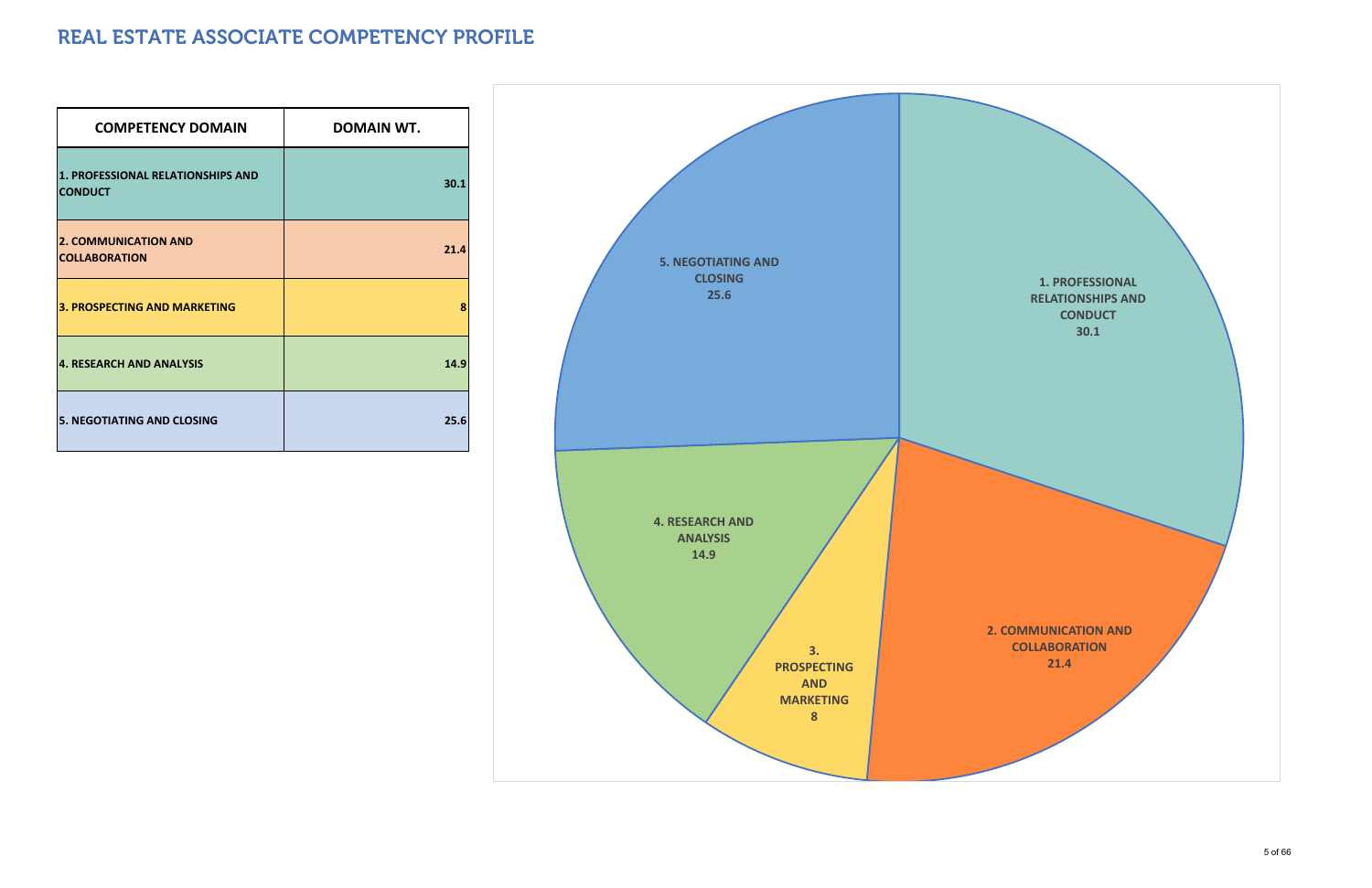# REAL ESTATE ASSOCIATE COMPETENCY PROFILE

| COMPETENCY DOMAIN | DOMAIN WT. |
|---|---|
| 1. PROFESSIONAL RELATIONSHIPS AND CONDUCT | 30.1 |
| 2. COMMUNICATION AND COLLABORATION | 21.4 |
| 3. PROSPECTING AND MARKETING | 8 |
| 4. RESEARCH AND ANALYSIS | 14.9 |
| 5. NEGOTIATING AND CLOSING | 25.6 |

1. PROFESSIONAL RELATIONSHIPS AND CONDUCT 30.1

2. COMMUNICATION AND COLLABORATION 21.4

3. PROSPECTING AND MARKETING 8

4. RESEARCH AND ANALYSIS 14.9

5. NEGOTIATING AND CLOSING 25.6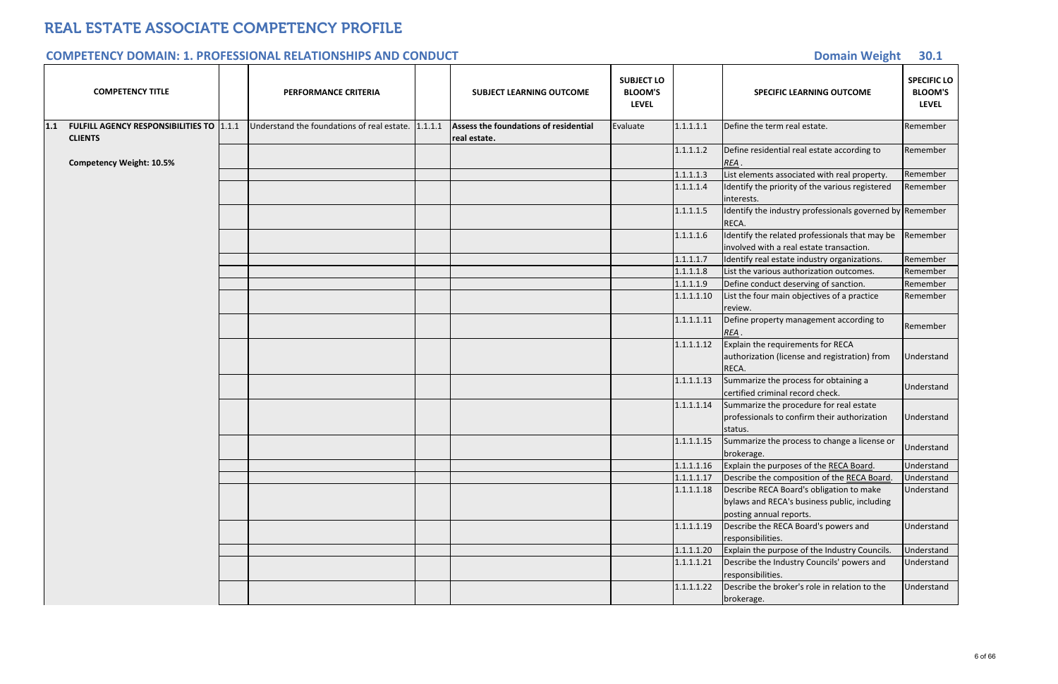# REAL ESTATE ASSOCIATE COMPETENCY PROFILE

## COMPETENCY DOMAIN: 1. PROFESSIONAL RELATIONSHIPS AND CONDUCT

**Domain Weight 30.1**

| | COMPETENCY TITLE | | PERFORMANCE CRITERIA | | SUBJECT LEARNING OUTCOME | SUBJECT LO BLOOM'S LEVEL | | SPECIFIC LEARNING OUTCOME | SPECIFIC LO BLOOM'S LEVEL |
|---|---|---|---|---|---|---|---|---|---|
| 1.1 | **FULFILL AGENCY RESPONSIBILITIES TO CLIENTS** | 1.1.1 | Understand the foundations of real estate. | 1.1.1.1 | **Assess the foundations of residential real estate.** | Evaluate | 1.1.1.1.1 | Define the term real estate. | Remember |
| | **Competency Weight: 10.5%** | | | | | | 1.1.1.1.2 | Define residential real estate according to *REA* . | Remember |
| | | | | | | | 1.1.1.1.3 | List elements associated with real property. | Remember |
| | | | | | | | 1.1.1.1.4 | Identify the priority of the various registered interests. | Remember |
| | | | | | | | 1.1.1.1.5 | Identify the industry professionals governed by RECA. | Remember |
| | | | | | | | 1.1.1.1.6 | Identify the related professionals that may be involved with a real estate transaction. | Remember |
| | | | | | | | 1.1.1.1.7 | Identify real estate industry organizations. | Remember |
| | | | | | | | 1.1.1.1.8 | List the various authorization outcomes. | Remember |
| | | | | | | | 1.1.1.1.9 | Define conduct deserving of sanction. | Remember |
| | | | | | | | 1.1.1.1.10 | List the four main objectives of a practice review. | Remember |
| | | | | | | | 1.1.1.1.11 | Define property management according to *REA* . | Remember |
| | | | | | | | 1.1.1.1.12 | Explain the requirements for RECA authorization (license and registration) from RECA. | Understand |
| | | | | | | | 1.1.1.1.13 | Summarize the process for obtaining a certified criminal record check. | Understand |
| | | | | | | | 1.1.1.1.14 | Summarize the procedure for real estate professionals to confirm their authorization status. | Understand |
| | | | | | | | 1.1.1.1.15 | Summarize the process to change a license or brokerage. | Understand |
| | | | | | | | 1.1.1.1.16 | Explain the purposes of the RECA Board. | Understand |
| | | | | | | | 1.1.1.1.17 | Describe the composition of the RECA Board. | Understand |
| | | | | | | | 1.1.1.1.18 | Describe RECA Board's obligation to make bylaws and RECA's business public, including posting annual reports. | Understand |
| | | | | | | | 1.1.1.1.19 | Describe the RECA Board's powers and responsibilities. | Understand |
| | | | | | | | 1.1.1.1.20 | Explain the purpose of the Industry Councils. | Understand |
| | | | | | | | 1.1.1.1.21 | Describe the Industry Councils' powers and responsibilities. | Understand |
| | | | | | | | 1.1.1.1.22 | Describe the broker's role in relation to the brokerage. | Understand |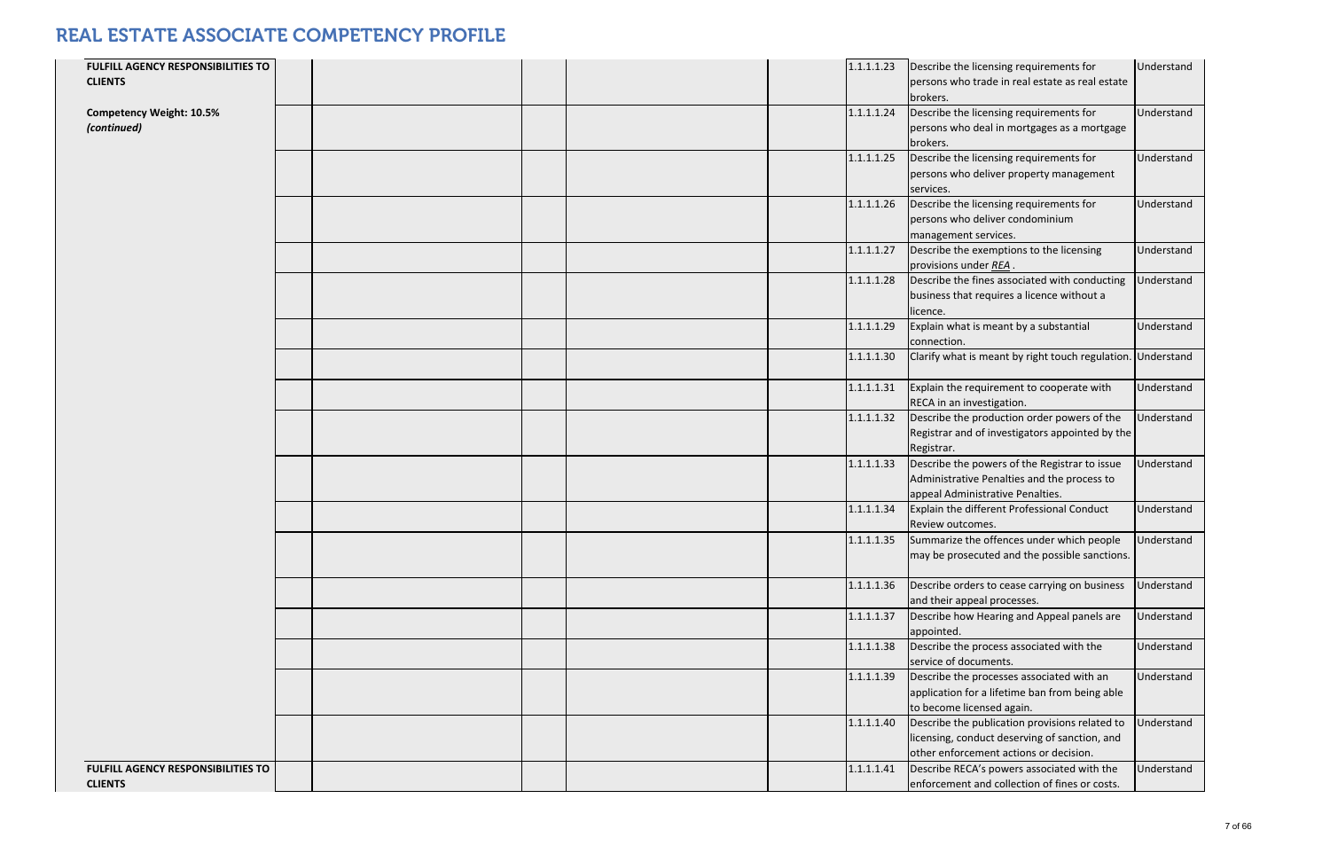| | | | | | | | | |
|---|---|---|---|---|---|---|---|---|
| **FULFILL AGENCY RESPONSIBILITIES TO CLIENTS** | | | | | | 1.1.1.1.23 | Describe the licensing requirements for persons who trade in real estate as real estate brokers. | Understand |
| **Competency Weight: 10.5%** ***(continued)*** | | | | | | 1.1.1.1.24 | Describe the licensing requirements for persons who deal in mortgages as a mortgage brokers. | Understand |
| | | | | | | 1.1.1.1.25 | Describe the licensing requirements for persons who deliver property management services. | Understand |
| | | | | | | 1.1.1.1.26 | Describe the licensing requirements for persons who deliver condominium management services. | Understand |
| | | | | | | 1.1.1.1.27 | Describe the exemptions to the licensing provisions under *REA* . | Understand |
| | | | | | | 1.1.1.1.28 | Describe the fines associated with conducting business that requires a licence without a licence. | Understand |
| | | | | | | 1.1.1.1.29 | Explain what is meant by a substantial connection. | Understand |
| | | | | | | 1.1.1.1.30 | Clarify what is meant by right touch regulation. | Understand |
| | | | | | | 1.1.1.1.31 | Explain the requirement to cooperate with RECA in an investigation. | Understand |
| | | | | | | 1.1.1.1.32 | Describe the production order powers of the Registrar and of investigators appointed by the Registrar. | Understand |
| | | | | | | 1.1.1.1.33 | Describe the powers of the Registrar to issue Administrative Penalties and the process to appeal Administrative Penalties. | Understand |
| | | | | | | 1.1.1.1.34 | Explain the different Professional Conduct Review outcomes. | Understand |
| | | | | | | 1.1.1.1.35 | Summarize the offences under which people may be prosecuted and the possible sanctions. | Understand |
| | | | | | | 1.1.1.1.36 | Describe orders to cease carrying on business and their appeal processes. | Understand |
| | | | | | | 1.1.1.1.37 | Describe how Hearing and Appeal panels are appointed. | Understand |
| | | | | | | 1.1.1.1.38 | Describe the process associated with the service of documents. | Understand |
| | | | | | | 1.1.1.1.39 | Describe the processes associated with an application for a lifetime ban from being able to become licensed again. | Understand |
| | | | | | | 1.1.1.1.40 | Describe the publication provisions related to licensing, conduct deserving of sanction, and other enforcement actions or decision. | Understand |
| **FULFILL AGENCY RESPONSIBILITIES TO CLIENTS** | | | | | | 1.1.1.1.41 | Describe RECA's powers associated with the enforcement and collection of fines or costs. | Understand |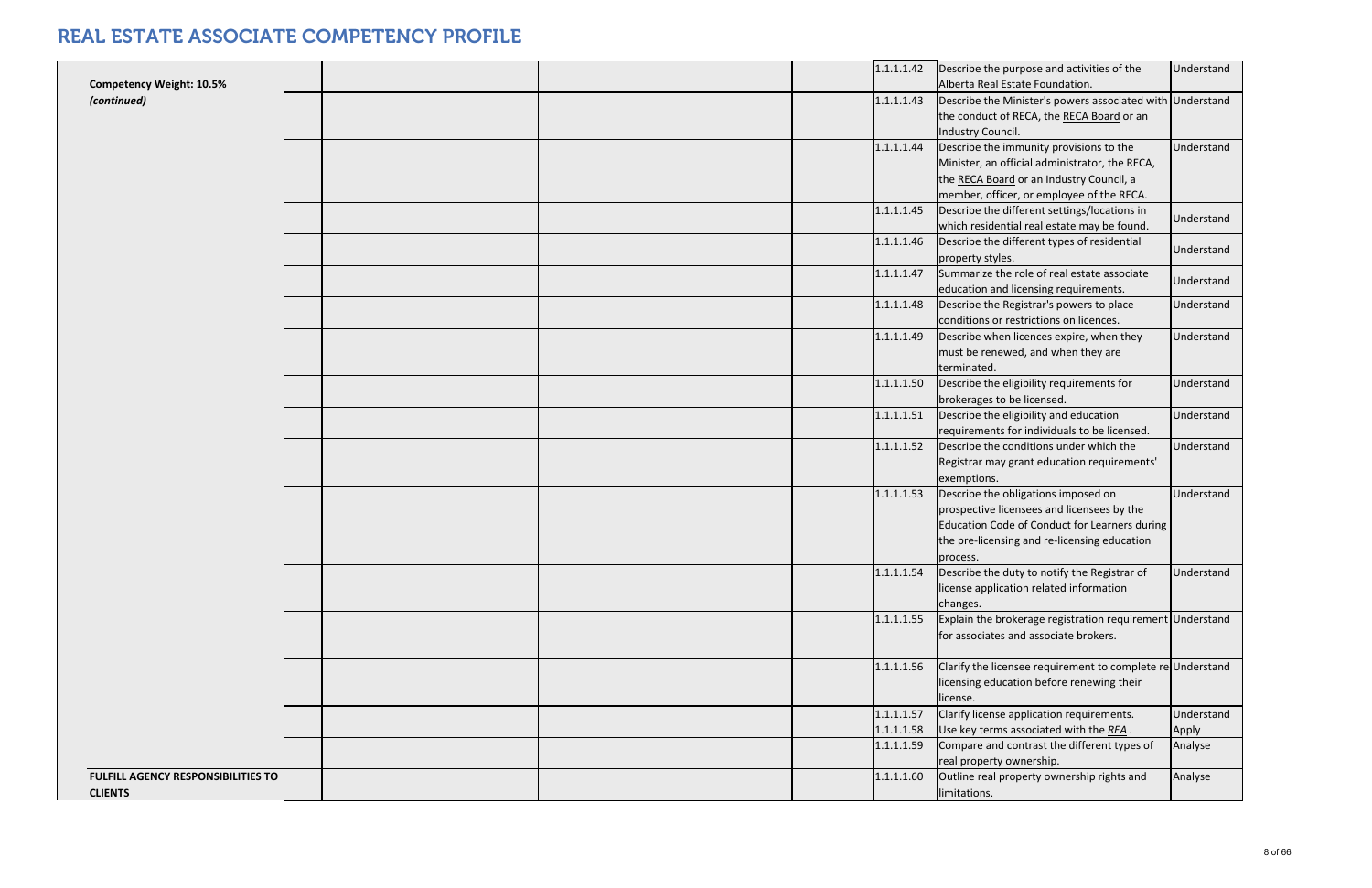# REAL ESTATE ASSOCIATE COMPETENCY PROFILE

| | | | | | | | | |
|---|---|---|---|---|---|---|---|---|
| **Competency Weight: 10.5%** *(continued)* | | | | | | 1.1.1.42 | Describe the purpose and activities of the Alberta Real Estate Foundation. | Understand |
| | | | | | | 1.1.1.43 | Describe the Minister's powers associated with the conduct of RECA, the RECA Board or an Industry Council. | Understand |
| | | | | | | 1.1.1.44 | Describe the immunity provisions to the Minister, an official administrator, the RECA, the RECA Board or an Industry Council, a member, officer, or employee of the RECA. | Understand |
| | | | | | | 1.1.1.45 | Describe the different settings/locations in which residential real estate may be found. | Understand |
| | | | | | | 1.1.1.46 | Describe the different types of residential property styles. | Understand |
| | | | | | | 1.1.1.47 | Summarize the role of real estate associate education and licensing requirements. | Understand |
| | | | | | | 1.1.1.48 | Describe the Registrar's powers to place conditions or restrictions on licences. | Understand |
| | | | | | | 1.1.1.49 | Describe when licences expire, when they must be renewed, and when they are terminated. | Understand |
| | | | | | | 1.1.1.50 | Describe the eligibility requirements for brokerages to be licensed. | Understand |
| | | | | | | 1.1.1.51 | Describe the eligibility and education requirements for individuals to be licensed. | Understand |
| | | | | | | 1.1.1.52 | Describe the conditions under which the Registrar may grant education requirements' exemptions. | Understand |
| | | | | | | 1.1.1.53 | Describe the obligations imposed on prospective licensees and licensees by the Education Code of Conduct for Learners during the pre-licensing and re-licensing education process. | Understand |
| | | | | | | 1.1.1.54 | Describe the duty to notify the Registrar of license application related information changes. | Understand |
| | | | | | | 1.1.1.55 | Explain the brokerage registration requirement for associates and associate brokers. | Understand |
| | | | | | | 1.1.1.56 | Clarify the licensee requirement to complete re licensing education before renewing their license. | Understand |
| | | | | | | 1.1.1.57 | Clarify license application requirements. | Understand |
| | | | | | | 1.1.1.58 | Use key terms associated with the *REA*. | Apply |
| | | | | | | 1.1.1.59 | Compare and contrast the different types of real property ownership. | Analyse |
| **FULFILL AGENCY RESPONSIBILITIES TO CLIENTS** | | | | | | 1.1.1.60 | Outline real property ownership rights and limitations. | Analyse |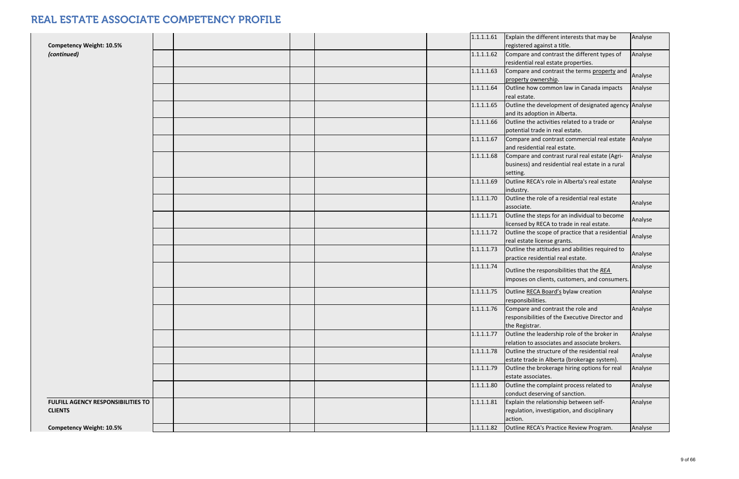# REAL ESTATE ASSOCIATE COMPETENCY PROFILE

| | | | | | | | | |
|---|---|---|---|---|---|---|---|---|
| **Competency Weight: 10.5%** *(continued)* | | | | | | 1.1.1.1.61 | Explain the different interests that may be registered against a title. | Analyse |
| | | | | | | 1.1.1.1.62 | Compare and contrast the different types of residential real estate properties. | Analyse |
| | | | | | | 1.1.1.1.63 | Compare and contrast the terms property and property ownership. | Analyse |
| | | | | | | 1.1.1.1.64 | Outline how common law in Canada impacts real estate. | Analyse |
| | | | | | | 1.1.1.1.65 | Outline the development of designated agency and its adoption in Alberta. | Analyse |
| | | | | | | 1.1.1.1.66 | Outline the activities related to a trade or potential trade in real estate. | Analyse |
| | | | | | | 1.1.1.1.67 | Compare and contrast commercial real estate and residential real estate. | Analyse |
| | | | | | | 1.1.1.1.68 | Compare and contrast rural real estate (Agri-business) and residential real estate in a rural setting. | Analyse |
| | | | | | | 1.1.1.1.69 | Outline RECA's role in Alberta's real estate industry. | Analyse |
| | | | | | | 1.1.1.1.70 | Outline the role of a residential real estate associate. | Analyse |
| | | | | | | 1.1.1.1.71 | Outline the steps for an individual to become licensed by RECA to trade in real estate. | Analyse |
| | | | | | | 1.1.1.1.72 | Outline the scope of practice that a residential real estate license grants. | Analyse |
| | | | | | | 1.1.1.1.73 | Outline the attitudes and abilities required to practice residential real estate. | Analyse |
| | | | | | | 1.1.1.1.74 | Outline the responsibilities that the *REA* imposes on clients, customers, and consumers. | Analyse |
| | | | | | | 1.1.1.1.75 | Outline RECA Board's bylaw creation responsibilities. | Analyse |
| | | | | | | 1.1.1.1.76 | Compare and contrast the role and responsibilities of the Executive Director and the Registrar. | Analyse |
| | | | | | | 1.1.1.1.77 | Outline the leadership role of the broker in relation to associates and associate brokers. | Analyse |
| | | | | | | 1.1.1.1.78 | Outline the structure of the residential real estate trade in Alberta (brokerage system). | Analyse |
| | | | | | | 1.1.1.1.79 | Outline the brokerage hiring options for real estate associates. | Analyse |
| | | | | | | 1.1.1.1.80 | Outline the complaint process related to conduct deserving of sanction. | Analyse |
| **FULFILL AGENCY RESPONSIBILITIES TO CLIENTS** | | | | | | 1.1.1.1.81 | Explain the relationship between self-regulation, investigation, and disciplinary action. | Analyse |
| **Competency Weight: 10.5%** | | | | | | 1.1.1.1.82 | Outline RECA's Practice Review Program. | Analyse |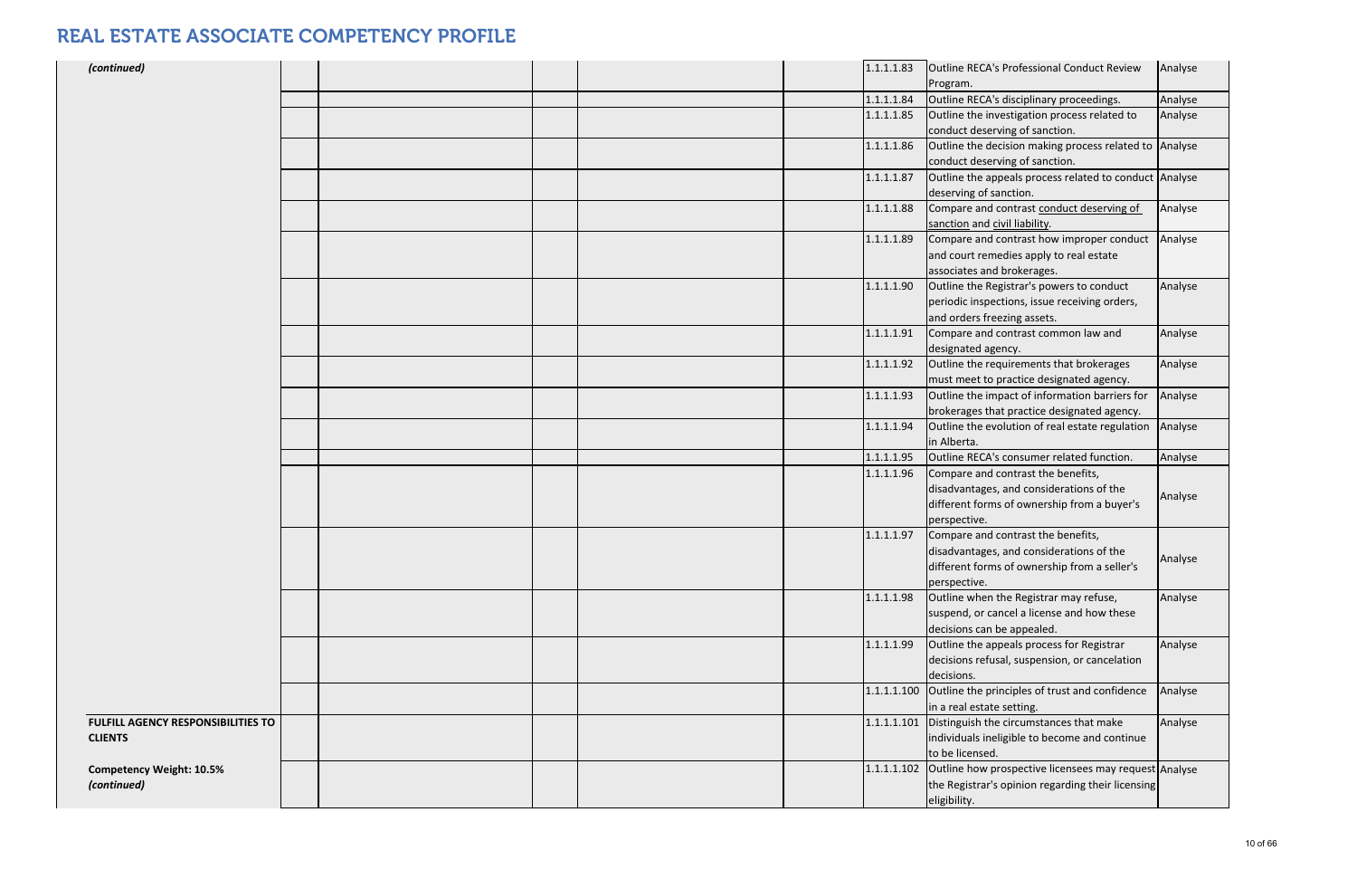# REAL ESTATE ASSOCIATE COMPETENCY PROFILE

| | | | | | | | | |
|---|---|---|---|---|---|---|---|---|
| *(continued)* | | | | | | 1.1.1.1.83 | Outline RECA's Professional Conduct Review Program. | Analyse |
| | | | | | | 1.1.1.1.84 | Outline RECA's disciplinary proceedings. | Analyse |
| | | | | | | 1.1.1.1.85 | Outline the investigation process related to conduct deserving of sanction. | Analyse |
| | | | | | | 1.1.1.1.86 | Outline the decision making process related to conduct deserving of sanction. | Analyse |
| | | | | | | 1.1.1.1.87 | Outline the appeals process related to conduct deserving of sanction. | Analyse |
| | | | | | | 1.1.1.1.88 | Compare and contrast conduct deserving of sanction and civil liability. | Analyse |
| | | | | | | 1.1.1.1.89 | Compare and contrast how improper conduct and court remedies apply to real estate associates and brokerages. | Analyse |
| | | | | | | 1.1.1.1.90 | Outline the Registrar's powers to conduct periodic inspections, issue receiving orders, and orders freezing assets. | Analyse |
| | | | | | | 1.1.1.1.91 | Compare and contrast common law and designated agency. | Analyse |
| | | | | | | 1.1.1.1.92 | Outline the requirements that brokerages must meet to practice designated agency. | Analyse |
| | | | | | | 1.1.1.1.93 | Outline the impact of information barriers for brokerages that practice designated agency. | Analyse |
| | | | | | | 1.1.1.1.94 | Outline the evolution of real estate regulation in Alberta. | Analyse |
| | | | | | | 1.1.1.1.95 | Outline RECA's consumer related function. | Analyse |
| | | | | | | 1.1.1.1.96 | Compare and contrast the benefits, disadvantages, and considerations of the different forms of ownership from a buyer's perspective. | Analyse |
| | | | | | | 1.1.1.1.97 | Compare and contrast the benefits, disadvantages, and considerations of the different forms of ownership from a seller's perspective. | Analyse |
| | | | | | | 1.1.1.1.98 | Outline when the Registrar may refuse, suspend, or cancel a license and how these decisions can be appealed. | Analyse |
| | | | | | | 1.1.1.1.99 | Outline the appeals process for Registrar decisions refusal, suspension, or cancelation decisions. | Analyse |
| | | | | | | 1.1.1.1.100 | Outline the principles of trust and confidence in a real estate setting. | Analyse |
| **FULFILL AGENCY RESPONSIBILITIES TO CLIENTS** | | | | | | 1.1.1.1.101 | Distinguish the circumstances that make individuals ineligible to become and continue to be licensed. | Analyse |
| **Competency Weight: 10.5%** *(continued)* | | | | | | 1.1.1.1.102 | Outline how prospective licensees may request the Registrar's opinion regarding their licensing eligibility. | Analyse |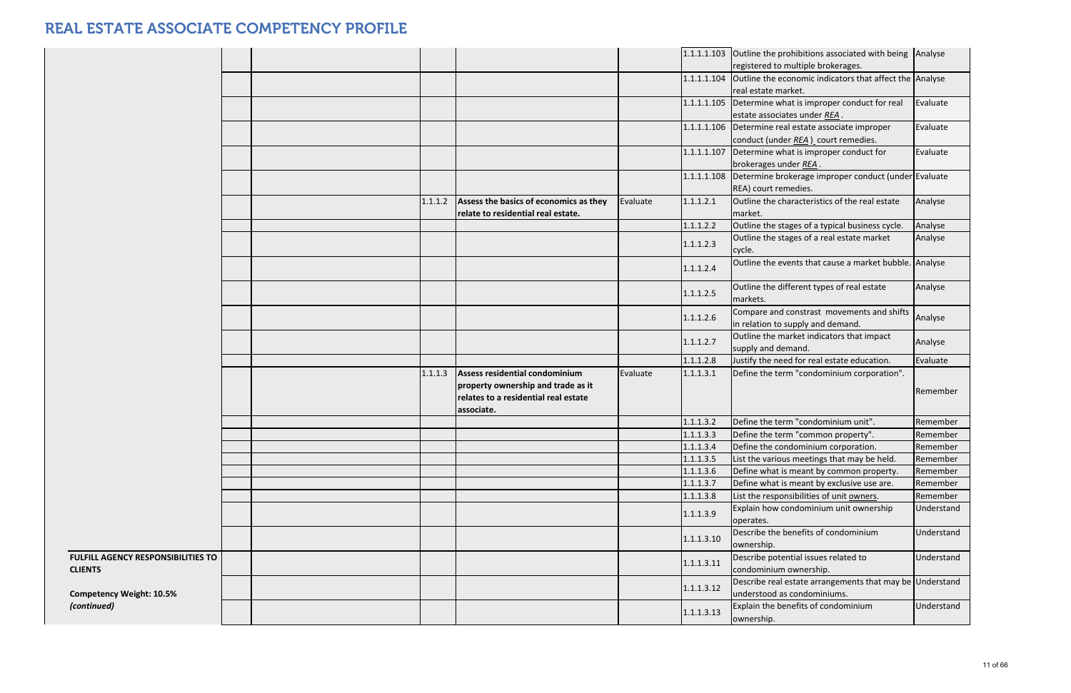# REAL ESTATE ASSOCIATE COMPETENCY PROFILE

| | | | | | | | | |
|---|---|---|---|---|---|---|---|---|
| | | | | | | 1.1.1.1.103 | Outline the prohibitions associated with being registered to multiple brokerages. | Analyse |
| | | | | | | 1.1.1.1.104 | Outline the economic indicators that affect the real estate market. | Analyse |
| | | | | | | 1.1.1.1.105 | Determine what is improper conduct for real estate associates under *REA* . | Evaluate |
| | | | | | | 1.1.1.1.106 | Determine real estate associate improper conduct (under *REA* ) court remedies. | Evaluate |
| | | | | | | 1.1.1.1.107 | Determine what is improper conduct for brokerages under *REA* . | Evaluate |
| | | | | | | 1.1.1.1.108 | Determine brokerage improper conduct (under REA) court remedies. | Evaluate |
| | | | 1.1.1.2 | **Assess the basics of economics as they relate to residential real estate.** | Evaluate | 1.1.1.2.1 | Outline the characteristics of the real estate market. | Analyse |
| | | | | | | 1.1.1.2.2 | Outline the stages of a typical business cycle. | Analyse |
| | | | | | | 1.1.1.2.3 | Outline the stages of a real estate market cycle. | Analyse |
| | | | | | | 1.1.1.2.4 | Outline the events that cause a market bubble. | Analyse |
| | | | | | | 1.1.1.2.5 | Outline the different types of real estate markets. | Analyse |
| | | | | | | 1.1.1.2.6 | Compare and constrast movements and shifts in relation to supply and demand. | Analyse |
| | | | | | | 1.1.1.2.7 | Outline the market indicators that impact supply and demand. | Analyse |
| | | | | | | 1.1.1.2.8 | Justify the need for real estate education. | Evaluate |
| | | | 1.1.1.3 | **Assess residential condominium property ownership and trade as it relates to a residential real estate associate.** | Evaluate | 1.1.1.3.1 | Define the term "condominium corporation". | Remember |
| | | | | | | 1.1.1.3.2 | Define the term "condominium unit". | Remember |
| | | | | | | 1.1.1.3.3 | Define the term "common property". | Remember |
| | | | | | | 1.1.1.3.4 | Define the condominium corporation. | Remember |
| | | | | | | 1.1.1.3.5 | List the various meetings that may be held. | Remember |
| | | | | | | 1.1.1.3.6 | Define what is meant by common property. | Remember |
| | | | | | | 1.1.1.3.7 | Define what is meant by exclusive use are. | Remember |
| | | | | | | 1.1.1.3.8 | List the responsibilities of unit owners. | Remember |
| | | | | | | 1.1.1.3.9 | Explain how condominium unit ownership operates. | Understand |
| | | | | | | 1.1.1.3.10 | Describe the benefits of condominium ownership. | Understand |
| **FULFILL AGENCY RESPONSIBILITIES TO CLIENTS** **Competency Weight: 10.5%** ***(continued)*** | | | | | | 1.1.1.3.11 | Describe potential issues related to condominium ownership. | Understand |
| | | | | | | 1.1.1.3.12 | Describe real estate arrangements that may be understood as condominiums. | Understand |
| | | | | | | 1.1.1.3.13 | Explain the benefits of condominium ownership. | Understand |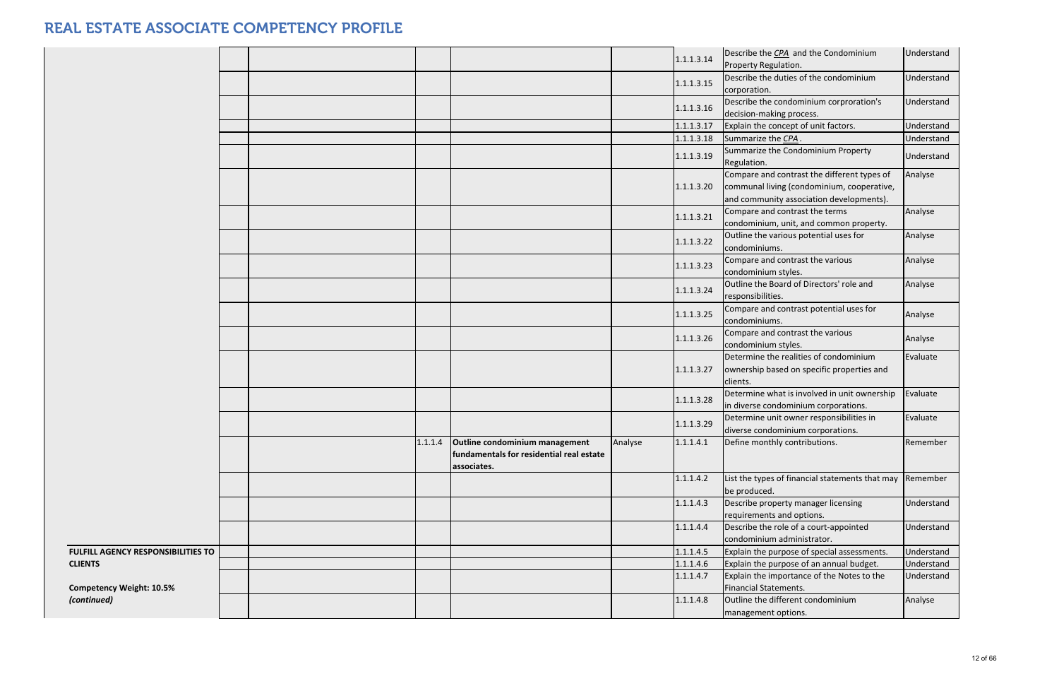# REAL ESTATE ASSOCIATE COMPETENCY PROFILE

| | | | | | | | | |
|---|---|---|---|---|---|---|---|---|
| | | | | | | 1.1.1.3.14 | Describe the *CPA* and the Condominium Property Regulation. | Understand |
| | | | | | | 1.1.1.3.15 | Describe the duties of the condominium corporation. | Understand |
| | | | | | | 1.1.1.3.16 | Describe the condominium corproration's decision-making process. | Understand |
| | | | | | | 1.1.1.3.17 | Explain the concept of unit factors. | Understand |
| | | | | | | 1.1.1.3.18 | Summarize the *CPA*. | Understand |
| | | | | | | 1.1.1.3.19 | Summarize the Condominium Property Regulation. | Understand |
| | | | | | | 1.1.1.3.20 | Compare and contrast the different types of communal living (condominium, cooperative, and community association developments). | Analyse |
| | | | | | | 1.1.1.3.21 | Compare and contrast the terms condominium, unit, and common property. | Analyse |
| | | | | | | 1.1.1.3.22 | Outline the various potential uses for condominiums. | Analyse |
| | | | | | | 1.1.1.3.23 | Compare and contrast the various condominium styles. | Analyse |
| | | | | | | 1.1.1.3.24 | Outline the Board of Directors' role and responsibilities. | Analyse |
| | | | | | | 1.1.1.3.25 | Compare and contrast potential uses for condominiums. | Analyse |
| | | | | | | 1.1.1.3.26 | Compare and contrast the various condominium styles. | Analyse |
| | | | | | | 1.1.1.3.27 | Determine the realities of condominium ownership based on specific properties and clients. | Evaluate |
| | | | | | | 1.1.1.3.28 | Determine what is involved in unit ownership in diverse condominium corporations. | Evaluate |
| | | | | | | 1.1.1.3.29 | Determine unit owner responsibilities in diverse condominium corporations. | Evaluate |
| | | | 1.1.1.4 | **Outline condominium management fundamentals for residential real estate associates.** | Analyse | 1.1.1.4.1 | Define monthly contributions. | Remember |
| | | | | | | 1.1.1.4.2 | List the types of financial statements that may be produced. | Remember |
| | | | | | | 1.1.1.4.3 | Describe property manager licensing requirements and options. | Understand |
| | | | | | | 1.1.1.4.4 | Describe the role of a court-appointed condominium administrator. | Understand |
| **FULFILL AGENCY RESPONSIBILITIES TO CLIENTS** | | | | | | 1.1.1.4.5 | Explain the purpose of special assessments. | Understand |
| | | | | | | 1.1.1.4.6 | Explain the purpose of an annual budget. | Understand |
| **Competency Weight: 10.5%** | | | | | | 1.1.1.4.7 | Explain the importance of the Notes to the Financial Statements. | Understand |
| ***(continued)*** | | | | | | 1.1.1.4.8 | Outline the different condominium management options. | Analyse |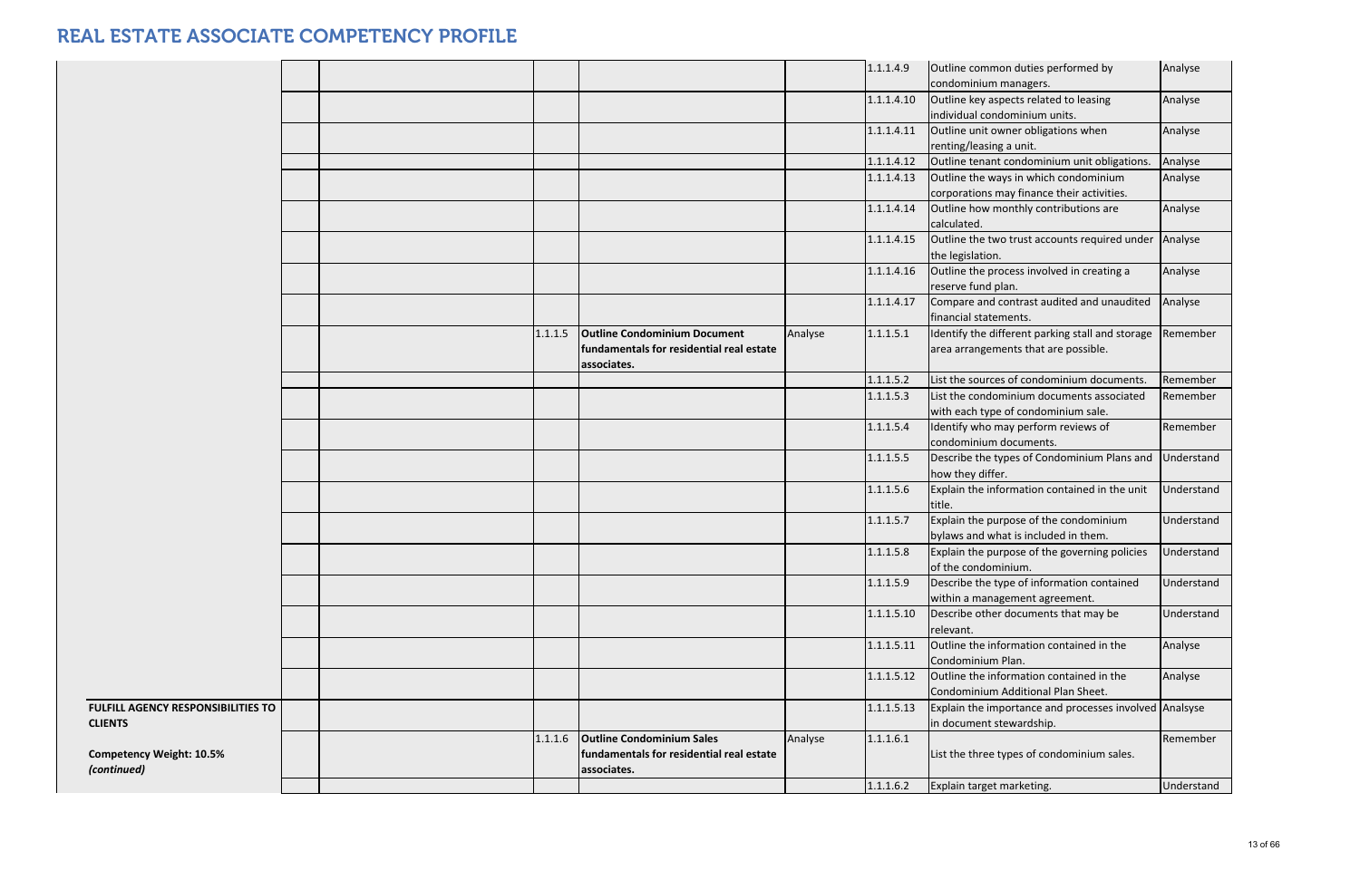# REAL ESTATE ASSOCIATE COMPETENCY PROFILE

| | | | | | | | | |
|---|---|---|---|---|---|---|---|---|
| | | | | | | 1.1.1.4.9 | Outline common duties performed by condominium managers. | Analyse |
| | | | | | | 1.1.1.4.10 | Outline key aspects related to leasing individual condominium units. | Analyse |
| | | | | | | 1.1.1.4.11 | Outline unit owner obligations when renting/leasing a unit. | Analyse |
| | | | | | | 1.1.1.4.12 | Outline tenant condominium unit obligations. | Analyse |
| | | | | | | 1.1.1.4.13 | Outline the ways in which condominium corporations may finance their activities. | Analyse |
| | | | | | | 1.1.1.4.14 | Outline how monthly contributions are calculated. | Analyse |
| | | | | | | 1.1.1.4.15 | Outline the two trust accounts required under the legislation. | Analyse |
| | | | | | | 1.1.1.4.16 | Outline the process involved in creating a reserve fund plan. | Analyse |
| | | | | | | 1.1.1.4.17 | Compare and contrast audited and unaudited financial statements. | Analyse |
| | | | 1.1.1.5 | **Outline Condominium Document fundamentals for residential real estate associates.** | Analyse | 1.1.1.5.1 | Identify the different parking stall and storage area arrangements that are possible. | Remember |
| | | | | | | 1.1.1.5.2 | List the sources of condominium documents. | Remember |
| | | | | | | 1.1.1.5.3 | List the condominium documents associated with each type of condominium sale. | Remember |
| | | | | | | 1.1.1.5.4 | Identify who may perform reviews of condominium documents. | Remember |
| | | | | | | 1.1.1.5.5 | Describe the types of Condominium Plans and how they differ. | Understand |
| | | | | | | 1.1.1.5.6 | Explain the information contained in the unit title. | Understand |
| | | | | | | 1.1.1.5.7 | Explain the purpose of the condominium bylaws and what is included in them. | Understand |
| | | | | | | 1.1.1.5.8 | Explain the purpose of the governing policies of the condominium. | Understand |
| | | | | | | 1.1.1.5.9 | Describe the type of information contained within a management agreement. | Understand |
| | | | | | | 1.1.1.5.10 | Describe other documents that may be relevant. | Understand |
| | | | | | | 1.1.1.5.11 | Outline the information contained in the Condominium Plan. | Analyse |
| | | | | | | 1.1.1.5.12 | Outline the information contained in the Condominium Additional Plan Sheet. | Analyse |
| **FULFILL AGENCY RESPONSIBILITIES TO CLIENTS** | | | | | | 1.1.1.5.13 | Explain the importance and processes involved in document stewardship. | Analsyse |
| **Competency Weight: 10.5%** ***(continued)*** | | | 1.1.1.6 | **Outline Condominium Sales fundamentals for residential real estate associates.** | Analyse | 1.1.1.6.1 | List the three types of condominium sales. | Remember |
| | | | | | | 1.1.1.6.2 | Explain target marketing. | Understand |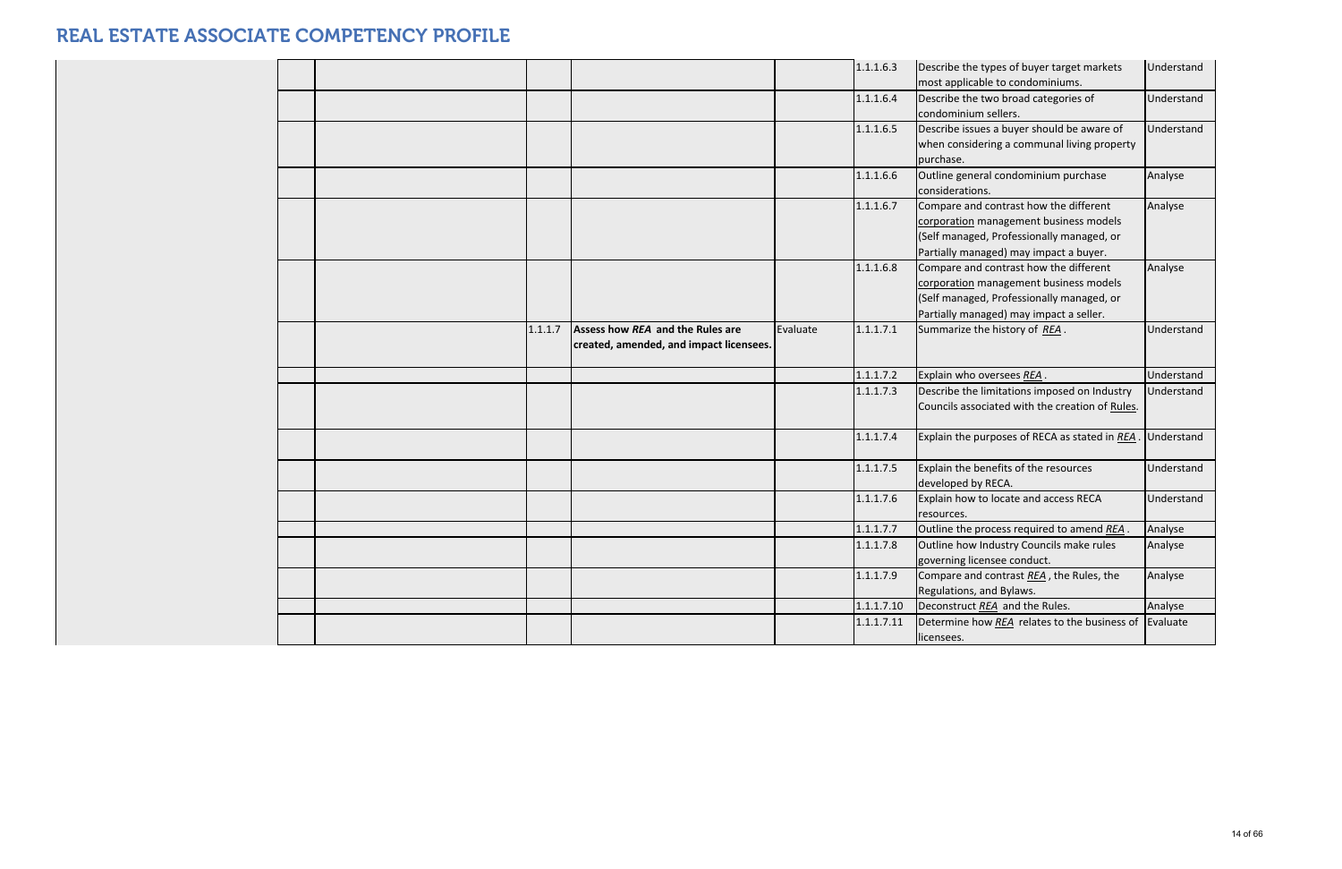# REAL ESTATE ASSOCIATE COMPETENCY PROFILE

| | | | | | | | |
|---|---|---|---|---|---|---|---|
| | | | | | 1.1.1.6.3 | Describe the types of buyer target markets most applicable to condominiums. | Understand |
| | | | | | 1.1.1.6.4 | Describe the two broad categories of condominium sellers. | Understand |
| | | | | | 1.1.1.6.5 | Describe issues a buyer should be aware of when considering a communal living property purchase. | Understand |
| | | | | | 1.1.1.6.6 | Outline general condominium purchase considerations. | Analyse |
| | | | | | 1.1.1.6.7 | Compare and contrast how the different corporation management business models (Self managed, Professionally managed, or Partially managed) may impact a buyer. | Analyse |
| | | | | | 1.1.1.6.8 | Compare and contrast how the different corporation management business models (Self managed, Professionally managed, or Partially managed) may impact a seller. | Analyse |
| | | 1.1.1.7 | **Assess how *REA* and the Rules are created, amended, and impact licensees.** | Evaluate | 1.1.1.7.1 | Summarize the history of *REA* . | Understand |
| | | | | | 1.1.1.7.2 | Explain who oversees *REA* . | Understand |
| | | | | | 1.1.1.7.3 | Describe the limitations imposed on Industry Councils associated with the creation of Rules. | Understand |
| | | | | | 1.1.1.7.4 | Explain the purposes of RECA as stated in *REA* . | Understand |
| | | | | | 1.1.1.7.5 | Explain the benefits of the resources developed by RECA. | Understand |
| | | | | | 1.1.1.7.6 | Explain how to locate and access RECA resources. | Understand |
| | | | | | 1.1.1.7.7 | Outline the process required to amend *REA* . | Analyse |
| | | | | | 1.1.1.7.8 | Outline how Industry Councils make rules governing licensee conduct. | Analyse |
| | | | | | 1.1.1.7.9 | Compare and contrast *REA* , the Rules, the Regulations, and Bylaws. | Analyse |
| | | | | | 1.1.1.7.10 | Deconstruct *REA* and the Rules. | Analyse |
| | | | | | 1.1.1.7.11 | Determine how *REA* relates to the business of licensees. | Evaluate |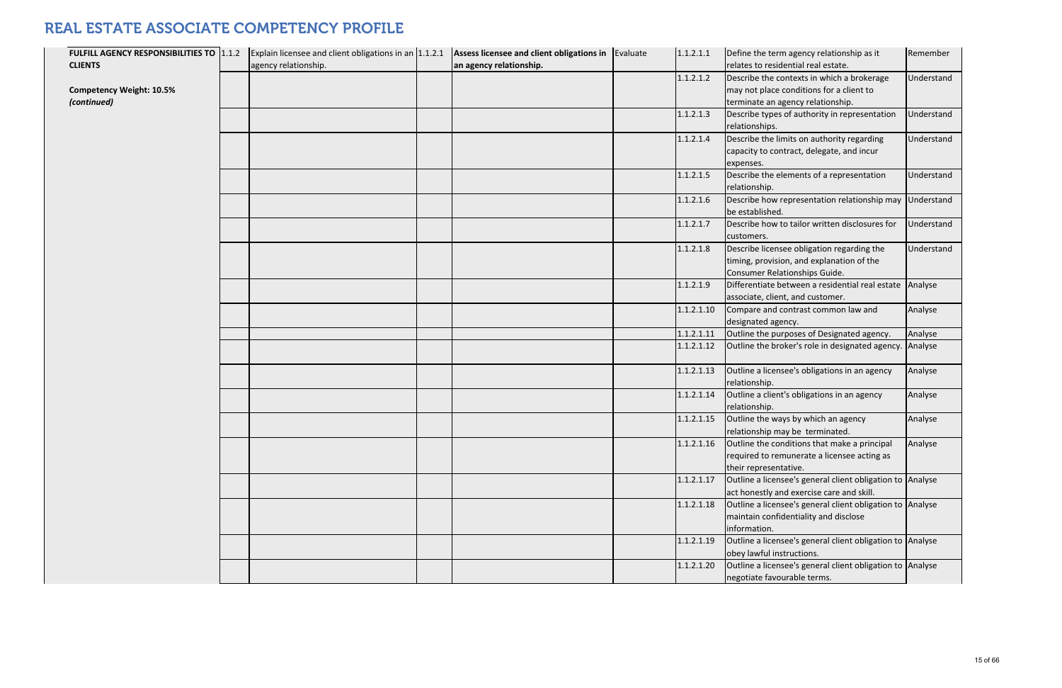# REAL ESTATE ASSOCIATE COMPETENCY PROFILE

| | | | | | | | | |
|---|---|---|---|---|---|---|---|---|
| **FULFILL AGENCY RESPONSIBILITIES TO CLIENTS**<br><br>**Competency Weight: 10.5%**<br>***(continued)*** | 1.1.2 | Explain licensee and client obligations in an agency relationship. | 1.1.2.1 | **Assess licensee and client obligations in an agency relationship.** | Evaluate | 1.1.2.1.1 | Define the term agency relationship as it relates to residential real estate. | Remember |
| | | | | | | 1.1.2.1.2 | Describe the contexts in which a brokerage may not place conditions for a client to terminate an agency relationship. | Understand |
| | | | | | | 1.1.2.1.3 | Describe types of authority in representation relationships. | Understand |
| | | | | | | 1.1.2.1.4 | Describe the limits on authority regarding capacity to contract, delegate, and incur expenses. | Understand |
| | | | | | | 1.1.2.1.5 | Describe the elements of a representation relationship. | Understand |
| | | | | | | 1.1.2.1.6 | Describe how representation relationship may be established. | Understand |
| | | | | | | 1.1.2.1.7 | Describe how to tailor written disclosures for customers. | Understand |
| | | | | | | 1.1.2.1.8 | Describe licensee obligation regarding the timing, provision, and explanation of the Consumer Relationships Guide. | Understand |
| | | | | | | 1.1.2.1.9 | Differentiate between a residential real estate associate, client, and customer. | Analyse |
| | | | | | | 1.1.2.1.10 | Compare and contrast common law and designated agency. | Analyse |
| | | | | | | 1.1.2.1.11 | Outline the purposes of Designated agency. | Analyse |
| | | | | | | 1.1.2.1.12 | Outline the broker's role in designated agency. | Analyse |
| | | | | | | 1.1.2.1.13 | Outline a licensee's obligations in an agency relationship. | Analyse |
| | | | | | | 1.1.2.1.14 | Outline a client's obligations in an agency relationship. | Analyse |
| | | | | | | 1.1.2.1.15 | Outline the ways by which an agency relationship may be terminated. | Analyse |
| | | | | | | 1.1.2.1.16 | Outline the conditions that make a principal required to remunerate a licensee acting as their representative. | Analyse |
| | | | | | | 1.1.2.1.17 | Outline a licensee's general client obligation to act honestly and exercise care and skill. | Analyse |
| | | | | | | 1.1.2.1.18 | Outline a licensee's general client obligation to maintain confidentiality and disclose information. | Analyse |
| | | | | | | 1.1.2.1.19 | Outline a licensee's general client obligation to obey lawful instructions. | Analyse |
| | | | | | | 1.1.2.1.20 | Outline a licensee's general client obligation to negotiate favourable terms. | Analyse |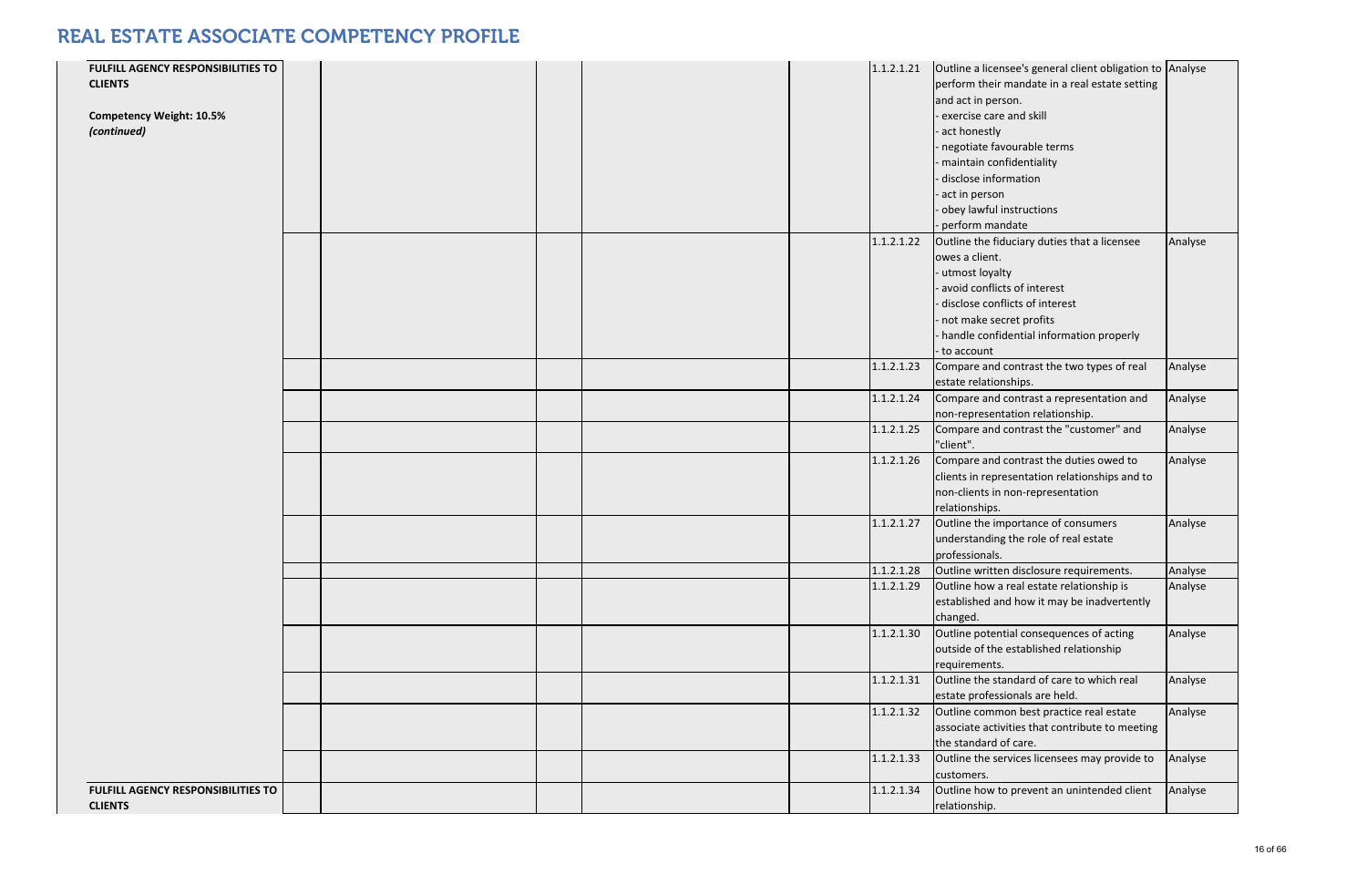# REAL ESTATE ASSOCIATE COMPETENCY PROFILE

| | | | | | | | |
|---|---|---|---|---|---|---|---|
| **FULFILL AGENCY RESPONSIBILITIES TO CLIENTS**<br><br>**Competency Weight: 10.5%**<br>***(continued)*** | | | | | 1.1.2.1.21 | Outline a licensee's general client obligation to perform their mandate in a real estate setting and act in person.<br>- exercise care and skill<br>- act honestly<br>- negotiate favourable terms<br>- maintain confidentiality<br>- disclose information<br>- act in person<br>- obey lawful instructions<br>- perform mandate | Analyse |
| | | | | | 1.1.2.1.22 | Outline the fiduciary duties that a licensee owes a client.<br>- utmost loyalty<br>- avoid conflicts of interest<br>- disclose conflicts of interest<br>- not make secret profits<br>- handle confidential information properly<br>- to account | Analyse |
| | | | | | 1.1.2.1.23 | Compare and contrast the two types of real estate relationships. | Analyse |
| | | | | | 1.1.2.1.24 | Compare and contrast a representation and non-representation relationship. | Analyse |
| | | | | | 1.1.2.1.25 | Compare and contrast the "customer" and "client". | Analyse |
| | | | | | 1.1.2.1.26 | Compare and contrast the duties owed to clients in representation relationships and to non-clients in non-representation relationships. | Analyse |
| | | | | | 1.1.2.1.27 | Outline the importance of consumers understanding the role of real estate professionals. | Analyse |
| | | | | | 1.1.2.1.28 | Outline written disclosure requirements. | Analyse |
| | | | | | 1.1.2.1.29 | Outline how a real estate relationship is established and how it may be inadvertently changed. | Analyse |
| | | | | | 1.1.2.1.30 | Outline potential consequences of acting outside of the established relationship requirements. | Analyse |
| | | | | | 1.1.2.1.31 | Outline the standard of care to which real estate professionals are held. | Analyse |
| | | | | | 1.1.2.1.32 | Outline common best practice real estate associate activities that contribute to meeting the standard of care. | Analyse |
| | | | | | 1.1.2.1.33 | Outline the services licensees may provide to customers. | Analyse |
| **FULFILL AGENCY RESPONSIBILITIES TO CLIENTS** | | | | | 1.1.2.1.34 | Outline how to prevent an unintended client relationship. | Analyse |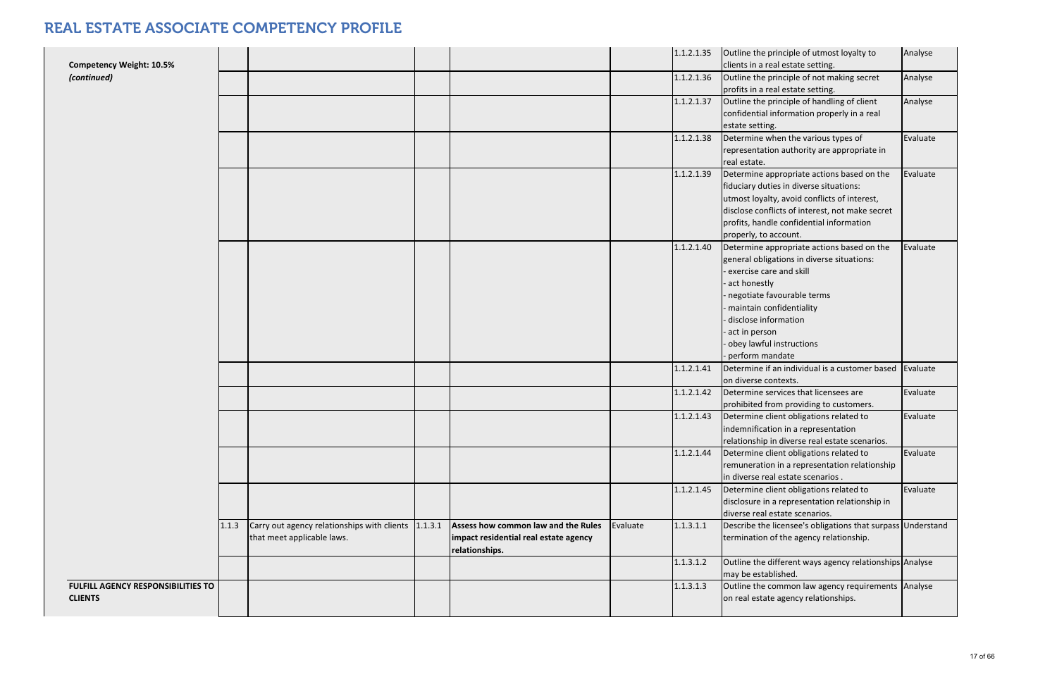# REAL ESTATE ASSOCIATE COMPETENCY PROFILE

| | | | | | | | | |
|---|---|---|---|---|---|---|---|---|
| **Competency Weight: 10.5%** *(continued)* | | | | | | 1.1.2.1.35 | Outline the principle of utmost loyalty to clients in a real estate setting. | Analyse |
| | | | | | | 1.1.2.1.36 | Outline the principle of not making secret profits in a real estate setting. | Analyse |
| | | | | | | 1.1.2.1.37 | Outline the principle of handling of client confidential information properly in a real estate setting. | Analyse |
| | | | | | | 1.1.2.1.38 | Determine when the various types of representation authority are appropriate in real estate. | Evaluate |
| | | | | | | 1.1.2.1.39 | Determine appropriate actions based on the fiduciary duties in diverse situations: utmost loyalty, avoid conflicts of interest, disclose conflicts of interest, not make secret profits, handle confidential information properly, to account. | Evaluate |
| | | | | | | 1.1.2.1.40 | Determine appropriate actions based on the general obligations in diverse situations:<br>- exercise care and skill<br>- act honestly<br>- negotiate favourable terms<br>- maintain confidentiality<br>- disclose information<br>- act in person<br>- obey lawful instructions<br>- perform mandate | Evaluate |
| | | | | | | 1.1.2.1.41 | Determine if an individual is a customer based on diverse contexts. | Evaluate |
| | | | | | | 1.1.2.1.42 | Determine services that licensees are prohibited from providing to customers. | Evaluate |
| | | | | | | 1.1.2.1.43 | Determine client obligations related to indemnification in a representation relationship in diverse real estate scenarios. | Evaluate |
| | | | | | | 1.1.2.1.44 | Determine client obligations related to remuneration in a representation relationship in diverse real estate scenarios . | Evaluate |
| | | | | | | 1.1.2.1.45 | Determine client obligations related to disclosure in a representation relationship in diverse real estate scenarios. | Evaluate |
| | 1.1.3 | Carry out agency relationships with clients that meet applicable laws. | 1.1.3.1 | **Assess how common law and the Rules impact residential real estate agency relationships.** | Evaluate | 1.1.3.1.1 | Describe the licensee's obligations that surpass termination of the agency relationship. | Understand |
| | | | | | | 1.1.3.1.2 | Outline the different ways agency relationships may be established. | Analyse |
| **FULFILL AGENCY RESPONSIBILITIES TO CLIENTS** | | | | | | 1.1.3.1.3 | Outline the common law agency requirements on real estate agency relationships. | Analyse |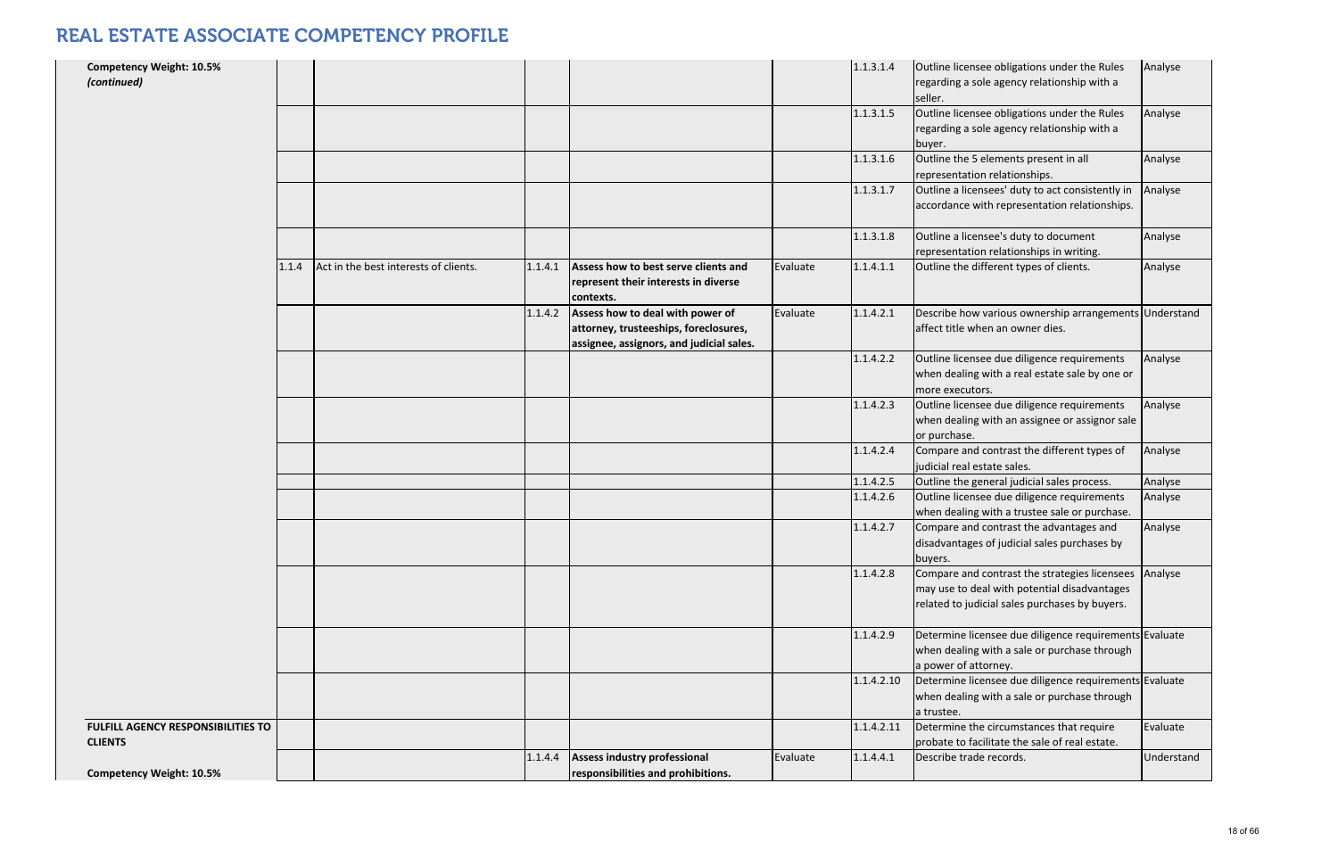# REAL ESTATE ASSOCIATE COMPETENCY PROFILE

| | | | | | | | | |
|---|---|---|---|---|---|---|---|---|
| **Competency Weight: 10.5%** *(continued)* | | | | | | 1.1.3.1.4 | Outline licensee obligations under the Rules regarding a sole agency relationship with a seller. | Analyse |
| | | | | | | 1.1.3.1.5 | Outline licensee obligations under the Rules regarding a sole agency relationship with a buyer. | Analyse |
| | | | | | | 1.1.3.1.6 | Outline the 5 elements present in all representation relationships. | Analyse |
| | | | | | | 1.1.3.1.7 | Outline a licensees' duty to act consistently in accordance with representation relationships. | Analyse |
| | | | | | | 1.1.3.1.8 | Outline a licensee's duty to document representation relationships in writing. | Analyse |
| | 1.1.4 | Act in the best interests of clients. | 1.1.4.1 | **Assess how to best serve clients and represent their interests in diverse contexts.** | Evaluate | 1.1.4.1.1 | Outline the different types of clients. | Analyse |
| | | | 1.1.4.2 | **Assess how to deal with power of attorney, trusteeships, foreclosures, assignee, assignors, and judicial sales.** | Evaluate | 1.1.4.2.1 | Describe how various ownership arrangements affect title when an owner dies. | Understand |
| | | | | | | 1.1.4.2.2 | Outline licensee due diligence requirements when dealing with a real estate sale by one or more executors. | Analyse |
| | | | | | | 1.1.4.2.3 | Outline licensee due diligence requirements when dealing with an assignee or assignor sale or purchase. | Analyse |
| | | | | | | 1.1.4.2.4 | Compare and contrast the different types of judicial real estate sales. | Analyse |
| | | | | | | 1.1.4.2.5 | Outline the general judicial sales process. | Analyse |
| | | | | | | 1.1.4.2.6 | Outline licensee due diligence requirements when dealing with a trustee sale or purchase. | Analyse |
| | | | | | | 1.1.4.2.7 | Compare and contrast the advantages and disadvantages of judicial sales purchases by buyers. | Analyse |
| | | | | | | 1.1.4.2.8 | Compare and contrast the strategies licensees may use to deal with potential disadvantages related to judicial sales purchases by buyers. | Analyse |
| | | | | | | 1.1.4.2.9 | Determine licensee due diligence requirements when dealing with a sale or purchase through a power of attorney. | Evaluate |
| | | | | | | 1.1.4.2.10 | Determine licensee due diligence requirements when dealing with a sale or purchase through a trustee. | Evaluate |
| **FULFILL AGENCY RESPONSIBILITIES TO CLIENTS** | | | | | | 1.1.4.2.11 | Determine the circumstances that require probate to facilitate the sale of real estate. | Evaluate |
| **Competency Weight: 10.5%** | | | 1.1.4.4 | **Assess industry professional responsibilities and prohibitions.** | Evaluate | 1.1.4.4.1 | Describe trade records. | Understand |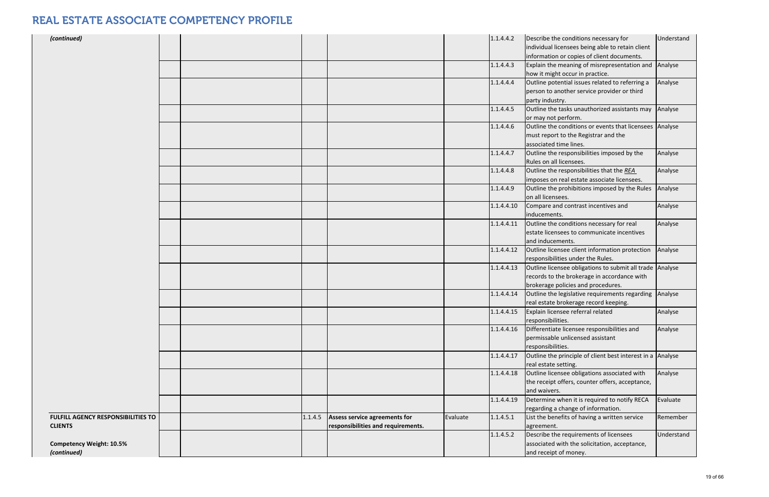# REAL ESTATE ASSOCIATE COMPETENCY PROFILE

| | | | | | | | | |
|---|---|---|---|---|---|---|---|---|
| *(continued)* | | | | | | 1.1.4.4.2 | Describe the conditions necessary for individual licensees being able to retain client information or copies of client documents. | Understand |
| | | | | | | 1.1.4.4.3 | Explain the meaning of misrepresentation and how it might occur in practice. | Analyse |
| | | | | | | 1.1.4.4.4 | Outline potential issues related to referring a person to another service provider or third party industry. | Analyse |
| | | | | | | 1.1.4.4.5 | Outline the tasks unauthorized assistants may or may not perform. | Analyse |
| | | | | | | 1.1.4.4.6 | Outline the conditions or events that licensees must report to the Registrar and the associated time lines. | Analyse |
| | | | | | | 1.1.4.4.7 | Outline the responsibilities imposed by the Rules on all licensees. | Analyse |
| | | | | | | 1.1.4.4.8 | Outline the responsibilities that the *REA* imposes on real estate associate licensees. | Analyse |
| | | | | | | 1.1.4.4.9 | Outline the prohibitions imposed by the Rules on all licensees. | Analyse |
| | | | | | | 1.1.4.4.10 | Compare and contrast incentives and inducements. | Analyse |
| | | | | | | 1.1.4.4.11 | Outline the conditions necessary for real estate licensees to communicate incentives and inducements. | Analyse |
| | | | | | | 1.1.4.4.12 | Outline licensee client information protection responsibilities under the Rules. | Analyse |
| | | | | | | 1.1.4.4.13 | Outline licensee obligations to submit all trade records to the brokerage in accordance with brokerage policies and procedures. | Analyse |
| | | | | | | 1.1.4.4.14 | Outline the legislative requirements regarding real estate brokerage record keeping. | Analyse |
| | | | | | | 1.1.4.4.15 | Explain licensee referral related responsibilities. | Analyse |
| | | | | | | 1.1.4.4.16 | Differentiate licensee responsibilities and permissable unlicensed assistant responsibilities. | Analyse |
| | | | | | | 1.1.4.4.17 | Outline the principle of client best interest in a real estate setting. | Analyse |
| | | | | | | 1.1.4.4.18 | Outline licensee obligations associated with the receipt offers, counter offers, acceptance, and waivers. | Analyse |
| | | | | | | 1.1.4.4.19 | Determine when it is required to notify RECA regarding a change of information. | Evaluate |
| **FULFILL AGENCY RESPONSIBILITIES TO CLIENTS** | | | 1.1.4.5 | **Assess service agreements for responsibilities and requirements.** | Evaluate | 1.1.4.5.1 | List the benefits of having a written service agreement. | Remember |
| **Competency Weight: 10.5%** *(continued)* | | | | | | 1.1.4.5.2 | Describe the requirements of licensees associated with the solicitation, acceptance, and receipt of money. | Understand |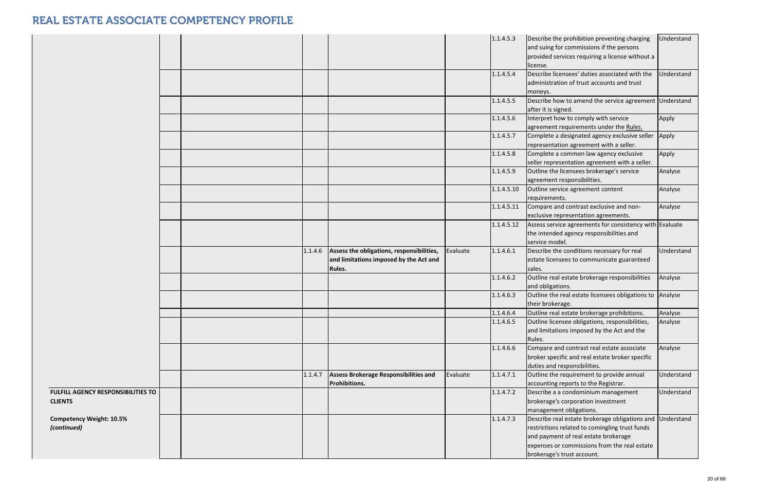# REAL ESTATE ASSOCIATE COMPETENCY PROFILE

| | | | | | | | | |
|---|---|---|---|---|---|---|---|---|
| | | | | | | 1.1.4.5.3 | Describe the prohibition preventing charging and suing for commissions if the persons provided services requiring a license without a license. | Understand |
| | | | | | | 1.1.4.5.4 | Describe licensees' duties associated with the administration of trust accounts and trust moneys. | Understand |
| | | | | | | 1.1.4.5.5 | Describe how to amend the service agreement after it is signed. | Understand |
| | | | | | | 1.1.4.5.6 | Interpret how to comply with service agreement requirements under the Rules. | Apply |
| | | | | | | 1.1.4.5.7 | Complete a designated agency exclusive seller representation agreement with a seller. | Apply |
| | | | | | | 1.1.4.5.8 | Complete a common law agency exclusive seller representation agreement with a seller. | Apply |
| | | | | | | 1.1.4.5.9 | Outline the licensees brokerage's service agreement responsibilities. | Analyse |
| | | | | | | 1.1.4.5.10 | Outline service agreement content requirements. | Analyse |
| | | | | | | 1.1.4.5.11 | Compare and contrast exclusive and non-exclusive representation agreements. | Analyse |
| | | | | | | 1.1.4.5.12 | Assess service agreements for consistency with the intended agency responsibilities and service model. | Evaluate |
| | | | 1.1.4.6 | **Assess the obligations, responsibilities, and limitations imposed by the Act and Rules.** | Evaluate | 1.1.4.6.1 | Describe the conditions necessary for real estate licensees to communicate guaranteed sales. | Understand |
| | | | | | | 1.1.4.6.2 | Outline real estate brokerage responsibilities and obligations. | Analyse |
| | | | | | | 1.1.4.6.3 | Outline the real estate licensees obligations to their brokerage. | Analyse |
| | | | | | | 1.1.4.6.4 | Outline real estate brokerage prohibitions. | Analyse |
| | | | | | | 1.1.4.6.5 | Outline licensee obligations, responsibilities, and limitations imposed by the Act and the Rules. | Analyse |
| | | | | | | 1.1.4.6.6 | Compare and contrast real estate associate broker specific and real estate broker specific duties and responsibilities. | Analyse |
| | | | 1.1.4.7 | **Assess Brokerage Responsibilities and Prohibitions.** | Evaluate | 1.1.4.7.1 | Outline the requirement to provide annual accounting reports to the Registrar. | Understand |
| **FULFILL AGENCY RESPONSIBILITIES TO CLIENTS** | | | | | | 1.1.4.7.2 | Describe a a condominium management brokerage's corporation investment management obligations. | Understand |
| **Competency Weight: 10.5%** ***(continued)*** | | | | | | 1.1.4.7.3 | Describe real estate brokerage obligations and restrictions related to comingling trust funds and payment of real estate brokerage expenses or commissions from the real estate brokerage's trust account. | Understand |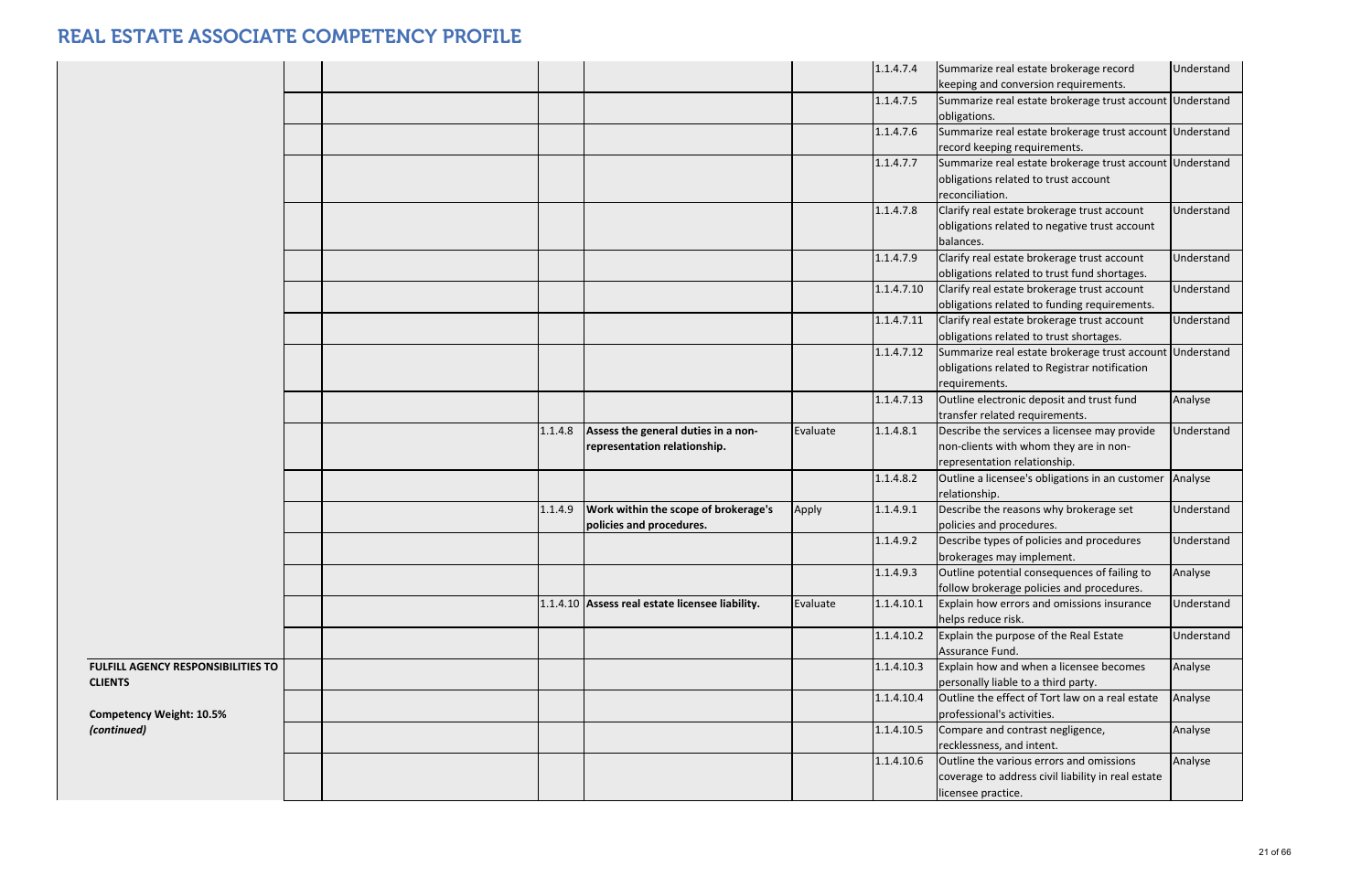# REAL ESTATE ASSOCIATE COMPETENCY PROFILE

| | | | | | | | | |
|---|---|---|---|---|---|---|---|---|
| | | | | | | 1.1.4.7.4 | Summarize real estate brokerage record keeping and conversion requirements. | Understand |
| | | | | | | 1.1.4.7.5 | Summarize real estate brokerage trust account obligations. | Understand |
| | | | | | | 1.1.4.7.6 | Summarize real estate brokerage trust account record keeping requirements. | Understand |
| | | | | | | 1.1.4.7.7 | Summarize real estate brokerage trust account obligations related to trust account reconciliation. | Understand |
| | | | | | | 1.1.4.7.8 | Clarify real estate brokerage trust account obligations related to negative trust account balances. | Understand |
| | | | | | | 1.1.4.7.9 | Clarify real estate brokerage trust account obligations related to trust fund shortages. | Understand |
| | | | | | | 1.1.4.7.10 | Clarify real estate brokerage trust account obligations related to funding requirements. | Understand |
| | | | | | | 1.1.4.7.11 | Clarify real estate brokerage trust account obligations related to trust shortages. | Understand |
| | | | | | | 1.1.4.7.12 | Summarize real estate brokerage trust account obligations related to Registrar notification requirements. | Understand |
| | | | | | | 1.1.4.7.13 | Outline electronic deposit and trust fund transfer related requirements. | Analyse |
| | | | 1.1.4.8 | **Assess the general duties in a non-representation relationship.** | Evaluate | 1.1.4.8.1 | Describe the services a licensee may provide non-clients with whom they are in non-representation relationship. | Understand |
| | | | | | | 1.1.4.8.2 | Outline a licensee's obligations in an customer relationship. | Analyse |
| | | | 1.1.4.9 | **Work within the scope of brokerage's policies and procedures.** | Apply | 1.1.4.9.1 | Describe the reasons why brokerage set policies and procedures. | Understand |
| | | | | | | 1.1.4.9.2 | Describe types of policies and procedures brokerages may implement. | Understand |
| | | | | | | 1.1.4.9.3 | Outline potential consequences of failing to follow brokerage policies and procedures. | Analyse |
| | | | 1.1.4.10 | **Assess real estate licensee liability.** | Evaluate | 1.1.4.10.1 | Explain how errors and omissions insurance helps reduce risk. | Understand |
| | | | | | | 1.1.4.10.2 | Explain the purpose of the Real Estate Assurance Fund. | Understand |
| **FULFILL AGENCY RESPONSIBILITIES TO CLIENTS**<br><br>**Competency Weight: 10.5%**<br>***(continued)*** | | | | | | 1.1.4.10.3 | Explain how and when a licensee becomes personally liable to a third party. | Analyse |
| | | | | | | 1.1.4.10.4 | Outline the effect of Tort law on a real estate professional's activities. | Analyse |
| | | | | | | 1.1.4.10.5 | Compare and contrast negligence, recklessness, and intent. | Analyse |
| | | | | | | 1.1.4.10.6 | Outline the various errors and omissions coverage to address civil liability in real estate licensee practice. | Analyse |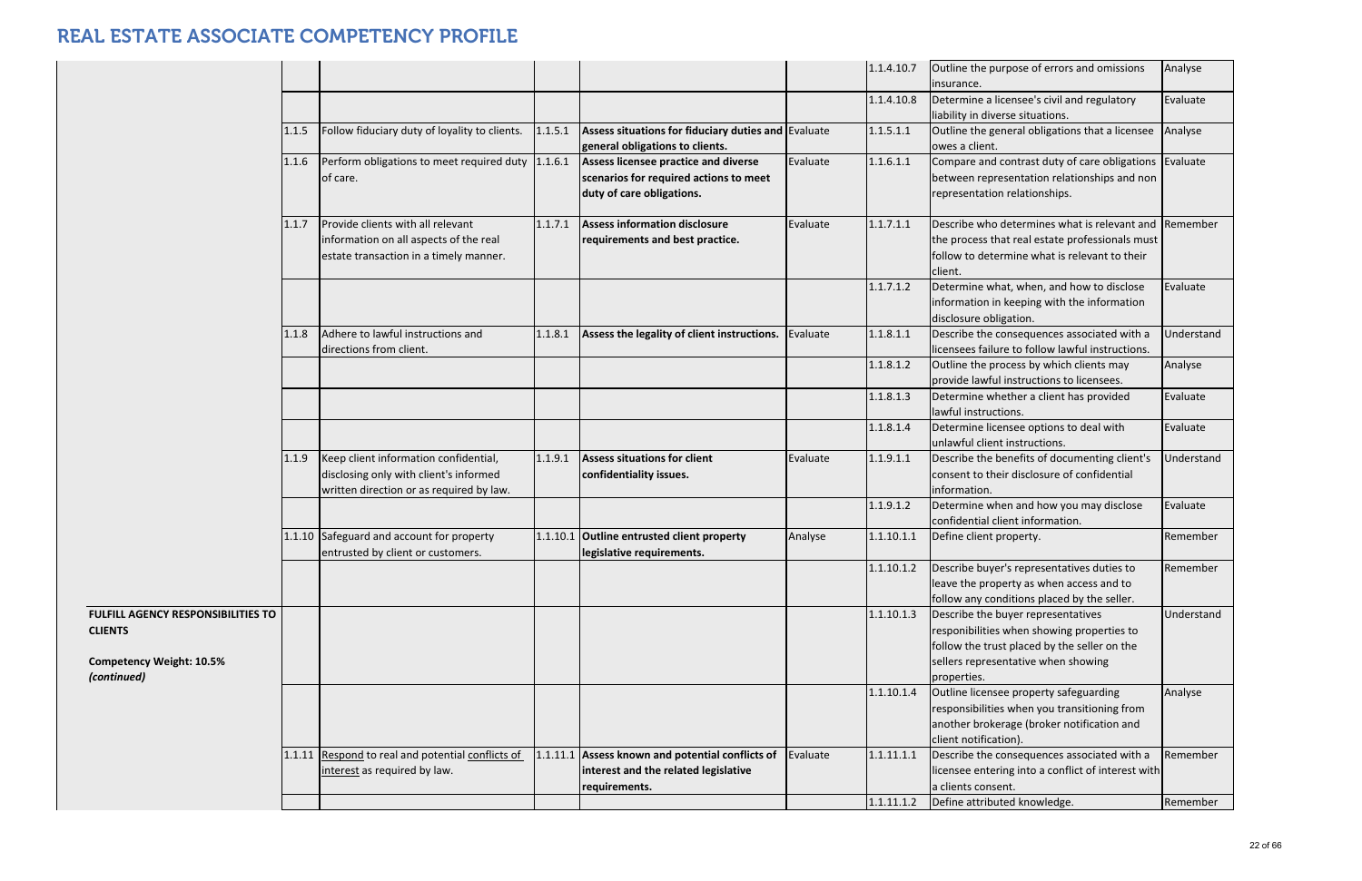# REAL ESTATE ASSOCIATE COMPETENCY PROFILE

| | | | | | | | | |
|---|---|---|---|---|---|---|---|---|
| | | | | | | 1.1.4.10.7 | Outline the purpose of errors and omissions insurance. | Analyse |
| | | | | | | 1.1.4.10.8 | Determine a licensee's civil and regulatory liability in diverse situations. | Evaluate |
| | 1.1.5 | Follow fiduciary duty of loyalty to clients. | 1.1.5.1 | **Assess situations for fiduciary duties and general obligations to clients.** | Evaluate | 1.1.5.1.1 | Outline the general obligations that a licensee owes a client. | Analyse |
| | 1.1.6 | Perform obligations to meet required duty of care. | 1.1.6.1 | **Assess licensee practice and diverse scenarios for required actions to meet duty of care obligations.** | Evaluate | 1.1.6.1.1 | Compare and contrast duty of care obligations between representation relationships and non representation relationships. | Evaluate |
| | 1.1.7 | Provide clients with all relevant information on all aspects of the real estate transaction in a timely manner. | 1.1.7.1 | **Assess information disclosure requirements and best practice.** | Evaluate | 1.1.7.1.1 | Describe who determines what is relevant and the process that real estate professionals must follow to determine what is relevant to their client. | Remember |
| | | | | | | 1.1.7.1.2 | Determine what, when, and how to disclose information in keeping with the information disclosure obligation. | Evaluate |
| | 1.1.8 | Adhere to lawful instructions and directions from client. | 1.1.8.1 | **Assess the legality of client instructions.** | Evaluate | 1.1.8.1.1 | Describe the consequences associated with a licensees failure to follow lawful instructions. | Understand |
| | | | | | | 1.1.8.1.2 | Outline the process by which clients may provide lawful instructions to licensees. | Analyse |
| | | | | | | 1.1.8.1.3 | Determine whether a client has provided lawful instructions. | Evaluate |
| | | | | | | 1.1.8.1.4 | Determine licensee options to deal with unlawful client instructions. | Evaluate |
| | 1.1.9 | Keep client information confidential, disclosing only with client's informed written direction or as required by law. | 1.1.9.1 | **Assess situations for client confidentiality issues.** | Evaluate | 1.1.9.1.1 | Describe the benefits of documenting client's consent to their disclosure of confidential information. | Understand |
| | | | | | | 1.1.9.1.2 | Determine when and how you may disclose confidential client information. | Evaluate |
| | 1.1.10 | Safeguard and account for property entrusted by client or customers. | 1.1.10.1 | **Outline entrusted client property legislative requirements.** | Analyse | 1.1.10.1.1 | Define client property. | Remember |
| | | | | | | 1.1.10.1.2 | Describe buyer's representatives duties to leave the property as when access and to follow any conditions placed by the seller. | Remember |
| **FULFILL AGENCY RESPONSIBILITIES TO CLIENTS**<br><br>**Competency Weight: 10.5%**<br>***(continued)*** | | | | | | 1.1.10.1.3 | Describe the buyer representatives responsibilities when showing properties to follow the trust placed by the seller on the sellers representative when showing properties. | Understand |
| | | | | | | 1.1.10.1.4 | Outline licensee property safeguarding responsibilities when you transitioning from another brokerage (broker notification and client notification). | Analyse |
| | 1.1.11 | Respond to real and potential conflicts of interest as required by law. | 1.1.11.1 | **Assess known and potential conflicts of interest and the related legislative requirements.** | Evaluate | 1.1.11.1.1 | Describe the consequences associated with a licensee entering into a conflict of interest with a clients consent. | Remember |
| | | | | | | 1.1.11.1.2 | Define attributed knowledge. | Remember |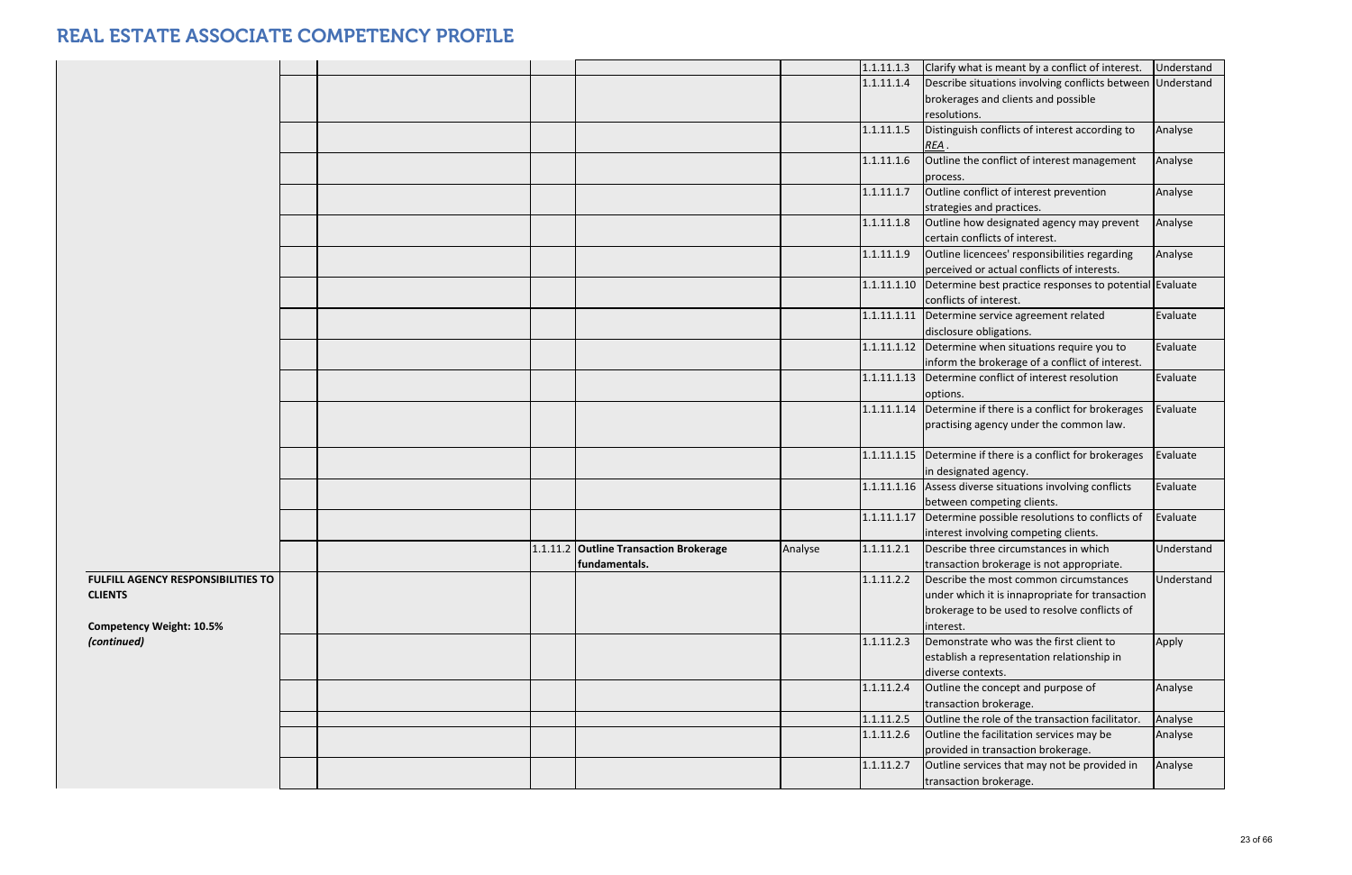# REAL ESTATE ASSOCIATE COMPETENCY PROFILE

| | | | | | | | | | |
|---|---|---|---|---|---|---|---|---|---|
| | | | | | | | 1.1.11.1.3 | Clarify what is meant by a conflict of interest. | Understand |
| | | | | | | | 1.1.11.1.4 | Describe situations involving conflicts between brokerages and clients and possible resolutions. | Understand |
| | | | | | | | 1.1.11.1.5 | Distinguish conflicts of interest according to *REA* . | Analyse |
| | | | | | | | 1.1.11.1.6 | Outline the conflict of interest management process. | Analyse |
| | | | | | | | 1.1.11.1.7 | Outline conflict of interest prevention strategies and practices. | Analyse |
| | | | | | | | 1.1.11.1.8 | Outline how designated agency may prevent certain conflicts of interest. | Analyse |
| | | | | | | | 1.1.11.1.9 | Outline licencees' responsibilities regarding perceived or actual conflicts of interests. | Analyse |
| | | | | | | | 1.1.11.1.10 | Determine best practice responses to potential conflicts of interest. | Evaluate |
| | | | | | | | 1.1.11.1.11 | Determine service agreement related disclosure obligations. | Evaluate |
| | | | | | | | 1.1.11.1.12 | Determine when situations require you to inform the brokerage of a conflict of interest. | Evaluate |
| | | | | | | | 1.1.11.1.13 | Determine conflict of interest resolution options. | Evaluate |
| | | | | | | | 1.1.11.1.14 | Determine if there is a conflict for brokerages practising agency under the common law. | Evaluate |
| | | | | | | | 1.1.11.1.15 | Determine if there is a conflict for brokerages in designated agency. | Evaluate |
| | | | | | | | 1.1.11.1.16 | Assess diverse situations involving conflicts between competing clients. | Evaluate |
| | | | | | | | 1.1.11.1.17 | Determine possible resolutions to conflicts of interest involving competing clients. | Evaluate |
| | | | | 1.1.11.2 | **Outline Transaction Brokerage fundamentals.** | Analyse | 1.1.11.2.1 | Describe three circumstances in which transaction brokerage is not appropriate. | Understand |
| **FULFILL AGENCY RESPONSIBILITIES TO CLIENTS**<br><br>**Competency Weight: 10.5%**<br>***(continued)*** | | | | | | | 1.1.11.2.2 | Describe the most common circumstances under which it is innapropriate for transaction brokerage to be used to resolve conflicts of interest. | Understand |
| | | | | | | | 1.1.11.2.3 | Demonstrate who was the first client to establish a representation relationship in diverse contexts. | Apply |
| | | | | | | | 1.1.11.2.4 | Outline the concept and purpose of transaction brokerage. | Analyse |
| | | | | | | | 1.1.11.2.5 | Outline the role of the transaction facilitator. | Analyse |
| | | | | | | | 1.1.11.2.6 | Outline the facilitation services may be provided in transaction brokerage. | Analyse |
| | | | | | | | 1.1.11.2.7 | Outline services that may not be provided in transaction brokerage. | Analyse |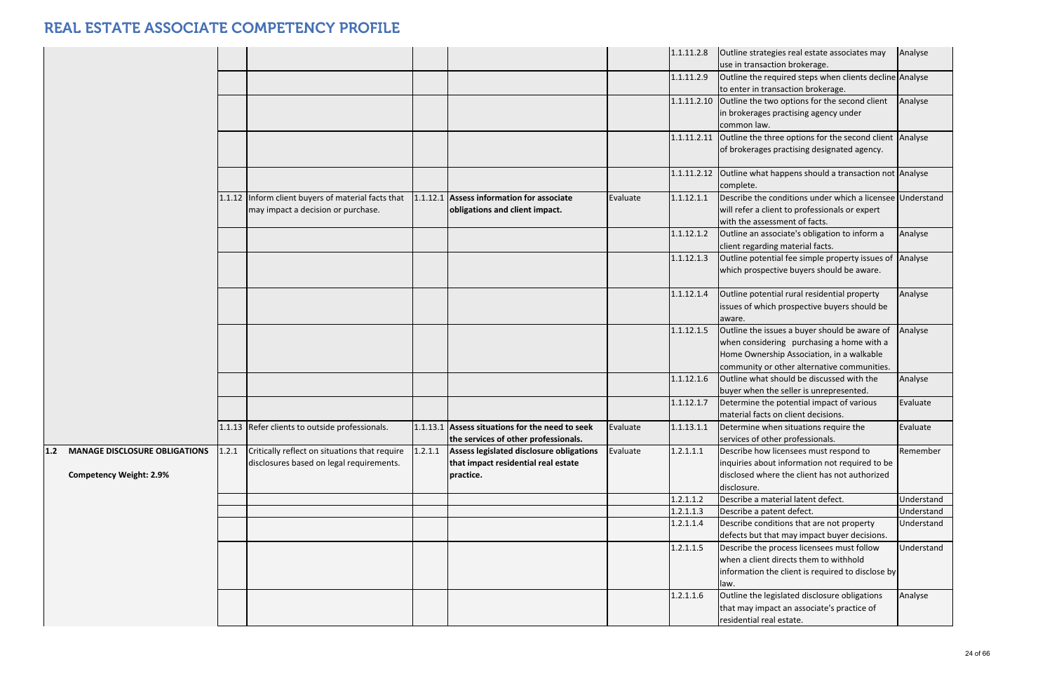# REAL ESTATE ASSOCIATE COMPETENCY PROFILE

| | | | | | | | | |
|---|---|---|---|---|---|---|---|---|
| | | | | | | 1.1.11.2.8 | Outline strategies real estate associates may use in transaction brokerage. | Analyse |
| | | | | | | 1.1.11.2.9 | Outline the required steps when clients decline to enter in transaction brokerage. | Analyse |
| | | | | | | 1.1.11.2.10 | Outline the two options for the second client in brokerages practising agency under common law. | Analyse |
| | | | | | | 1.1.11.2.11 | Outline the three options for the second client of brokerages practising designated agency. | Analyse |
| | | | | | | 1.1.11.2.12 | Outline what happens should a transaction not complete. | Analyse |
| | 1.1.12 | Inform client buyers of material facts that may impact a decision or purchase. | 1.1.12.1 | **Assess information for associate obligations and client impact.** | Evaluate | 1.1.12.1.1 | Describe the conditions under which a licensee will refer a client to professionals or expert with the assessment of facts. | Understand |
| | | | | | | 1.1.12.1.2 | Outline an associate's obligation to inform a client regarding material facts. | Analyse |
| | | | | | | 1.1.12.1.3 | Outline potential fee simple property issues of which prospective buyers should be aware. | Analyse |
| | | | | | | 1.1.12.1.4 | Outline potential rural residential property issues of which prospective buyers should be aware. | Analyse |
| | | | | | | 1.1.12.1.5 | Outline the issues a buyer should be aware of when considering purchasing a home with a Home Ownership Association, in a walkable community or other alternative communities. | Analyse |
| | | | | | | 1.1.12.1.6 | Outline what should be discussed with the buyer when the seller is unrepresented. | Analyse |
| | | | | | | 1.1.12.1.7 | Determine the potential impact of various material facts on client decisions. | Evaluate |
| | 1.1.13 | Refer clients to outside professionals. | 1.1.13.1 | **Assess situations for the need to seek the services of other professionals.** | Evaluate | 1.1.13.1.1 | Determine when situations require the services of other professionals. | Evaluate |
| **1.2 MANAGE DISCLOSURE OBLIGATIONS**<br><br>**Competency Weight: 2.9%** | 1.2.1 | Critically reflect on situations that require disclosures based on legal requirements. | 1.2.1.1 | **Assess legislated disclosure obligations that impact residential real estate practice.** | Evaluate | 1.2.1.1.1 | Describe how licensees must respond to inquiries about information not required to be disclosed where the client has not authorized disclosure. | Remember |
| | | | | | | 1.2.1.1.2 | Describe a material latent defect. | Understand |
| | | | | | | 1.2.1.1.3 | Describe a patent defect. | Understand |
| | | | | | | 1.2.1.1.4 | Describe conditions that are not property defects but that may impact buyer decisions. | Understand |
| | | | | | | 1.2.1.1.5 | Describe the process licensees must follow when a client directs them to withhold information the client is required to disclose by law. | Understand |
| | | | | | | 1.2.1.1.6 | Outline the legislated disclosure obligations that may impact an associate's practice of residential real estate. | Analyse |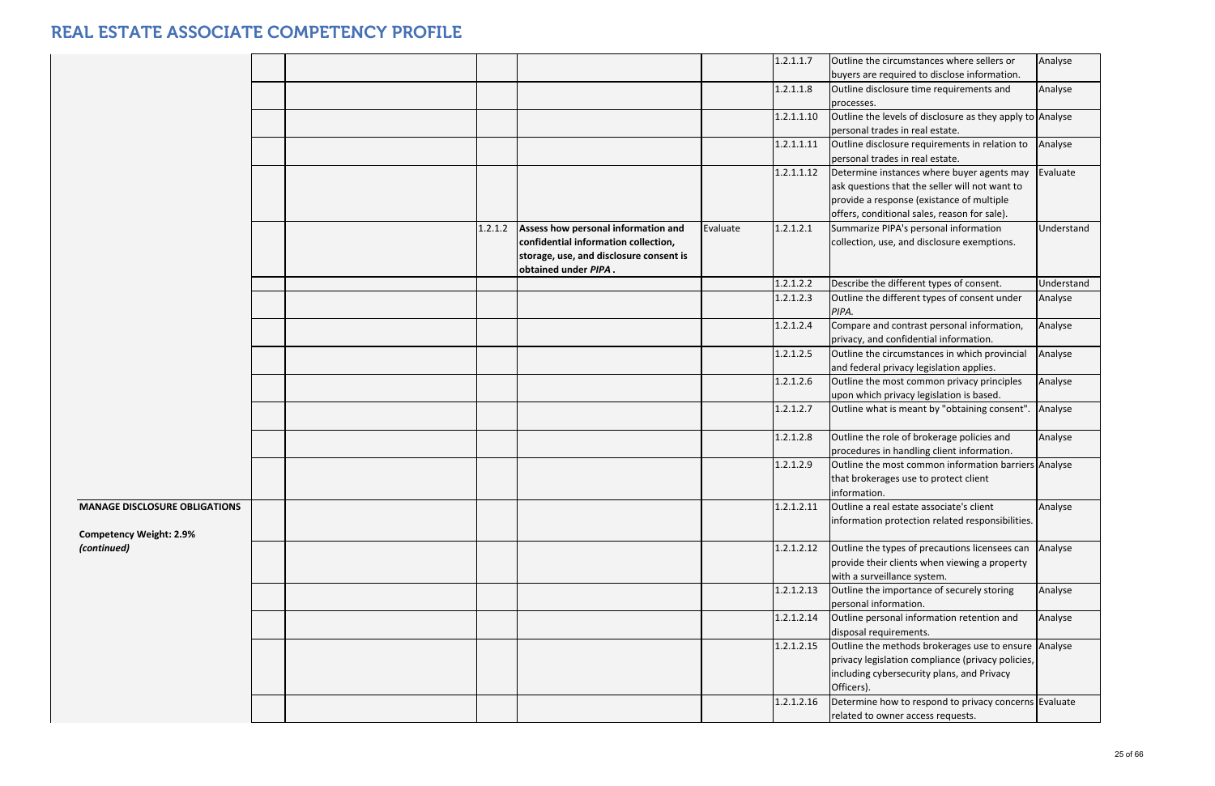# REAL ESTATE ASSOCIATE COMPETENCY PROFILE

| | | | | | | | | |
|---|---|---|---|---|---|---|---|---|
| | | | | | | 1.2.1.1.7 | Outline the circumstances where sellers or buyers are required to disclose information. | Analyse |
| | | | | | | 1.2.1.1.8 | Outline disclosure time requirements and processes. | Analyse |
| | | | | | | 1.2.1.1.10 | Outline the levels of disclosure as they apply to personal trades in real estate. | Analyse |
| | | | | | | 1.2.1.1.11 | Outline disclosure requirements in relation to personal trades in real estate. | Analyse |
| | | | | | | 1.2.1.1.12 | Determine instances where buyer agents may ask questions that the seller will not want to provide a response (existance of multiple offers, conditional sales, reason for sale). | Evaluate |
| | | | 1.2.1.2 | **Assess how personal information and confidential information collection, storage, use, and disclosure consent is obtained under *PIPA*.** | Evaluate | 1.2.1.2.1 | Summarize PIPA's personal information collection, use, and disclosure exemptions. | Understand |
| | | | | | | 1.2.1.2.2 | Describe the different types of consent. | Understand |
| | | | | | | 1.2.1.2.3 | Outline the different types of consent under *PIPA.* | Analyse |
| | | | | | | 1.2.1.2.4 | Compare and contrast personal information, privacy, and confidential information. | Analyse |
| | | | | | | 1.2.1.2.5 | Outline the circumstances in which provincial and federal privacy legislation applies. | Analyse |
| | | | | | | 1.2.1.2.6 | Outline the most common privacy principles upon which privacy legislation is based. | Analyse |
| | | | | | | 1.2.1.2.7 | Outline what is meant by "obtaining consent". | Analyse |
| | | | | | | 1.2.1.2.8 | Outline the role of brokerage policies and procedures in handling client information. | Analyse |
| | | | | | | 1.2.1.2.9 | Outline the most common information barriers that brokerages use to protect client information. | Analyse |
| **MANAGE DISCLOSURE OBLIGATIONS** <br><br> **Competency Weight: 2.9%** <br> ***(continued)*** | | | | | | 1.2.1.2.11 | Outline a real estate associate's client information protection related responsibilities. | Analyse |
| | | | | | | 1.2.1.2.12 | Outline the types of precautions licensees can provide their clients when viewing a property with a surveillance system. | Analyse |
| | | | | | | 1.2.1.2.13 | Outline the importance of securely storing personal information. | Analyse |
| | | | | | | 1.2.1.2.14 | Outline personal information retention and disposal requirements. | Analyse |
| | | | | | | 1.2.1.2.15 | Outline the methods brokerages use to ensure privacy legislation compliance (privacy policies, including cybersecurity plans, and Privacy Officers). | Analyse |
| | | | | | | 1.2.1.2.16 | Determine how to respond to privacy concerns related to owner access requests. | Evaluate |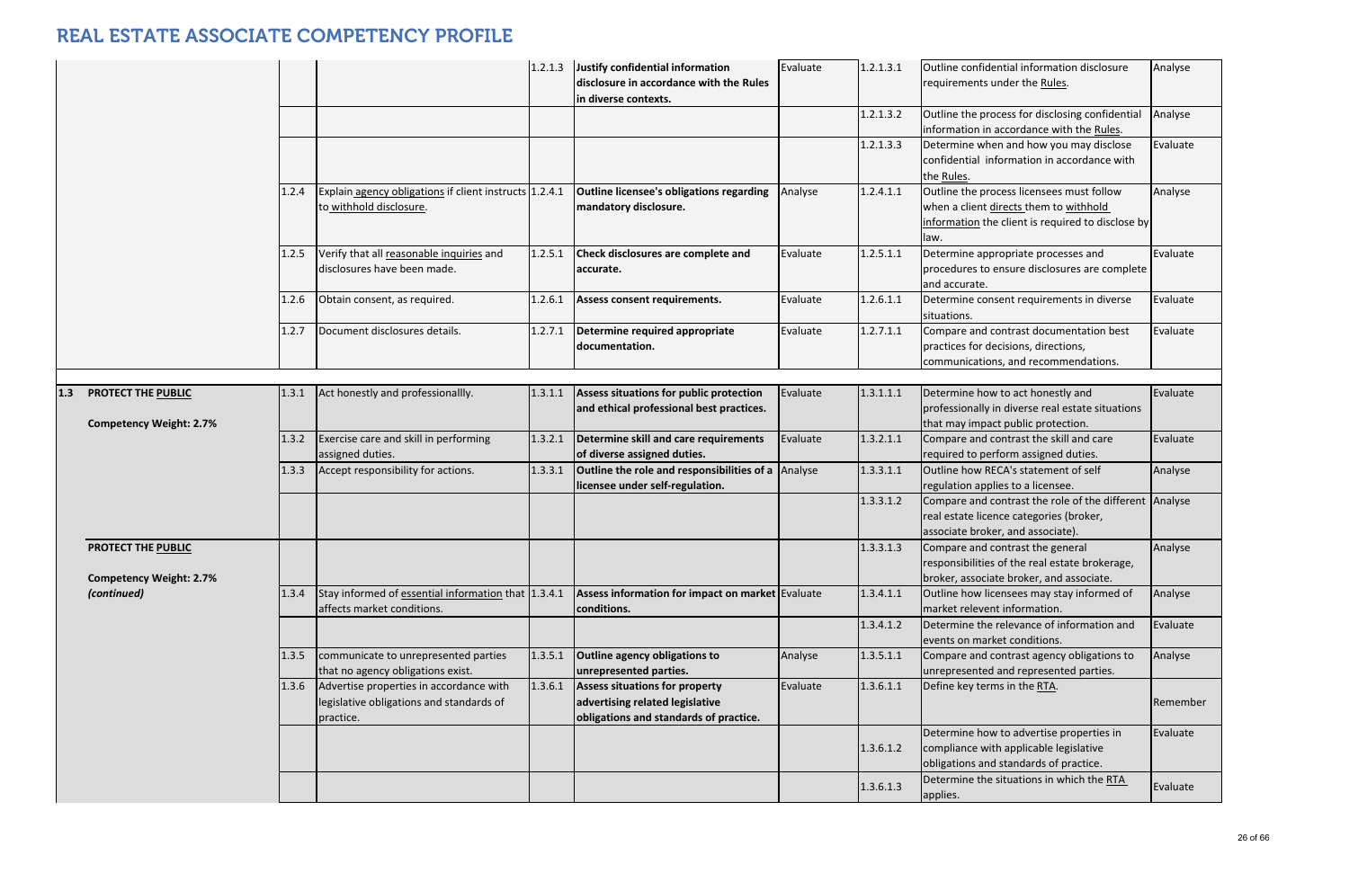# REAL ESTATE ASSOCIATE COMPETENCY PROFILE

| | | | | | | | | | |
|---|---|---|---|---|---|---|---|---|---|
| | | | | 1.2.1.3 | **Justify confidential information disclosure in accordance with the Rules in diverse contexts.** | Evaluate | 1.2.1.3.1 | Outline confidential information disclosure requirements under the Rules. | Analyse |
| | | | | | | | 1.2.1.3.2 | Outline the process for disclosing confidential information in accordance with the Rules. | Analyse |
| | | | | | | | 1.2.1.3.3 | Determine when and how you may disclose confidential information in accordance with the Rules. | Evaluate |
| | | 1.2.4 | Explain agency obligations if client instructs to withhold disclosure. | 1.2.4.1 | **Outline licensee's obligations regarding mandatory disclosure.** | Analyse | 1.2.4.1.1 | Outline the process licensees must follow when a client directs them to withhold information the client is required to disclose by law. | Analyse |
| | | 1.2.5 | Verify that all reasonable inquiries and disclosures have been made. | 1.2.5.1 | **Check disclosures are complete and accurate.** | Evaluate | 1.2.5.1.1 | Determine appropriate processes and procedures to ensure disclosures are complete and accurate. | Evaluate |
| | | 1.2.6 | Obtain consent, as required. | 1.2.6.1 | **Assess consent requirements.** | Evaluate | 1.2.6.1.1 | Determine consent requirements in diverse situations. | Evaluate |
| | | 1.2.7 | Document disclosures details. | 1.2.7.1 | **Determine required appropriate documentation.** | Evaluate | 1.2.7.1.1 | Compare and contrast documentation best practices for decisions, directions, communications, and recommendations. | Evaluate |
| **1.3** | **PROTECT THE PUBLIC**<br><br>**Competency Weight: 2.7%** | 1.3.1 | Act honestly and professionallly. | 1.3.1.1 | **Assess situations for public protection and ethical professional best practices.** | Evaluate | 1.3.1.1.1 | Determine how to act honestly and professionally in diverse real estate situations that may impact public protection. | Evaluate |
| | | 1.3.2 | Exercise care and skill in performing assigned duties. | 1.3.2.1 | **Determine skill and care requirements of diverse assigned duties.** | Evaluate | 1.3.2.1.1 | Compare and contrast the skill and care required to perform assigned duties. | Evaluate |
| | | 1.3.3 | Accept responsibility for actions. | 1.3.3.1 | **Outline the role and responsibilities of a licensee under self-regulation.** | Analyse | 1.3.3.1.1 | Outline how RECA's statement of self regulation applies to a licensee. | Analyse |
| | | | | | | | 1.3.3.1.2 | Compare and contrast the role of the different real estate licence categories (broker, associate broker, and associate). | Analyse |
| | **PROTECT THE PUBLIC**<br><br>**Competency Weight: 2.7%**<br>***(continued)*** | | | | | | 1.3.3.1.3 | Compare and contrast the general responsibilities of the real estate brokerage, broker, associate broker, and associate. | Analyse |
| | | 1.3.4 | Stay informed of essential information that affects market conditions. | 1.3.4.1 | **Assess information for impact on market conditions.** | Evaluate | 1.3.4.1.1 | Outline how licensees may stay informed of market relevent information. | Analyse |
| | | | | | | | 1.3.4.1.2 | Determine the relevance of information and events on market conditions. | Evaluate |
| | | 1.3.5 | communicate to unrepresented parties that no agency obligations exist. | 1.3.5.1 | **Outline agency obligations to unrepresented parties.** | Analyse | 1.3.5.1.1 | Compare and contrast agency obligations to unrepresented and represented parties. | Analyse |
| | | 1.3.6 | Advertise properties in accordance with legislative obligations and standards of practice. | 1.3.6.1 | **Assess situations for property advertising related legislative obligations and standards of practice.** | Evaluate | 1.3.6.1.1 | Define key terms in the RTA. | Remember |
| | | | | | | | 1.3.6.1.2 | Determine how to advertise properties in compliance with applicable legislative obligations and standards of practice. | Evaluate |
| | | | | | | | 1.3.6.1.3 | Determine the situations in which the RTA applies. | Evaluate |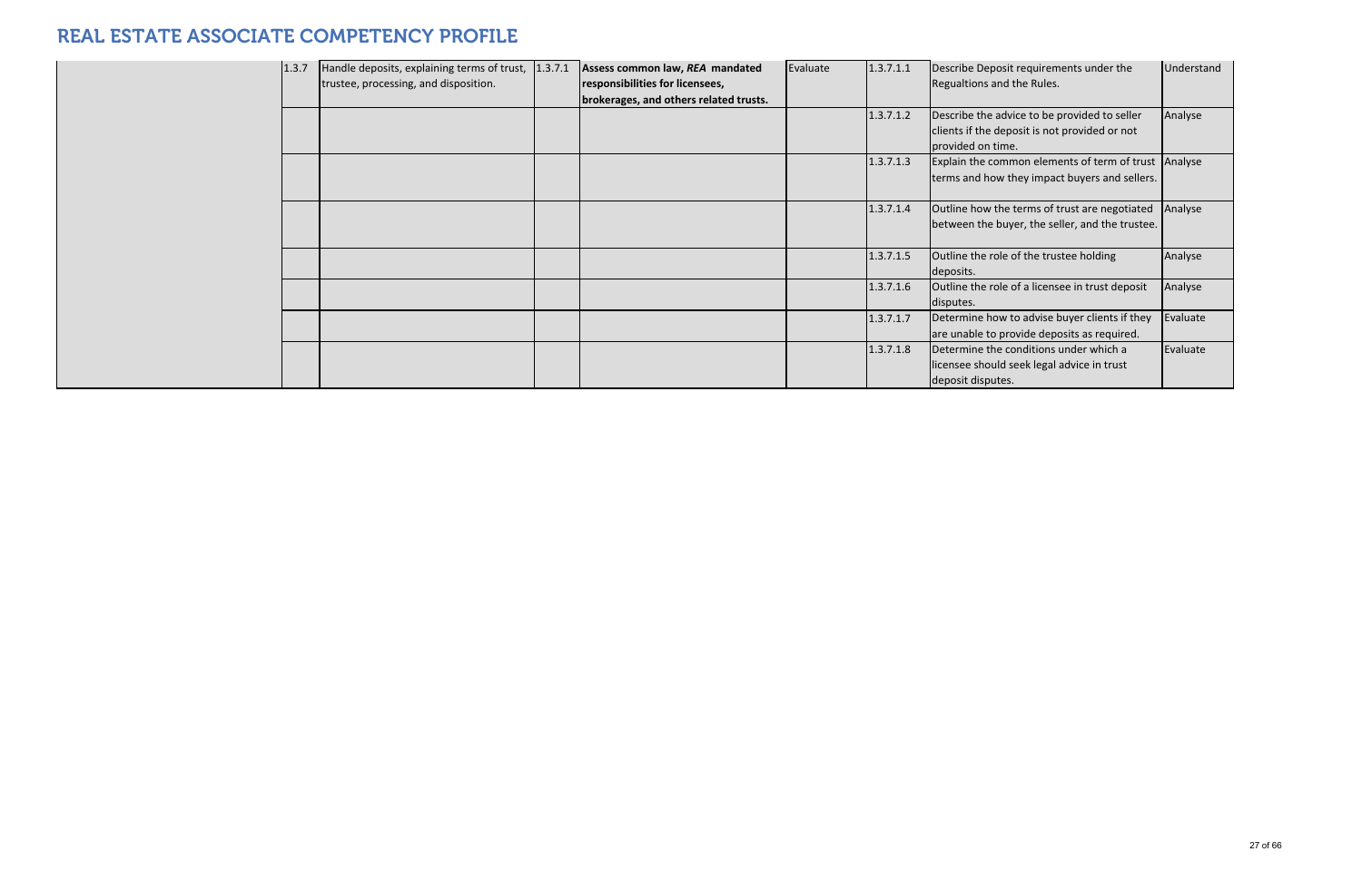# REAL ESTATE ASSOCIATE COMPETENCY PROFILE

| | | | | | | | | |
|---|---|---|---|---|---|---|---|---|
| | 1.3.7 | Handle deposits, explaining terms of trust, trustee, processing, and disposition. | 1.3.7.1 | **Assess common law, *REA* mandated responsibilities for licensees, brokerages, and others related trusts.** | Evaluate | 1.3.7.1.1 | Describe Deposit requirements under the Regualtions and the Rules. | Understand |
| | | | | | | 1.3.7.1.2 | Describe the advice to be provided to seller clients if the deposit is not provided or not provided on time. | Analyse |
| | | | | | | 1.3.7.1.3 | Explain the common elements of term of trust terms and how they impact buyers and sellers. | Analyse |
| | | | | | | 1.3.7.1.4 | Outline how the terms of trust are negotiated between the buyer, the seller, and the trustee. | Analyse |
| | | | | | | 1.3.7.1.5 | Outline the role of the trustee holding deposits. | Analyse |
| | | | | | | 1.3.7.1.6 | Outline the role of a licensee in trust deposit disputes. | Analyse |
| | | | | | | 1.3.7.1.7 | Determine how to advise buyer clients if they are unable to provide deposits as required. | Evaluate |
| | | | | | | 1.3.7.1.8 | Determine the conditions under which a licensee should seek legal advice in trust deposit disputes. | Evaluate |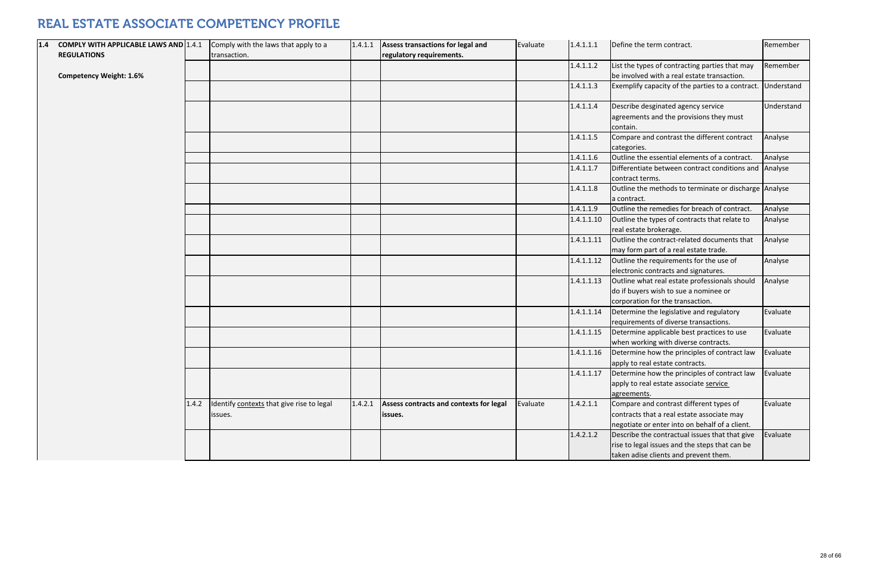# REAL ESTATE ASSOCIATE COMPETENCY PROFILE

| | | | | | | | | | |
|---|---|---|---|---|---|---|---|---|---|
| **1.4** | **COMPLY WITH APPLICABLE LAWS AND REGULATIONS** | 1.4.1 | Comply with the laws that apply to a transaction. | 1.4.1.1 | **Assess transactions for legal and regulatory requirements.** | Evaluate | 1.4.1.1.1 | Define the term contract. | Remember |
| | **Competency Weight: 1.6%** | | | | | | 1.4.1.1.2 | List the types of contracting parties that may be involved with a real estate transaction. | Remember |
| | | | | | | | 1.4.1.1.3 | Exemplify capacity of the parties to a contract. | Understand |
| | | | | | | | 1.4.1.1.4 | Describe desginated agency service agreements and the provisions they must contain. | Understand |
| | | | | | | | 1.4.1.1.5 | Compare and contrast the different contract categories. | Analyse |
| | | | | | | | 1.4.1.1.6 | Outline the essential elements of a contract. | Analyse |
| | | | | | | | 1.4.1.1.7 | Differentiate between contract conditions and contract terms. | Analyse |
| | | | | | | | 1.4.1.1.8 | Outline the methods to terminate or discharge a contract. | Analyse |
| | | | | | | | 1.4.1.1.9 | Outline the remedies for breach of contract. | Analyse |
| | | | | | | | 1.4.1.1.10 | Outline the types of contracts that relate to real estate brokerage. | Analyse |
| | | | | | | | 1.4.1.1.11 | Outline the contract-related documents that may form part of a real estate trade. | Analyse |
| | | | | | | | 1.4.1.1.12 | Outline the requirements for the use of electronic contracts and signatures. | Analyse |
| | | | | | | | 1.4.1.1.13 | Outline what real estate professionals should do if buyers wish to sue a nominee or corporation for the transaction. | Analyse |
| | | | | | | | 1.4.1.1.14 | Determine the legislative and regulatory requirements of diverse transactions. | Evaluate |
| | | | | | | | 1.4.1.1.15 | Determine applicable best practices to use when working with diverse contracts. | Evaluate |
| | | | | | | | 1.4.1.1.16 | Determine how the principles of contract law apply to real estate contracts. | Evaluate |
| | | | | | | | 1.4.1.1.17 | Determine how the principles of contract law apply to real estate associate service agreements. | Evaluate |
| | | 1.4.2 | Identify contexts that give rise to legal issues. | 1.4.2.1 | **Assess contracts and contexts for legal issues.** | Evaluate | 1.4.2.1.1 | Compare and contrast different types of contracts that a real estate associate may negotiate or enter into on behalf of a client. | Evaluate |
| | | | | | | | 1.4.2.1.2 | Describe the contractual issues that that give rise to legal issues and the steps that can be taken adise clients and prevent them. | Evaluate |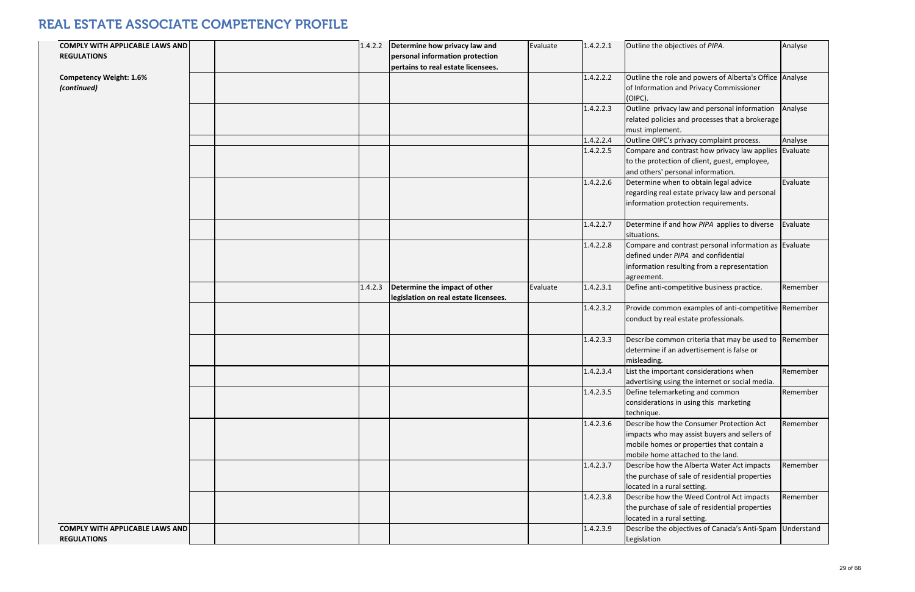# REAL ESTATE ASSOCIATE COMPETENCY PROFILE

| | | | | | | | | |
|---|---|---|---|---|---|---|---|---|
| **COMPLY WITH APPLICABLE LAWS AND REGULATIONS** | | | 1.4.2.2 | **Determine how privacy law and personal information protection pertains to real estate licensees.** | Evaluate | 1.4.2.2.1 | Outline the objectives of *PIPA.* | Analyse |
| **Competency Weight: 1.6%** *(continued)* | | | | | | 1.4.2.2.2 | Outline the role and powers of Alberta's Office of Information and Privacy Commissioner (OIPC). | Analyse |
| | | | | | | 1.4.2.2.3 | Outline privacy law and personal information related policies and processes that a brokerage must implement. | Analyse |
| | | | | | | 1.4.2.2.4 | Outline OIPC's privacy complaint process. | Analyse |
| | | | | | | 1.4.2.2.5 | Compare and contrast how privacy law applies to the protection of client, guest, employee, and others' personal information. | Evaluate |
| | | | | | | 1.4.2.2.6 | Determine when to obtain legal advice regarding real estate privacy law and personal information protection requirements. | Evaluate |
| | | | | | | 1.4.2.2.7 | Determine if and how *PIPA* applies to diverse situations. | Evaluate |
| | | | | | | 1.4.2.2.8 | Compare and contrast personal information as defined under *PIPA* and confidential information resulting from a representation agreement. | Evaluate |
| | | | 1.4.2.3 | **Determine the impact of other legislation on real estate licensees.** | Evaluate | 1.4.2.3.1 | Define anti-competitive business practice. | Remember |
| | | | | | | 1.4.2.3.2 | Provide common examples of anti-competitive conduct by real estate professionals. | Remember |
| | | | | | | 1.4.2.3.3 | Describe common criteria that may be used to determine if an advertisement is false or misleading. | Remember |
| | | | | | | 1.4.2.3.4 | List the important considerations when advertising using the internet or social media. | Remember |
| | | | | | | 1.4.2.3.5 | Define telemarketing and common considerations in using this marketing technique. | Remember |
| | | | | | | 1.4.2.3.6 | Describe how the Consumer Protection Act impacts who may assist buyers and sellers of mobile homes or properties that contain a mobile home attached to the land. | Remember |
| | | | | | | 1.4.2.3.7 | Describe how the Alberta Water Act impacts the purchase of sale of residential properties located in a rural setting. | Remember |
| | | | | | | 1.4.2.3.8 | Describe how the Weed Control Act impacts the purchase of sale of residential properties located in a rural setting. | Remember |
| **COMPLY WITH APPLICABLE LAWS AND REGULATIONS** | | | | | | 1.4.2.3.9 | Describe the objectives of Canada's Anti-Spam Legislation | Understand |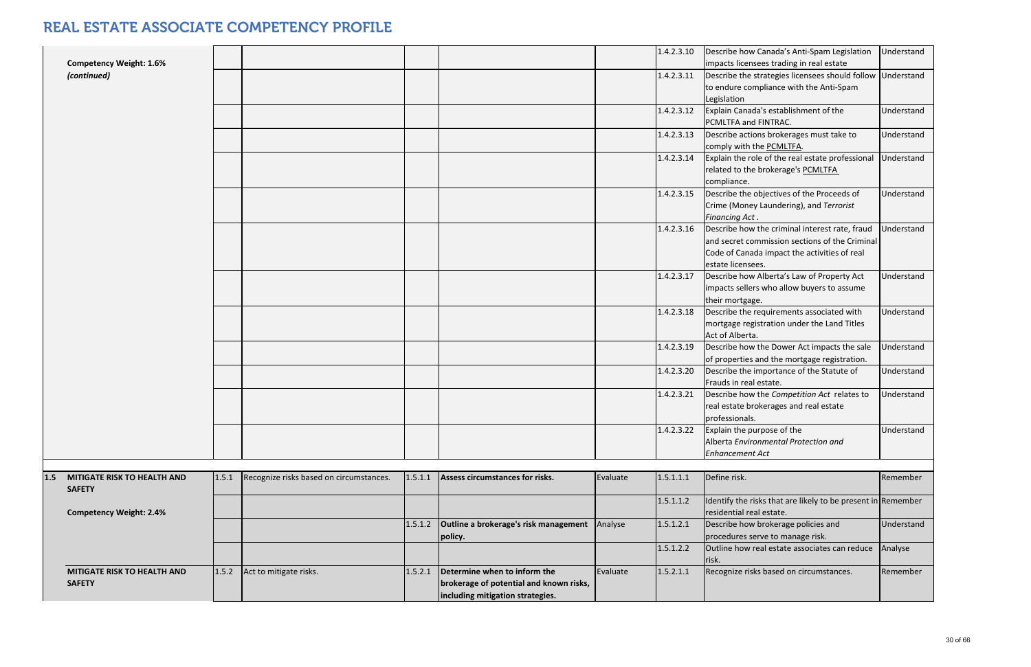# REAL ESTATE ASSOCIATE COMPETENCY PROFILE

| | | | | | | | |
|---|---|---|---|---|---|---|---|
| **Competency Weight: 1.6%** *(continued)* | | | | | | 1.4.2.3.10 | Describe how Canada's Anti-Spam Legislation impacts licensees trading in real estate | Understand |
| | | | | | | 1.4.2.3.11 | Describe the strategies licensees should follow to endure compliance with the Anti-Spam Legislation | Understand |
| | | | | | | 1.4.2.3.12 | Explain Canada's establishment of the PCMLTFA and FINTRAC. | Understand |
| | | | | | | 1.4.2.3.13 | Describe actions brokerages must take to comply with the PCMLTFA. | Understand |
| | | | | | | 1.4.2.3.14 | Explain the role of the real estate professional related to the brokerage's PCMLTFA compliance. | Understand |
| | | | | | | 1.4.2.3.15 | Describe the objectives of the Proceeds of Crime (Money Laundering), and *Terrorist Financing Act* . | Understand |
| | | | | | | 1.4.2.3.16 | Describe how the criminal interest rate, fraud and secret commission sections of the Criminal Code of Canada impact the activities of real estate licensees. | Understand |
| | | | | | | 1.4.2.3.17 | Describe how Alberta's Law of Property Act impacts sellers who allow buyers to assume their mortgage. | Understand |
| | | | | | | 1.4.2.3.18 | Describe the requirements associated with mortgage registration under the Land Titles Act of Alberta. | Understand |
| | | | | | | 1.4.2.3.19 | Describe how the Dower Act impacts the sale of properties and the mortgage registration. | Understand |
| | | | | | | 1.4.2.3.20 | Describe the importance of the Statute of Frauds in real estate. | Understand |
| | | | | | | 1.4.2.3.21 | Describe how the *Competition Act* relates to real estate brokerages and real estate professionals. | Understand |
| | | | | | | 1.4.2.3.22 | Explain the purpose of the Alberta *Environmental Protection and Enhancement Act* | Understand |
| **1.5 MITIGATE RISK TO HEALTH AND SAFETY** | 1.5.1 | Recognize risks based on circumstances. | 1.5.1.1 | **Assess circumstances for risks.** | Evaluate | 1.5.1.1.1 | Define risk. | Remember |
| **Competency Weight: 2.4%** | | | | | | 1.5.1.1.2 | Identify the risks that are likely to be present in residential real estate. | Remember |
| | | | 1.5.1.2 | **Outline a brokerage's risk management policy.** | Analyse | 1.5.1.2.1 | Describe how brokerage policies and procedures serve to manage risk. | Understand |
| | | | | | | 1.5.1.2.2 | Outline how real estate associates can reduce risk. | Analyse |
| **MITIGATE RISK TO HEALTH AND SAFETY** | 1.5.2 | Act to mitigate risks. | 1.5.2.1 | **Determine when to inform the brokerage of potential and known risks, including mitigation strategies.** | Evaluate | 1.5.2.1.1 | Recognize risks based on circumstances. | Remember |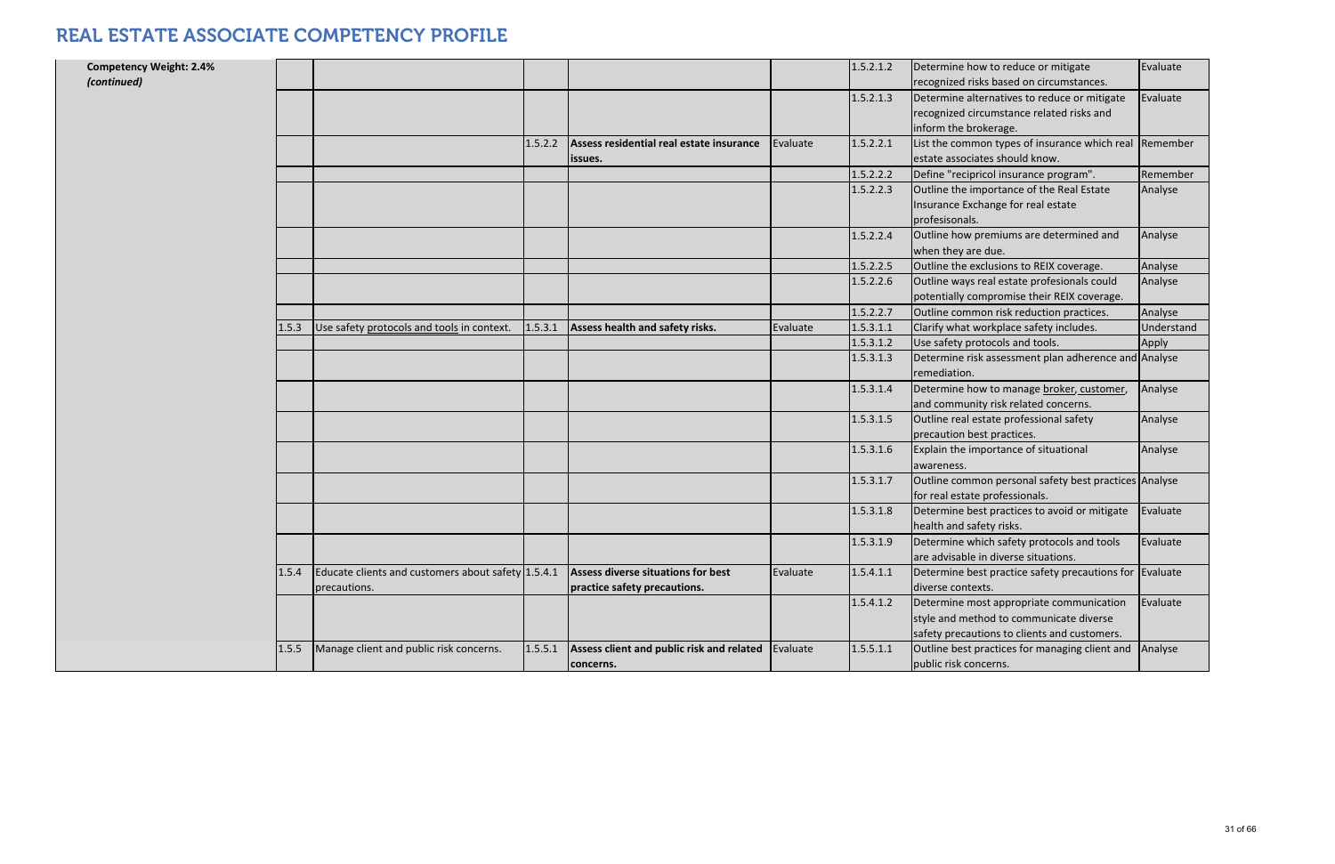# REAL ESTATE ASSOCIATE COMPETENCY PROFILE

| | | | | | | | | |
|---|---|---|---|---|---|---|---|---|
| **Competency Weight: 2.4%** *(continued)* | | | | | | 1.5.2.1.2 | Determine how to reduce or mitigate recognized risks based on circumstances. | Evaluate |
| | | | | | | 1.5.2.1.3 | Determine alternatives to reduce or mitigate recognized circumstance related risks and inform the brokerage. | Evaluate |
| | | | 1.5.2.2 | **Assess residential real estate insurance issues.** | Evaluate | 1.5.2.2.1 | List the common types of insurance which real estate associates should know. | Remember |
| | | | | | | 1.5.2.2.2 | Define "recipricol insurance program". | Remember |
| | | | | | | 1.5.2.2.3 | Outline the importance of the Real Estate Insurance Exchange for real estate profesisonals. | Analyse |
| | | | | | | 1.5.2.2.4 | Outline how premiums are determined and when they are due. | Analyse |
| | | | | | | 1.5.2.2.5 | Outline the exclusions to REIX coverage. | Analyse |
| | | | | | | 1.5.2.2.6 | Outline ways real estate profesionals could potentially compromise their REIX coverage. | Analyse |
| | | | | | | 1.5.2.2.7 | Outline common risk reduction practices. | Analyse |
| | 1.5.3 | Use safety protocols and tools in context. | 1.5.3.1 | **Assess health and safety risks.** | Evaluate | 1.5.3.1.1 | Clarify what workplace safety includes. | Understand |
| | | | | | | 1.5.3.1.2 | Use safety protocols and tools. | Apply |
| | | | | | | 1.5.3.1.3 | Determine risk assessment plan adherence and remediation. | Analyse |
| | | | | | | 1.5.3.1.4 | Determine how to manage broker, customer, and community risk related concerns. | Analyse |
| | | | | | | 1.5.3.1.5 | Outline real estate professional safety precaution best practices. | Analyse |
| | | | | | | 1.5.3.1.6 | Explain the importance of situational awareness. | Analyse |
| | | | | | | 1.5.3.1.7 | Outline common personal safety best practices for real estate professionals. | Analyse |
| | | | | | | 1.5.3.1.8 | Determine best practices to avoid or mitigate health and safety risks. | Evaluate |
| | | | | | | 1.5.3.1.9 | Determine which safety protocols and tools are advisable in diverse situations. | Evaluate |
| | 1.5.4 | Educate clients and customers about safety precautions. | 1.5.4.1 | **Assess diverse situations for best practice safety precautions.** | Evaluate | 1.5.4.1.1 | Determine best practice safety precautions for diverse contexts. | Evaluate |
| | | | | | | 1.5.4.1.2 | Determine most appropriate communication style and method to communicate diverse safety precautions to clients and customers. | Evaluate |
| | 1.5.5 | Manage client and public risk concerns. | 1.5.5.1 | **Assess client and public risk and related concerns.** | Evaluate | 1.5.5.1.1 | Outline best practices for managing client and public risk concerns. | Analyse |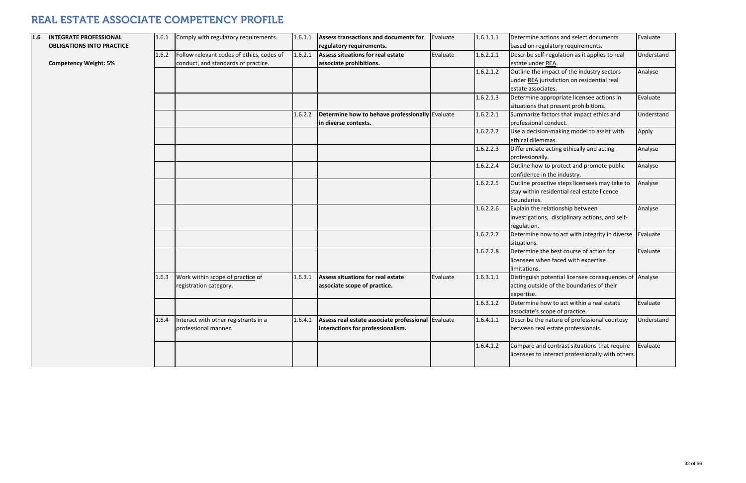# REAL ESTATE ASSOCIATE COMPETENCY PROFILE

| | | | | | | | | |
|---|---|---|---|---|---|---|---|---|
| **1.6 INTEGRATE PROFESSIONAL OBLIGATIONS INTO PRACTICE**<br><br>**Competency Weight: 5%** | 1.6.1 | Comply with regulatory requirements. | 1.6.1.1 | **Assess transactions and documents for regulatory requirements.** | Evaluate | 1.6.1.1.1 | Determine actions and select documents based on regulatory requirements. | Evaluate |
| | 1.6.2 | Follow relevant codes of ethics, codes of conduct, and standards of practice. | 1.6.2.1 | **Assess situations for real estate associate prohibitions.** | Evaluate | 1.6.2.1.1 | Describe self-regulation as it applies to real estate under REA. | Understand |
| | | | | | | 1.6.2.1.2 | Outline the impact of the industry sectors under REA jurisdiction on residential real estate associates. | Analyse |
| | | | | | | 1.6.2.1.3 | Determine appropriate licensee actions in situations that present prohibitions. | Evaluate |
| | | | 1.6.2.2 | **Determine how to behave professionally in diverse contexts.** | Evaluate | 1.6.2.2.1 | Summarize factors that impact ethics and professional conduct. | Understand |
| | | | | | | 1.6.2.2.2 | Use a decision-making model to assist with ethical dilemmas. | Apply |
| | | | | | | 1.6.2.2.3 | Differentiate acting ethically and acting professionally. | Analyse |
| | | | | | | 1.6.2.2.4 | Outline how to protect and promote public confidence in the industry. | Analyse |
| | | | | | | 1.6.2.2.5 | Outline proactive steps licensees may take to stay within residential real estate licence boundaries. | Analyse |
| | | | | | | 1.6.2.2.6 | Explain the relationship between investigations, disciplinary actions, and self-regulation. | Analyse |
| | | | | | | 1.6.2.2.7 | Determine how to act with integrity in diverse situations. | Evaluate |
| | | | | | | 1.6.2.2.8 | Determine the best course of action for licensees when faced with expertise limitations. | Evaluate |
| | 1.6.3 | Work within scope of practice of registration category. | 1.6.3.1 | **Assess situations for real estate associate scope of practice.** | Evaluate | 1.6.3.1.1 | Distinguish potential licensee consequences of acting outside of the boundaries of their expertise. | Analyse |
| | | | | | | 1.6.3.1.2 | Determine how to act within a real estate associate's scope of practice. | Evaluate |
| | 1.6.4 | Interact with other registrants in a professional manner. | 1.6.4.1 | **Assess real estate associate professional interactions for professionalism.** | Evaluate | 1.6.4.1.1 | Describe the nature of professional courtesy between real estate professionals. | Understand |
| | | | | | | 1.6.4.1.2 | Compare and contrast situations that require licensees to interact professionally with others. | Evaluate |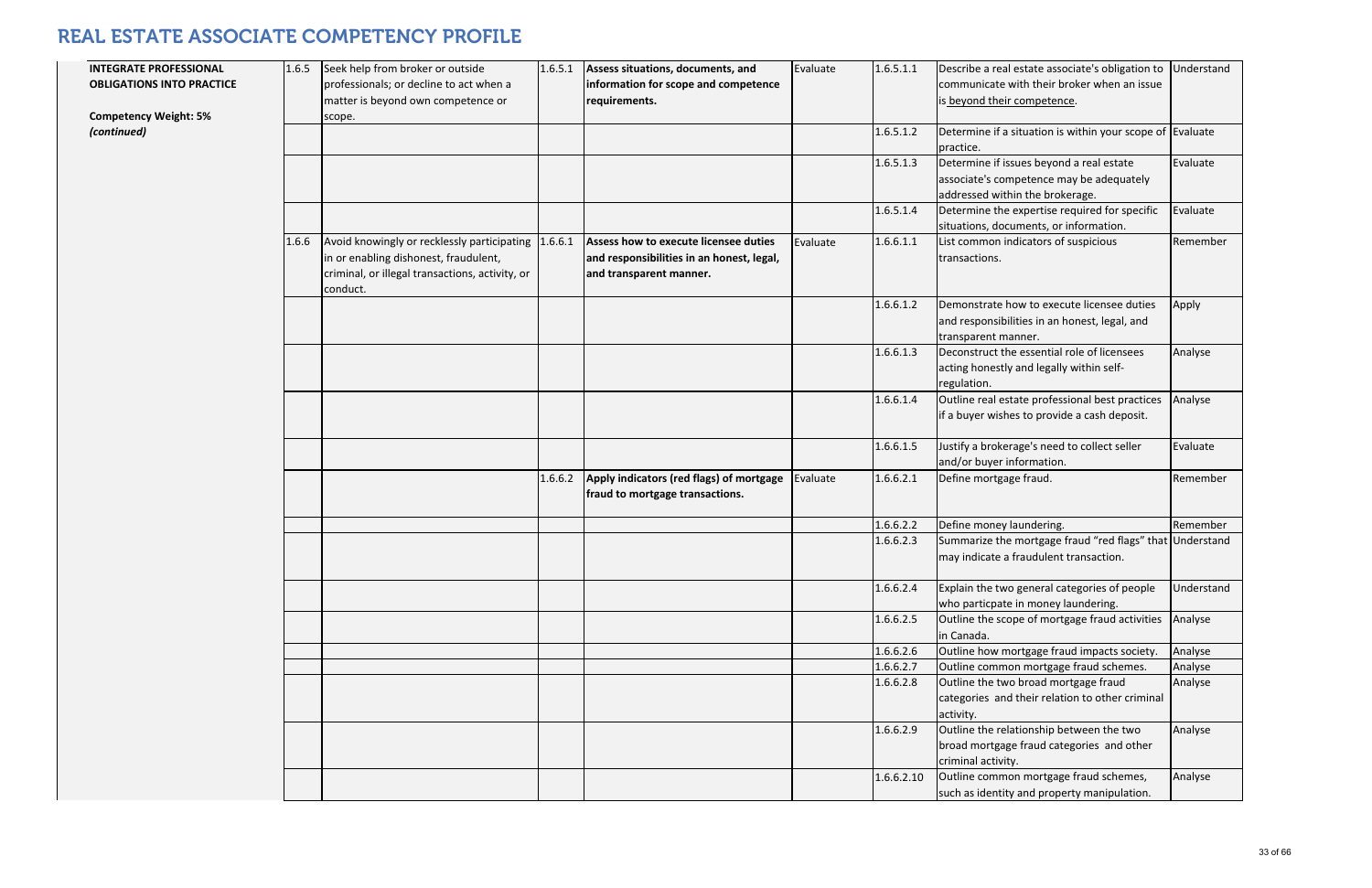# REAL ESTATE ASSOCIATE COMPETENCY PROFILE

| | | | | | | | | |
|---|---|---|---|---|---|---|---|---|
| **INTEGRATE PROFESSIONAL OBLIGATIONS INTO PRACTICE**<br><br>**Competency Weight: 5%**<br>***(continued)*** | 1.6.5 | Seek help from broker or outside professionals; or decline to act when a matter is beyond own competence or scope. | 1.6.5.1 | **Assess situations, documents, and information for scope and competence requirements.** | Evaluate | 1.6.5.1.1 | Describe a real estate associate's obligation to communicate with their broker when an issue is beyond their competence. | Understand |
| | | | | | | 1.6.5.1.2 | Determine if a situation is within your scope of practice. | Evaluate |
| | | | | | | 1.6.5.1.3 | Determine if issues beyond a real estate associate's competence may be adequately addressed within the brokerage. | Evaluate |
| | | | | | | 1.6.5.1.4 | Determine the expertise required for specific situations, documents, or information. | Evaluate |
| | 1.6.6 | Avoid knowingly or recklessly participating in or enabling dishonest, fraudulent, criminal, or illegal transactions, activity, or conduct. | 1.6.6.1 | **Assess how to execute licensee duties and responsibilities in an honest, legal, and transparent manner.** | Evaluate | 1.6.6.1.1 | List common indicators of suspicious transactions. | Remember |
| | | | | | | 1.6.6.1.2 | Demonstrate how to execute licensee duties and responsibilities in an honest, legal, and transparent manner. | Apply |
| | | | | | | 1.6.6.1.3 | Deconstruct the essential role of licensees acting honestly and legally within self-regulation. | Analyse |
| | | | | | | 1.6.6.1.4 | Outline real estate professional best practices if a buyer wishes to provide a cash deposit. | Analyse |
| | | | | | | 1.6.6.1.5 | Justify a brokerage's need to collect seller and/or buyer information. | Evaluate |
| | | | 1.6.6.2 | **Apply indicators (red flags) of mortgage fraud to mortgage transactions.** | Evaluate | 1.6.6.2.1 | Define mortgage fraud. | Remember |
| | | | | | | 1.6.6.2.2 | Define money laundering. | Remember |
| | | | | | | 1.6.6.2.3 | Summarize the mortgage fraud "red flags" that may indicate a fraudulent transaction. | Understand |
| | | | | | | 1.6.6.2.4 | Explain the two general categories of people who particpate in money laundering. | Understand |
| | | | | | | 1.6.6.2.5 | Outline the scope of mortgage fraud activities in Canada. | Analyse |
| | | | | | | 1.6.6.2.6 | Outline how mortgage fraud impacts society. | Analyse |
| | | | | | | 1.6.6.2.7 | Outline common mortgage fraud schemes. | Analyse |
| | | | | | | 1.6.6.2.8 | Outline the two broad mortgage fraud categories and their relation to other criminal activity. | Analyse |
| | | | | | | 1.6.6.2.9 | Outline the relationship between the two broad mortgage fraud categories and other criminal activity. | Analyse |
| | | | | | | 1.6.6.2.10 | Outline common mortgage fraud schemes, such as identity and property manipulation. | Analyse |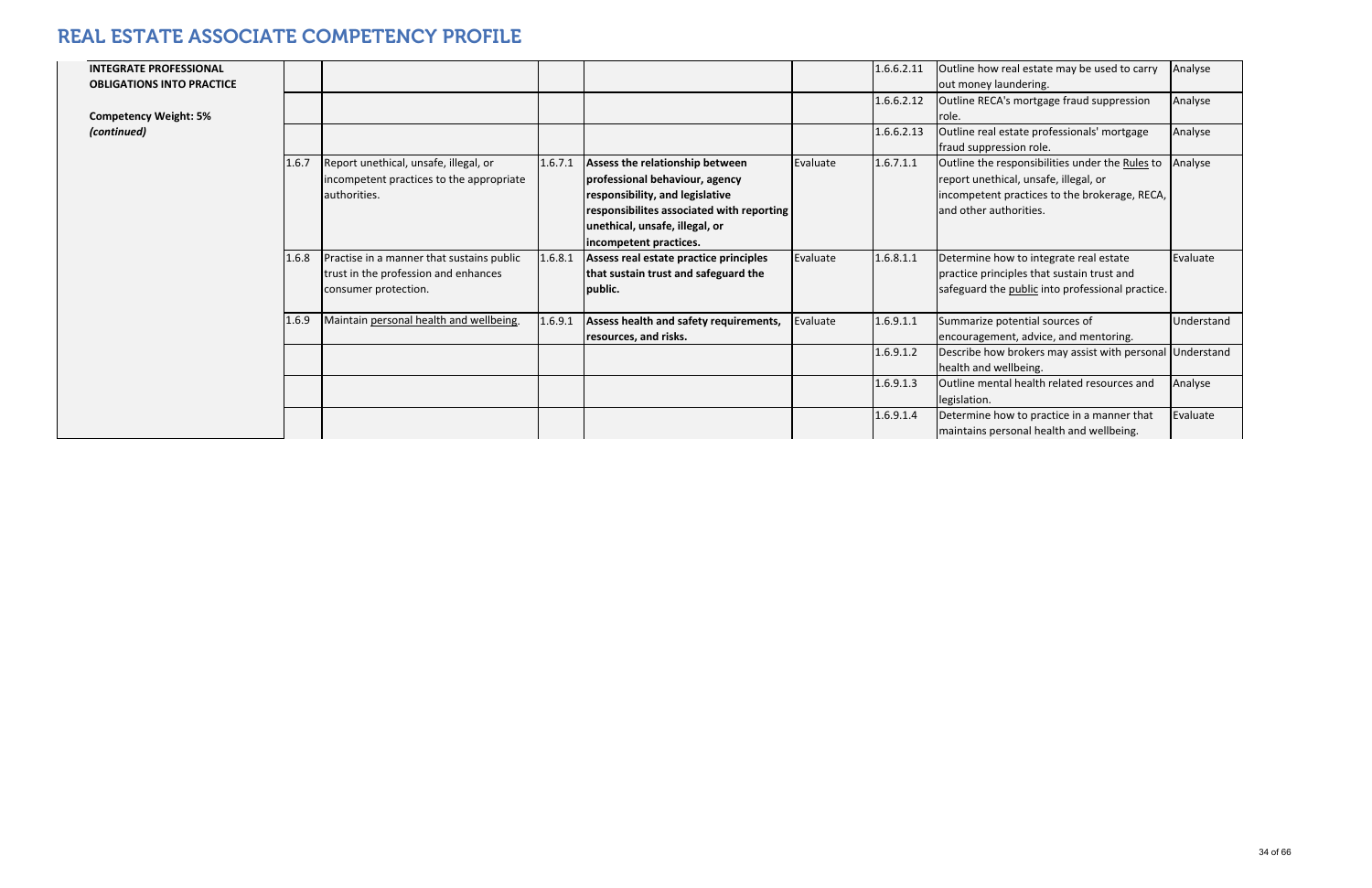# REAL ESTATE ASSOCIATE COMPETENCY PROFILE

| | | | | | | | | |
|---|---|---|---|---|---|---|---|---|
| **INTEGRATE PROFESSIONAL OBLIGATIONS INTO PRACTICE**<br><br>**Competency Weight: 5%**<br>***(continued)*** | | | | | | 1.6.6.2.11 | Outline how real estate may be used to carry out money laundering. | Analyse |
| | | | | | | 1.6.6.2.12 | Outline RECA's mortgage fraud suppression role. | Analyse |
| | | | | | | 1.6.6.2.13 | Outline real estate professionals' mortgage fraud suppression role. | Analyse |
| | 1.6.7 | Report unethical, unsafe, illegal, or incompetent practices to the appropriate authorities. | 1.6.7.1 | **Assess the relationship between professional behaviour, agency responsibility, and legislative responsibilites associated with reporting unethical, unsafe, illegal, or incompetent practices.** | Evaluate | 1.6.7.1.1 | Outline the responsibilities under the Rules to report unethical, unsafe, illegal, or incompetent practices to the brokerage, RECA, and other authorities. | Analyse |
| | 1.6.8 | Practise in a manner that sustains public trust in the profession and enhances consumer protection. | 1.6.8.1 | **Assess real estate practice principles that sustain trust and safeguard the public.** | Evaluate | 1.6.8.1.1 | Determine how to integrate real estate practice principles that sustain trust and safeguard the public into professional practice. | Evaluate |
| | 1.6.9 | Maintain personal health and wellbeing. | 1.6.9.1 | **Assess health and safety requirements, resources, and risks.** | Evaluate | 1.6.9.1.1 | Summarize potential sources of encouragement, advice, and mentoring. | Understand |
| | | | | | | 1.6.9.1.2 | Describe how brokers may assist with personal health and wellbeing. | Understand |
| | | | | | | 1.6.9.1.3 | Outline mental health related resources and legislation. | Analyse |
| | | | | | | 1.6.9.1.4 | Determine how to practice in a manner that maintains personal health and wellbeing. | Evaluate |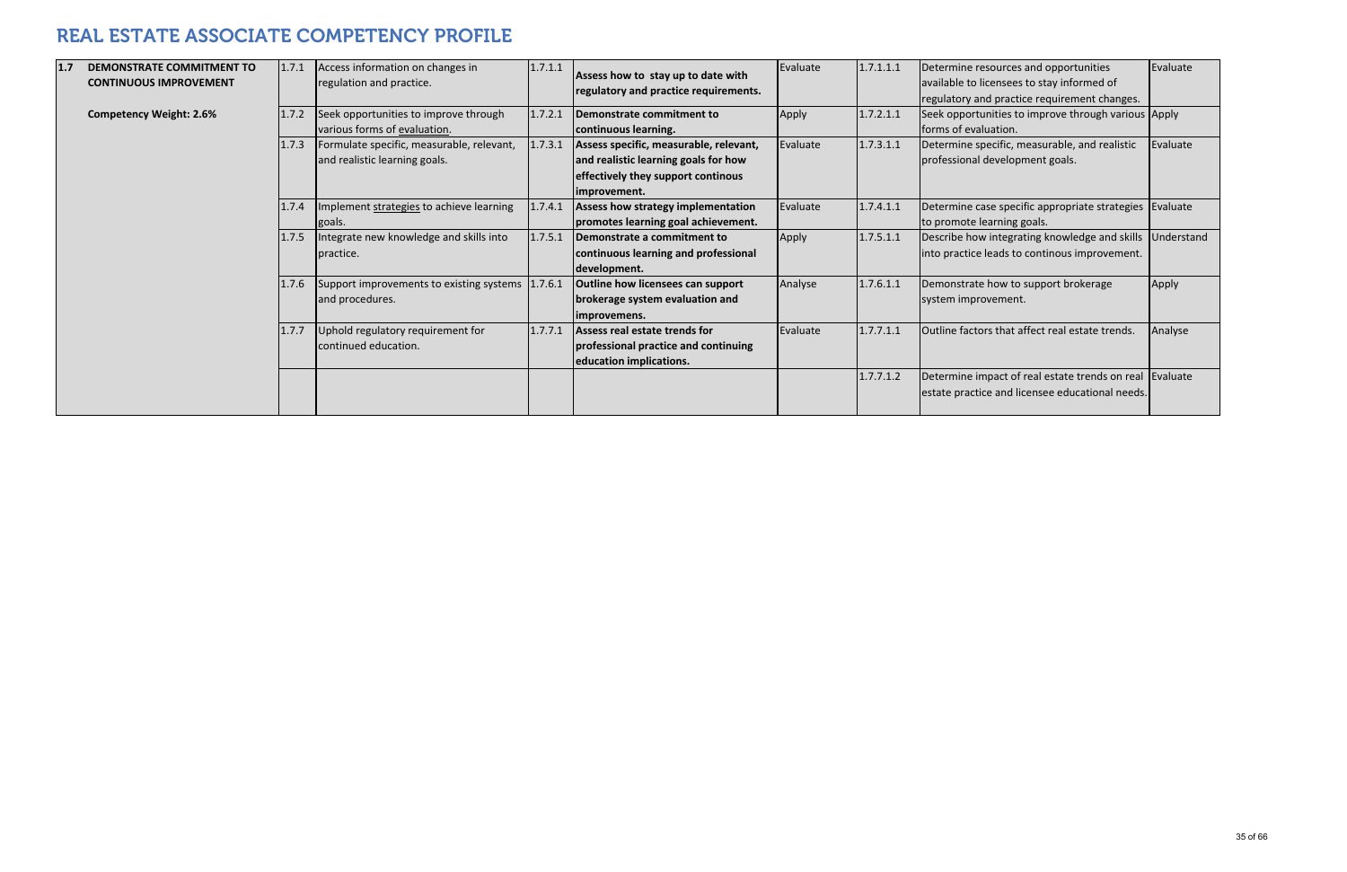# REAL ESTATE ASSOCIATE COMPETENCY PROFILE

| | | | | | | | | | |
|---|---|---|---|---|---|---|---|---|---|
| **1.7** | **DEMONSTRATE COMMITMENT TO CONTINUOUS IMPROVEMENT**<br><br>**Competency Weight: 2.6%** | 1.7.1 | Access information on changes in regulation and practice. | 1.7.1.1 | **Assess how to stay up to date with regulatory and practice requirements.** | Evaluate | 1.7.1.1.1 | Determine resources and opportunities available to licensees to stay informed of regulatory and practice requirement changes. | Evaluate |
| | | 1.7.2 | Seek opportunities to improve through various forms of evaluation. | 1.7.2.1 | **Demonstrate commitment to continuous learning.** | Apply | 1.7.2.1.1 | Seek opportunities to improve through various forms of evaluation. | Apply |
| | | 1.7.3 | Formulate specific, measurable, relevant, and realistic learning goals. | 1.7.3.1 | **Assess specific, measurable, relevant, and realistic learning goals for how effectively they support continous improvement.** | Evaluate | 1.7.3.1.1 | Determine specific, measurable, and realistic professional development goals. | Evaluate |
| | | 1.7.4 | Implement strategies to achieve learning goals. | 1.7.4.1 | **Assess how strategy implementation promotes learning goal achievement.** | Evaluate | 1.7.4.1.1 | Determine case specific appropriate strategies to promote learning goals. | Evaluate |
| | | 1.7.5 | Integrate new knowledge and skills into practice. | 1.7.5.1 | **Demonstrate a commitment to continuous learning and professional development.** | Apply | 1.7.5.1.1 | Describe how integrating knowledge and skills into practice leads to continous improvement. | Understand |
| | | 1.7.6 | Support improvements to existing systems and procedures. | 1.7.6.1 | **Outline how licensees can support brokerage system evaluation and improvemens.** | Analyse | 1.7.6.1.1 | Demonstrate how to support brokerage system improvement. | Apply |
| | | 1.7.7 | Uphold regulatory requirement for continued education. | 1.7.7.1 | **Assess real estate trends for professional practice and continuing education implications.** | Evaluate | 1.7.7.1.1 | Outline factors that affect real estate trends. | Analyse |
| | | | | | | | 1.7.7.1.2 | Determine impact of real estate trends on real estate practice and licensee educational needs. | Evaluate |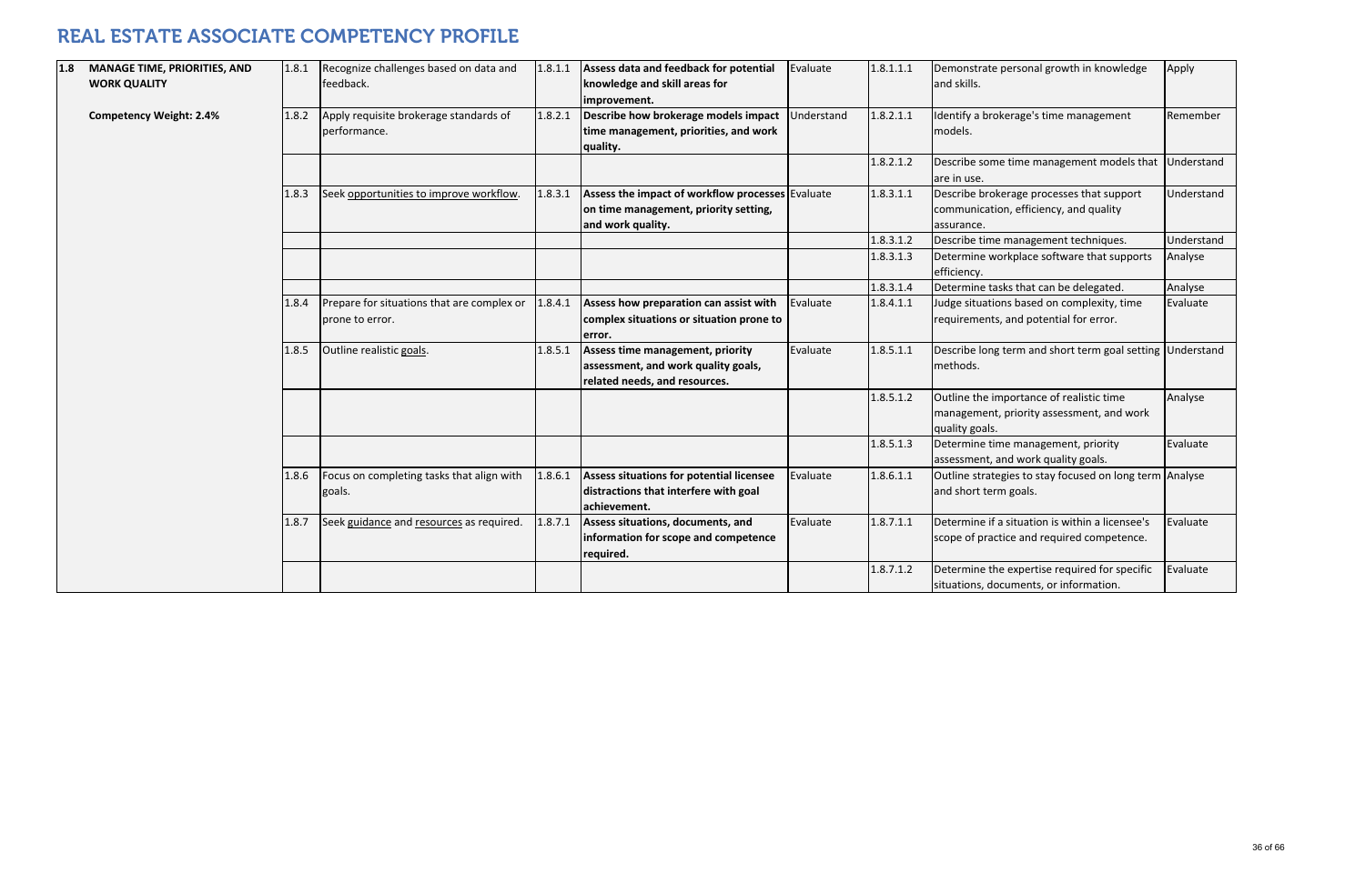# REAL ESTATE ASSOCIATE COMPETENCY PROFILE

| | | | | | | | | |
|---|---|---|---|---|---|---|---|---|
| **1.8 MANAGE TIME, PRIORITIES, AND WORK QUALITY**<br><br>**Competency Weight: 2.4%** | 1.8.1 | Recognize challenges based on data and feedback. | 1.8.1.1 | **Assess data and feedback for potential knowledge and skill areas for improvement.** | Evaluate | 1.8.1.1.1 | Demonstrate personal growth in knowledge and skills. | Apply |
| | 1.8.2 | Apply requisite brokerage standards of performance. | 1.8.2.1 | **Describe how brokerage models impact time management, priorities, and work quality.** | Understand | 1.8.2.1.1 | Identify a brokerage's time management models. | Remember |
| | | | | | | 1.8.2.1.2 | Describe some time management models that are in use. | Understand |
| | 1.8.3 | Seek opportunities to improve workflow. | 1.8.3.1 | **Assess the impact of workflow processes on time management, priority setting, and work quality.** | Evaluate | 1.8.3.1.1 | Describe brokerage processes that support communication, efficiency, and quality assurance. | Understand |
| | | | | | | 1.8.3.1.2 | Describe time management techniques. | Understand |
| | | | | | | 1.8.3.1.3 | Determine workplace software that supports efficiency. | Analyse |
| | | | | | | 1.8.3.1.4 | Determine tasks that can be delegated. | Analyse |
| | 1.8.4 | Prepare for situations that are complex or prone to error. | 1.8.4.1 | **Assess how preparation can assist with complex situations or situation prone to error.** | Evaluate | 1.8.4.1.1 | Judge situations based on complexity, time requirements, and potential for error. | Evaluate |
| | 1.8.5 | Outline realistic goals. | 1.8.5.1 | **Assess time management, priority assessment, and work quality goals, related needs, and resources.** | Evaluate | 1.8.5.1.1 | Describe long term and short term goal setting methods. | Understand |
| | | | | | | 1.8.5.1.2 | Outline the importance of realistic time management, priority assessment, and work quality goals. | Analyse |
| | | | | | | 1.8.5.1.3 | Determine time management, priority assessment, and work quality goals. | Evaluate |
| | 1.8.6 | Focus on completing tasks that align with goals. | 1.8.6.1 | **Assess situations for potential licensee distractions that interfere with goal achievement.** | Evaluate | 1.8.6.1.1 | Outline strategies to stay focused on long term and short term goals. | Analyse |
| | 1.8.7 | Seek guidance and resources as required. | 1.8.7.1 | **Assess situations, documents, and information for scope and competence required.** | Evaluate | 1.8.7.1.1 | Determine if a situation is within a licensee's scope of practice and required competence. | Evaluate |
| | | | | | | 1.8.7.1.2 | Determine the expertise required for specific situations, documents, or information. | Evaluate |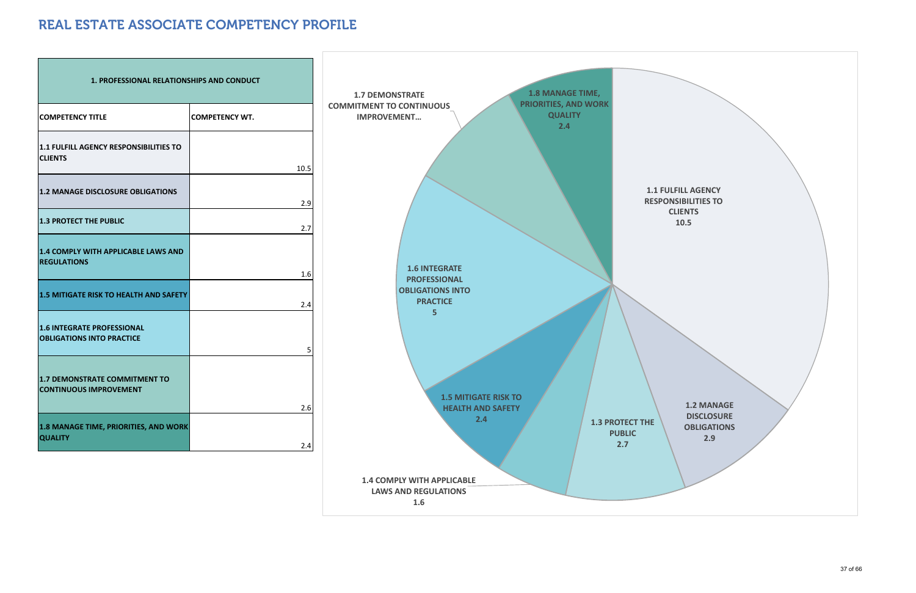# REAL ESTATE ASSOCIATE COMPETENCY PROFILE

| 1. PROFESSIONAL RELATIONSHIPS AND CONDUCT | |
|---|---|
| **COMPETENCY TITLE** | **COMPETENCY WT.** |
| **1.1 FULFILL AGENCY RESPONSIBILITIES TO CLIENTS** | 10.5 |
| **1.2 MANAGE DISCLOSURE OBLIGATIONS** | 2.9 |
| **1.3 PROTECT THE PUBLIC** | 2.7 |
| **1.4 COMPLY WITH APPLICABLE LAWS AND REGULATIONS** | 1.6 |
| **1.5 MITIGATE RISK TO HEALTH AND SAFETY** | 2.4 |
| **1.6 INTEGRATE PROFESSIONAL OBLIGATIONS INTO PRACTICE** | 5 |
| **1.7 DEMONSTRATE COMMITMENT TO CONTINUOUS IMPROVEMENT** | 2.6 |
| **1.8 MANAGE TIME, PRIORITIES, AND WORK QUALITY** | 2.4 |

**1.1 FULFILL AGENCY RESPONSIBILITIES TO CLIENTS** 10.5

**1.2 MANAGE DISCLOSURE OBLIGATIONS** 2.9

**1.3 PROTECT THE PUBLIC** 2.7

**1.4 COMPLY WITH APPLICABLE LAWS AND REGULATIONS** 1.6

**1.5 MITIGATE RISK TO HEALTH AND SAFETY** 2.4

**1.6 INTEGRATE PROFESSIONAL OBLIGATIONS INTO PRACTICE** 5

**1.7 DEMONSTRATE COMMITMENT TO CONTINUOUS IMPROVEMENT…**

**1.8 MANAGE TIME, PRIORITIES, AND WORK QUALITY** 2.4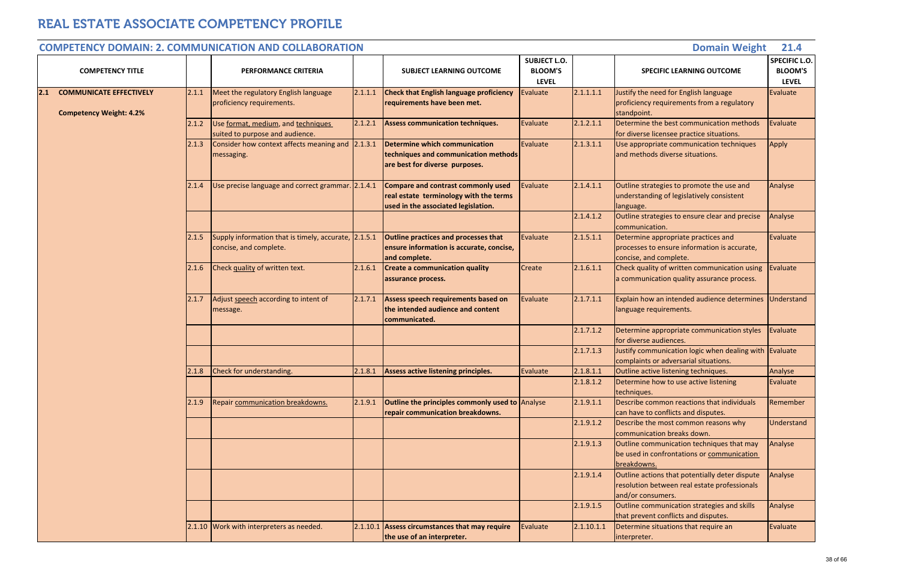# REAL ESTATE ASSOCIATE COMPETENCY PROFILE

## COMPETENCY DOMAIN: 2. COMMUNICATION AND COLLABORATION

**Domain Weight 21.4**

| COMPETENCY TITLE | | PERFORMANCE CRITERIA | | SUBJECT LEARNING OUTCOME | SUBJECT L.O. BLOOM'S LEVEL | | SPECIFIC LEARNING OUTCOME | SPECIFIC L.O. BLOOM'S LEVEL |
|---|---|---|---|---|---|---|---|---|
| **2.1 COMMUNICATE EFFECTIVELY**<br><br>**Competency Weight: 4.2%** | 2.1.1 | Meet the regulatory English language proficiency requirements. | 2.1.1.1 | **Check that English language proficiency requirements have been met.** | Evaluate | 2.1.1.1.1 | Justify the need for English language proficiency requirements from a regulatory standpoint. | Evaluate |
| | 2.1.2 | Use format, medium, and techniques suited to purpose and audience. | 2.1.2.1 | **Assess communication techniques.** | Evaluate | 2.1.2.1.1 | Determine the best communication methods for diverse licensee practice situations. | Evaluate |
| | 2.1.3 | Consider how context affects meaning and messaging. | 2.1.3.1 | **Determine which communication techniques and communication methods are best for diverse purposes.** | Evaluate | 2.1.3.1.1 | Use appropriate communication techniques and methods diverse situations. | Apply |
| | 2.1.4 | Use precise language and correct grammar. | 2.1.4.1 | **Compare and contrast commonly used real estate terminology with the terms used in the associated legislation.** | Evaluate | 2.1.4.1.1 | Outline strategies to promote the use and understanding of legislatively consistent language. | Analyse |
| | | | | | | 2.1.4.1.2 | Outline strategies to ensure clear and precise communication. | Analyse |
| | 2.1.5 | Supply information that is timely, accurate, concise, and complete. | 2.1.5.1 | **Outline practices and processes that ensure information is accurate, concise, and complete.** | Evaluate | 2.1.5.1.1 | Determine appropriate practices and processes to ensure information is accurate, concise, and complete. | Evaluate |
| | 2.1.6 | Check quality of written text. | 2.1.6.1 | **Create a communication quality assurance process.** | Create | 2.1.6.1.1 | Check quality of written communication using a communication quality assurance process. | Evaluate |
| | 2.1.7 | Adjust speech according to intent of message. | 2.1.7.1 | **Assess speech requirements based on the intended audience and content communicated.** | Evaluate | 2.1.7.1.1 | Explain how an intended audience determines language requirements. | Understand |
| | | | | | | 2.1.7.1.2 | Determine appropriate communication styles for diverse audiences. | Evaluate |
| | | | | | | 2.1.7.1.3 | Justify communication logic when dealing with complaints or adversarial situations. | Evaluate |
| | 2.1.8 | Check for understanding. | 2.1.8.1 | **Assess active listening principles.** | Evaluate | 2.1.8.1.1 | Outline active listening techniques. | Analyse |
| | | | | | | 2.1.8.1.2 | Determine how to use active listening techniques. | Evaluate |
| | 2.1.9 | Repair communication breakdowns. | 2.1.9.1 | **Outline the principles commonly used to repair communication breakdowns.** | Analyse | 2.1.9.1.1 | Describe common reactions that individuals can have to conflicts and disputes. | Remember |
| | | | | | | 2.1.9.1.2 | Describe the most common reasons why communication breaks down. | Understand |
| | | | | | | 2.1.9.1.3 | Outline communication techniques that may be used in confrontations or communication breakdowns. | Analyse |
| | | | | | | 2.1.9.1.4 | Outline actions that potentially deter dispute resolution between real estate professionals and/or consumers. | Analyse |
| | | | | | | 2.1.9.1.5 | Outline communication strategies and skills that prevent conflicts and disputes. | Analyse |
| | 2.1.10 | Work with interpreters as needed. | 2.1.10.1 | **Assess circumstances that may require the use of an interpreter.** | Evaluate | 2.1.10.1.1 | Determine situations that require an interpreter. | Evaluate |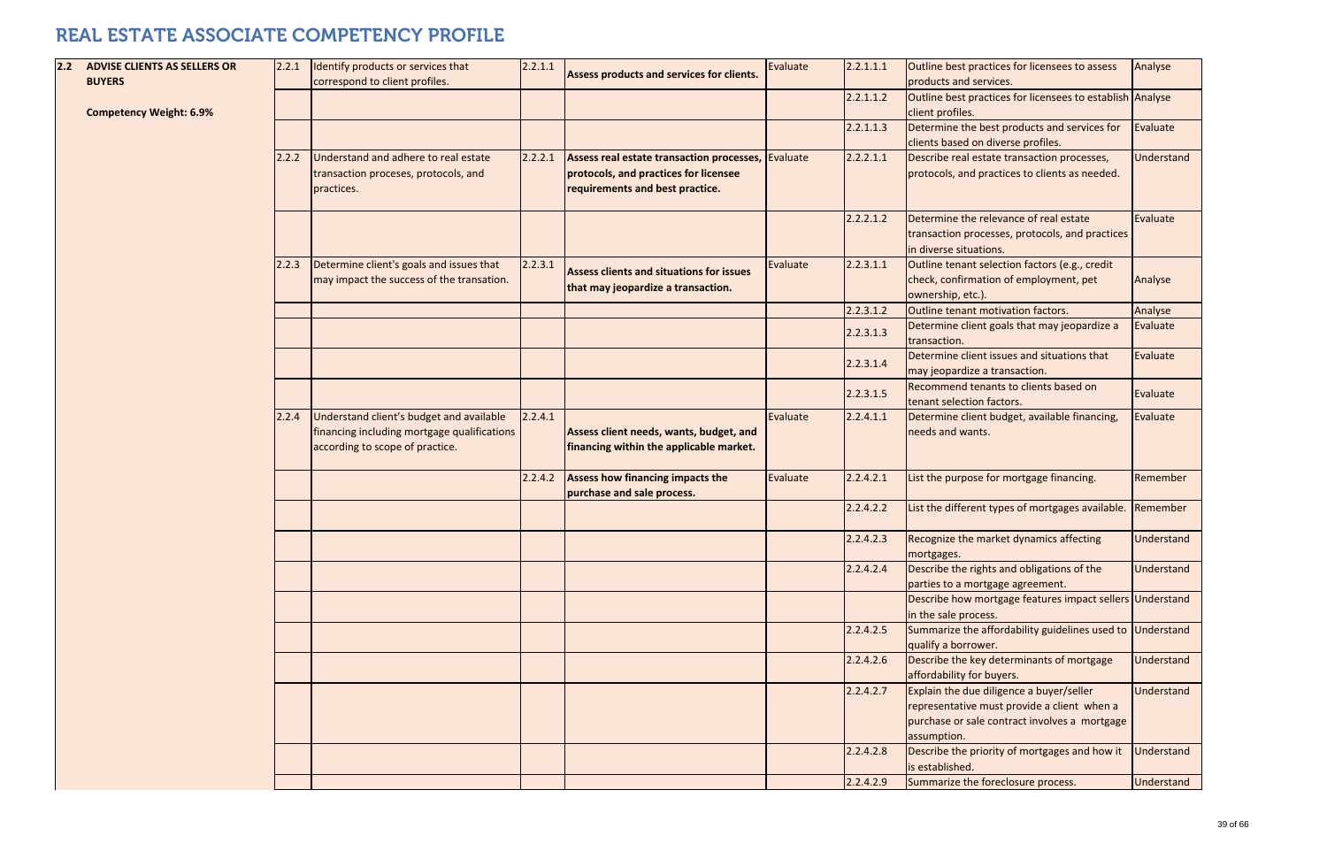# REAL ESTATE ASSOCIATE COMPETENCY PROFILE

| | | | | | | | | | |
|---|---|---|---|---|---|---|---|---|---|
| **2.2** | **ADVISE CLIENTS AS SELLERS OR BUYERS**<br><br>**Competency Weight: 6.9%** | 2.2.1 | Identify products or services that correspond to client profiles. | 2.2.1.1 | **Assess products and services for clients.** | Evaluate | 2.2.1.1.1 | Outline best practices for licensees to assess products and services. | Analyse |
| | | | | | | | 2.2.1.1.2 | Outline best practices for licensees to establish client profiles. | Analyse |
| | | | | | | | 2.2.1.1.3 | Determine the best products and services for clients based on diverse profiles. | Evaluate |
| | | 2.2.2 | Understand and adhere to real estate transaction proceses, protocols, and practices. | 2.2.2.1 | **Assess real estate transaction processes, protocols, and practices for licensee requirements and best practice.** | Evaluate | 2.2.2.1.1 | Describe real estate transaction processes, protocols, and practices to clients as needed. | Understand |
| | | | | | | | 2.2.2.1.2 | Determine the relevance of real estate transaction processes, protocols, and practices in diverse situations. | Evaluate |
| | | 2.2.3 | Determine client's goals and issues that may impact the success of the transation. | 2.2.3.1 | **Assess clients and situations for issues that may jeopardize a transaction.** | Evaluate | 2.2.3.1.1 | Outline tenant selection factors (e.g., credit check, confirmation of employment, pet ownership, etc.). | Analyse |
| | | | | | | | 2.2.3.1.2 | Outline tenant motivation factors. | Analyse |
| | | | | | | | 2.2.3.1.3 | Determine client goals that may jeopardize a transaction. | Evaluate |
| | | | | | | | 2.2.3.1.4 | Determine client issues and situations that may jeopardize a transaction. | Evaluate |
| | | | | | | | 2.2.3.1.5 | Recommend tenants to clients based on tenant selection factors. | Evaluate |
| | | 2.2.4 | Understand client's budget and available financing including mortgage qualifications according to scope of practice. | 2.2.4.1 | **Assess client needs, wants, budget, and financing within the applicable market.** | Evaluate | 2.2.4.1.1 | Determine client budget, available financing, needs and wants. | Evaluate |
| | | | | 2.2.4.2 | **Assess how financing impacts the purchase and sale process.** | Evaluate | 2.2.4.2.1 | List the purpose for mortgage financing. | Remember |
| | | | | | | | 2.2.4.2.2 | List the different types of mortgages available. | Remember |
| | | | | | | | 2.2.4.2.3 | Recognize the market dynamics affecting mortgages. | Understand |
| | | | | | | | 2.2.4.2.4 | Describe the rights and obligations of the parties to a mortgage agreement. | Understand |
| | | | | | | | | Describe how mortgage features impact sellers in the sale process. | Understand |
| | | | | | | | 2.2.4.2.5 | Summarize the affordability guidelines used to qualify a borrower. | Understand |
| | | | | | | | 2.2.4.2.6 | Describe the key determinants of mortgage affordability for buyers. | Understand |
| | | | | | | | 2.2.4.2.7 | Explain the due diligence a buyer/seller representative must provide a client when a purchase or sale contract involves a mortgage assumption. | Understand |
| | | | | | | | 2.2.4.2.8 | Describe the priority of mortgages and how it is established. | Understand |
| | | | | | | | 2.2.4.2.9 | Summarize the foreclosure process. | Understand |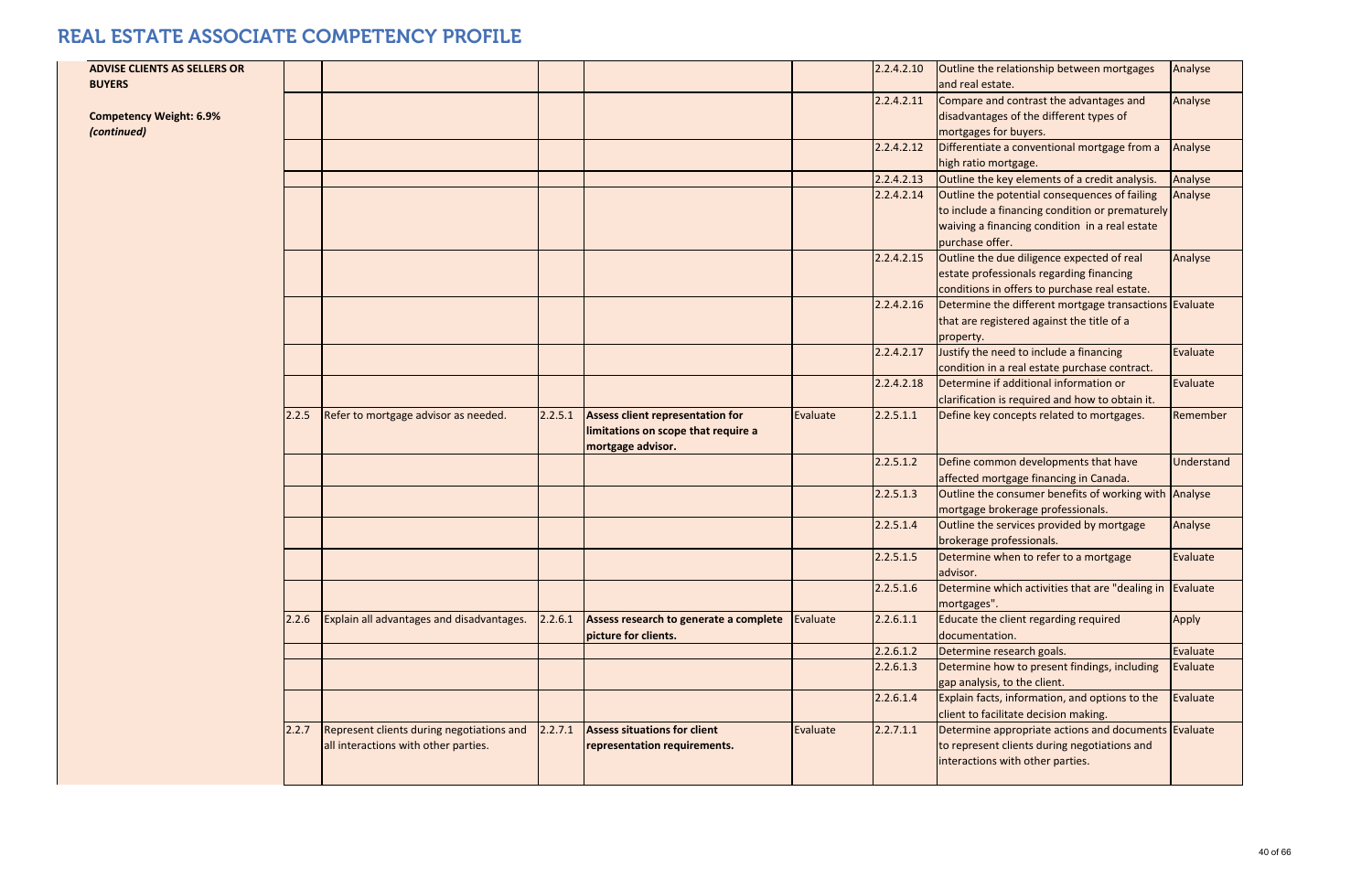# REAL ESTATE ASSOCIATE COMPETENCY PROFILE

| | | | | | | | | |
|---|---|---|---|---|---|---|---|---|
| **ADVISE CLIENTS AS SELLERS OR BUYERS**<br><br>**Competency Weight: 6.9%**<br>***(continued)*** | | | | | | 2.2.4.2.10 | Outline the relationship between mortgages and real estate. | Analyse |
| | | | | | | 2.2.4.2.11 | Compare and contrast the advantages and disadvantages of the different types of mortgages for buyers. | Analyse |
| | | | | | | 2.2.4.2.12 | Differentiate a conventional mortgage from a high ratio mortgage. | Analyse |
| | | | | | | 2.2.4.2.13 | Outline the key elements of a credit analysis. | Analyse |
| | | | | | | 2.2.4.2.14 | Outline the potential consequences of failing to include a financing condition or prematurely waiving a financing condition in a real estate purchase offer. | Analyse |
| | | | | | | 2.2.4.2.15 | Outline the due diligence expected of real estate professionals regarding financing conditions in offers to purchase real estate. | Analyse |
| | | | | | | 2.2.4.2.16 | Determine the different mortgage transactions that are registered against the title of a property. | Evaluate |
| | | | | | | 2.2.4.2.17 | Justify the need to include a financing condition in a real estate purchase contract. | Evaluate |
| | | | | | | 2.2.4.2.18 | Determine if additional information or clarification is required and how to obtain it. | Evaluate |
| | 2.2.5 | Refer to mortgage advisor as needed. | 2.2.5.1 | **Assess client representation for limitations on scope that require a mortgage advisor.** | Evaluate | 2.2.5.1.1 | Define key concepts related to mortgages. | Remember |
| | | | | | | 2.2.5.1.2 | Define common developments that have affected mortgage financing in Canada. | Understand |
| | | | | | | 2.2.5.1.3 | Outline the consumer benefits of working with mortgage brokerage professionals. | Analyse |
| | | | | | | 2.2.5.1.4 | Outline the services provided by mortgage brokerage professionals. | Analyse |
| | | | | | | 2.2.5.1.5 | Determine when to refer to a mortgage advisor. | Evaluate |
| | | | | | | 2.2.5.1.6 | Determine which activities that are "dealing in mortgages". | Evaluate |
| | 2.2.6 | Explain all advantages and disadvantages. | 2.2.6.1 | **Assess research to generate a complete picture for clients.** | Evaluate | 2.2.6.1.1 | Educate the client regarding required documentation. | Apply |
| | | | | | | 2.2.6.1.2 | Determine research goals. | Evaluate |
| | | | | | | 2.2.6.1.3 | Determine how to present findings, including gap analysis, to the client. | Evaluate |
| | | | | | | 2.2.6.1.4 | Explain facts, information, and options to the client to facilitate decision making. | Evaluate |
| | 2.2.7 | Represent clients during negotiations and all interactions with other parties. | 2.2.7.1 | **Assess situations for client representation requirements.** | Evaluate | 2.2.7.1.1 | Determine appropriate actions and documents to represent clients during negotiations and interactions with other parties. | Evaluate |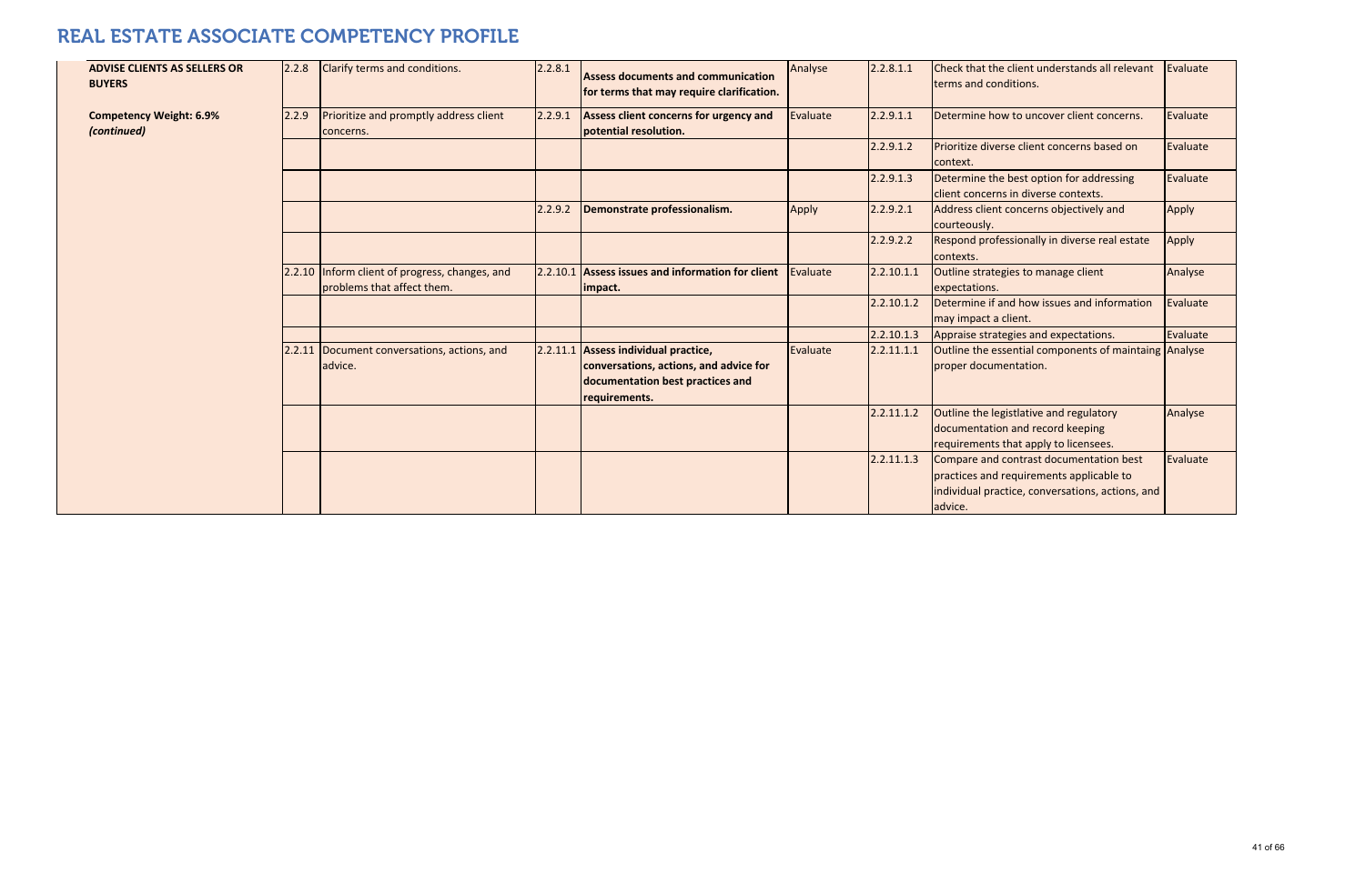# REAL ESTATE ASSOCIATE COMPETENCY PROFILE

| | | | | | | | | |
|---|---|---|---|---|---|---|---|---|
| **ADVISE CLIENTS AS SELLERS OR BUYERS** | 2.2.8 | Clarify terms and conditions. | 2.2.8.1 | **Assess documents and communication for terms that may require clarification.** | Analyse | 2.2.8.1.1 | Check that the client understands all relevant terms and conditions. | Evaluate |
| **Competency Weight: 6.9%** ***(continued)*** | 2.2.9 | Prioritize and promptly address client concerns. | 2.2.9.1 | **Assess client concerns for urgency and potential resolution.** | Evaluate | 2.2.9.1.1 | Determine how to uncover client concerns. | Evaluate |
| | | | | | | 2.2.9.1.2 | Prioritize diverse client concerns based on context. | Evaluate |
| | | | | | | 2.2.9.1.3 | Determine the best option for addressing client concerns in diverse contexts. | Evaluate |
| | | | 2.2.9.2 | **Demonstrate professionalism.** | Apply | 2.2.9.2.1 | Address client concerns objectively and courteously. | Apply |
| | | | | | | 2.2.9.2.2 | Respond professionally in diverse real estate contexts. | Apply |
| | 2.2.10 | Inform client of progress, changes, and problems that affect them. | 2.2.10.1 | **Assess issues and information for client impact.** | Evaluate | 2.2.10.1.1 | Outline strategies to manage client expectations. | Analyse |
| | | | | | | 2.2.10.1.2 | Determine if and how issues and information may impact a client. | Evaluate |
| | | | | | | 2.2.10.1.3 | Appraise strategies and expectations. | Evaluate |
| | 2.2.11 | Document conversations, actions, and advice. | 2.2.11.1 | **Assess individual practice, conversations, actions, and advice for documentation best practices and requirements.** | Evaluate | 2.2.11.1.1 | Outline the essential components of maintaing proper documentation. | Analyse |
| | | | | | | 2.2.11.1.2 | Outline the legistlative and regulatory documentation and record keeping requirements that apply to licensees. | Analyse |
| | | | | | | 2.2.11.1.3 | Compare and contrast documentation best practices and requirements applicable to individual practice, conversations, actions, and advice. | Evaluate |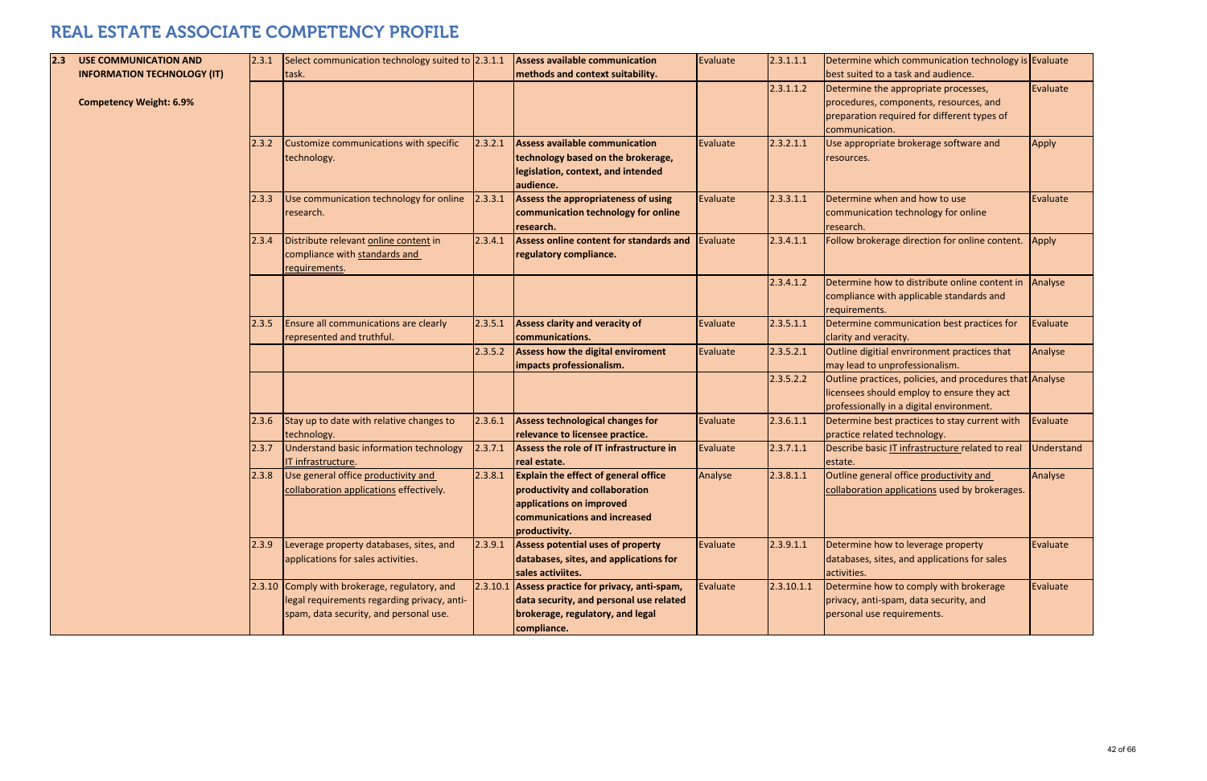# REAL ESTATE ASSOCIATE COMPETENCY PROFILE

| | | | | | | | | | |
|---|---|---|---|---|---|---|---|---|---|
| **2.3** | **USE COMMUNICATION AND INFORMATION TECHNOLOGY (IT)**<br><br>**Competency Weight: 6.9%** | 2.3.1 | Select communication technology suited to task. | 2.3.1.1 | **Assess available communication methods and context suitability.** | Evaluate | 2.3.1.1.1 | Determine which communication technology is best suited to a task and audience. | Evaluate |
| | | | | | | | 2.3.1.1.2 | Determine the appropriate processes, procedures, components, resources, and preparation required for different types of communication. | Evaluate |
| | | 2.3.2 | Customize communications with specific technology. | 2.3.2.1 | **Assess available communication technology based on the brokerage, legislation, context, and intended audience.** | Evaluate | 2.3.2.1.1 | Use appropriate brokerage software and resources. | Apply |
| | | 2.3.3 | Use communication technology for online research. | 2.3.3.1 | **Assess the appropriateness of using communication technology for online research.** | Evaluate | 2.3.3.1.1 | Determine when and how to use communication technology for online research. | Evaluate |
| | | 2.3.4 | Distribute relevant online content in compliance with standards and requirements. | 2.3.4.1 | **Assess online content for standards and regulatory compliance.** | Evaluate | 2.3.4.1.1 | Follow brokerage direction for online content. | Apply |
| | | | | | | | 2.3.4.1.2 | Determine how to distribute online content in compliance with applicable standards and requirements. | Analyse |
| | | 2.3.5 | Ensure all communications are clearly represented and truthful. | 2.3.5.1 | **Assess clarity and veracity of communications.** | Evaluate | 2.3.5.1.1 | Determine communication best practices for clarity and veracity. | Evaluate |
| | | | | 2.3.5.2 | **Assess how the digital enviroment impacts professionalism.** | Evaluate | 2.3.5.2.1 | Outline digitial envrironment practices that may lead to unprofessionalism. | Analyse |
| | | | | | | | 2.3.5.2.2 | Outline practices, policies, and procedures that licensees should employ to ensure they act professionally in a digital environment. | Analyse |
| | | 2.3.6 | Stay up to date with relative changes to technology. | 2.3.6.1 | **Assess technological changes for relevance to licensee practice.** | Evaluate | 2.3.6.1.1 | Determine best practices to stay current with practice related technology. | Evaluate |
| | | 2.3.7 | Understand basic information technology IT infrastructure. | 2.3.7.1 | **Assess the role of IT infrastructure in real estate.** | Evaluate | 2.3.7.1.1 | Describe basic IT infrastructure related to real estate. | Understand |
| | | 2.3.8 | Use general office productivity and collaboration applications effectively. | 2.3.8.1 | **Explain the effect of general office productivity and collaboration applications on improved communications and increased productivity.** | Analyse | 2.3.8.1.1 | Outline general office productivity and collaboration applications used by brokerages. | Analyse |
| | | 2.3.9 | Leverage property databases, sites, and applications for sales activities. | 2.3.9.1 | **Assess potential uses of property databases, sites, and applications for sales activiites.** | Evaluate | 2.3.9.1.1 | Determine how to leverage property databases, sites, and applications for sales activities. | Evaluate |
| | | 2.3.10 | Comply with brokerage, regulatory, and legal requirements regarding privacy, anti-spam, data security, and personal use. | 2.3.10.1 | **Assess practice for privacy, anti-spam, data security, and personal use related brokerage, regulatory, and legal compliance.** | Evaluate | 2.3.10.1.1 | Determine how to comply with brokerage privacy, anti-spam, data security, and personal use requirements. | Evaluate |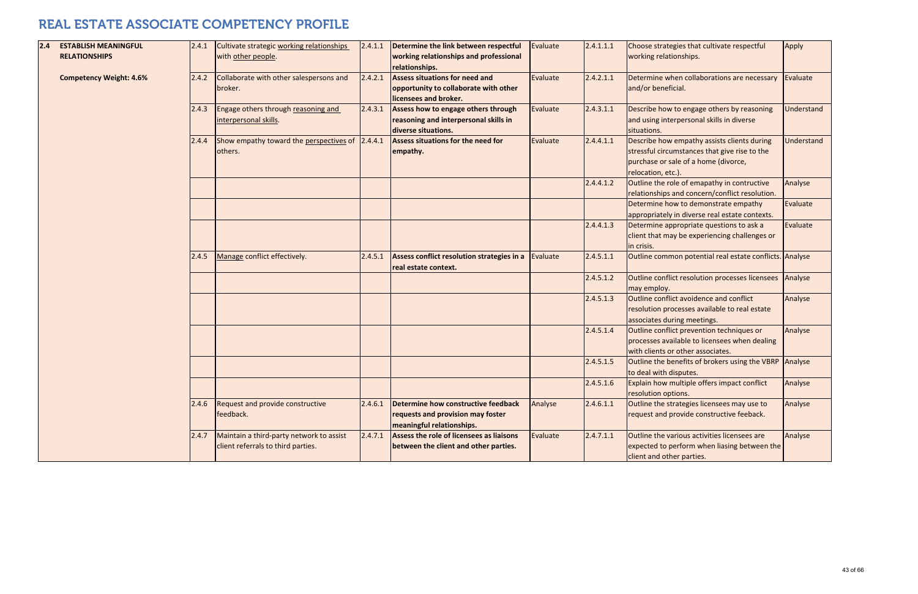# REAL ESTATE ASSOCIATE COMPETENCY PROFILE

| | | | | | | | | | |
|---|---|---|---|---|---|---|---|---|---|
| **2.4** | **ESTABLISH MEANINGFUL RELATIONSHIPS**<br><br>**Competency Weight: 4.6%** | 2.4.1 | Cultivate strategic working relationships with other people. | 2.4.1.1 | **Determine the link between respectful working relationships and professional relationships.** | Evaluate | 2.4.1.1.1 | Choose strategies that cultivate respectful working relationships. | Apply |
| | | 2.4.2 | Collaborate with other salespersons and broker. | 2.4.2.1 | **Assess situations for need and opportunity to collaborate with other licensees and broker.** | Evaluate | 2.4.2.1.1 | Determine when collaborations are necessary and/or beneficial. | Evaluate |
| | | 2.4.3 | Engage others through reasoning and interpersonal skills. | 2.4.3.1 | **Assess how to engage others through reasoning and interpersonal skills in diverse situations.** | Evaluate | 2.4.3.1.1 | Describe how to engage others by reasoning and using interpersonal skills in diverse situations. | Understand |
| | | 2.4.4 | Show empathy toward the perspectives of others. | 2.4.4.1 | **Assess situations for the need for empathy.** | Evaluate | 2.4.4.1.1 | Describe how empathy assists clients during stressful circumstances that give rise to the purchase or sale of a home (divorce, relocation, etc.). | Understand |
| | | | | | | | 2.4.4.1.2 | Outline the role of emapathy in contructive relationships and concern/conflict resolution. | Analyse |
| | | | | | | | | Determine how to demonstrate empathy appropriately in diverse real estate contexts. | Evaluate |
| | | | | | | | 2.4.4.1.3 | Determine appropriate questions to ask a client that may be experiencing challenges or in crisis. | Evaluate |
| | | 2.4.5 | Manage conflict effectively. | 2.4.5.1 | **Assess conflict resolution strategies in a real estate context.** | Evaluate | 2.4.5.1.1 | Outline common potential real estate conflicts. | Analyse |
| | | | | | | | 2.4.5.1.2 | Outline conflict resolution processes licensees may employ. | Analyse |
| | | | | | | | 2.4.5.1.3 | Outline conflict avoidence and conflict resolution processes available to real estate associates during meetings. | Analyse |
| | | | | | | | 2.4.5.1.4 | Outline conflict prevention techniques or processes available to licensees when dealing with clients or other associates. | Analyse |
| | | | | | | | 2.4.5.1.5 | Outline the benefits of brokers using the VBRP to deal with disputes. | Analyse |
| | | | | | | | 2.4.5.1.6 | Explain how multiple offers impact conflict resolution options. | Analyse |
| | | 2.4.6 | Request and provide constructive feedback. | 2.4.6.1 | **Determine how constructive feedback requests and provision may foster meaningful relationships.** | Analyse | 2.4.6.1.1 | Outline the strategies licensees may use to request and provide constructive feeback. | Analyse |
| | | 2.4.7 | Maintain a third-party network to assist client referrals to third parties. | 2.4.7.1 | **Assess the role of licensees as liaisons between the client and other parties.** | Evaluate | 2.4.7.1.1 | Outline the various activities licensees are expected to perform when liasing between the client and other parties. | Analyse |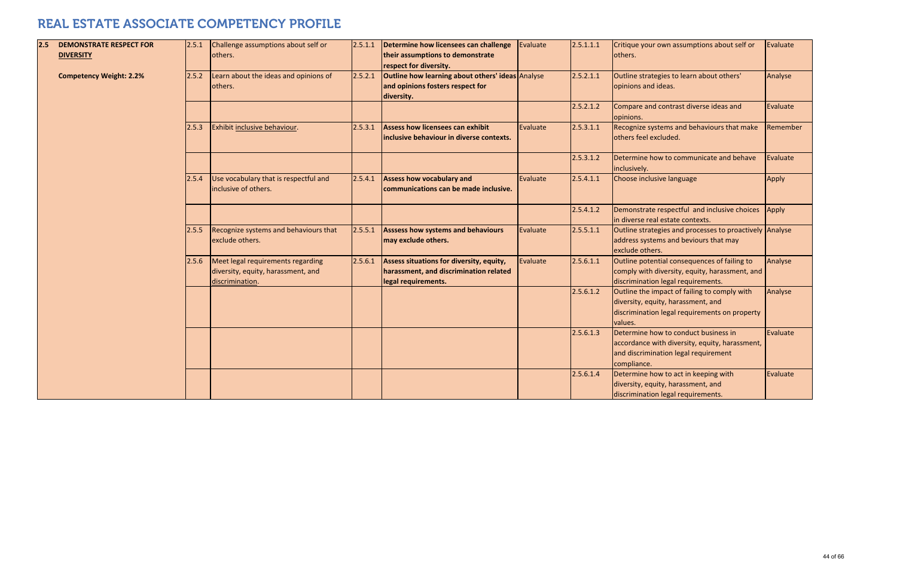# REAL ESTATE ASSOCIATE COMPETENCY PROFILE

| | | | | | | | | | |
|---|---|---|---|---|---|---|---|---|---|
| **2.5** | **DEMONSTRATE RESPECT FOR DIVERSITY**<br><br>**Competency Weight: 2.2%** | 2.5.1 | Challenge assumptions about self or others. | 2.5.1.1 | **Determine how licensees can challenge their assumptions to demonstrate respect for diversity.** | Evaluate | 2.5.1.1.1 | Critique your own assumptions about self or others. | Evaluate |
| | | 2.5.2 | Learn about the ideas and opinions of others. | 2.5.2.1 | **Outline how learning about others' ideas and opinions fosters respect for diversity.** | Analyse | 2.5.2.1.1 | Outline strategies to learn about others' opinions and ideas. | Analyse |
| | | | | | | | 2.5.2.1.2 | Compare and contrast diverse ideas and opinions. | Evaluate |
| | | 2.5.3 | Exhibit inclusive behaviour. | 2.5.3.1 | **Assess how licensees can exhibit inclusive behaviour in diverse contexts.** | Evaluate | 2.5.3.1.1 | Recognize systems and behaviours that make others feel excluded. | Remember |
| | | | | | | | 2.5.3.1.2 | Determine how to communicate and behave inclusively. | Evaluate |
| | | 2.5.4 | Use vocabulary that is respectful and inclusive of others. | 2.5.4.1 | **Assess how vocabulary and communications can be made inclusive.** | Evaluate | 2.5.4.1.1 | Choose inclusive language | Apply |
| | | | | | | | 2.5.4.1.2 | Demonstrate respectful and inclusive choices in diverse real estate contexts. | Apply |
| | | 2.5.5 | Recognize systems and behaviours that exclude others. | 2.5.5.1 | **Asssess how systems and behaviours may exclude others.** | Evaluate | 2.5.5.1.1 | Outline strategies and processes to proactively address systems and beviours that may exclude others. | Analyse |
| | | 2.5.6 | Meet legal requirements regarding diversity, equity, harassment, and discrimination. | 2.5.6.1 | **Assess situations for diversity, equity, harassment, and discrimination related legal requirements.** | Evaluate | 2.5.6.1.1 | Outline potential consequences of failing to comply with diversity, equity, harassment, and discrimination legal requirements. | Analyse |
| | | | | | | | 2.5.6.1.2 | Outline the impact of failing to comply with diversity, equity, harassment, and discrimination legal requirements on property values. | Analyse |
| | | | | | | | 2.5.6.1.3 | Determine how to conduct business in accordance with diversity, equity, harassment, and discrimination legal requirement compliance. | Evaluate |
| | | | | | | | 2.5.6.1.4 | Determine how to act in keeping with diversity, equity, harassment, and discrimination legal requirements. | Evaluate |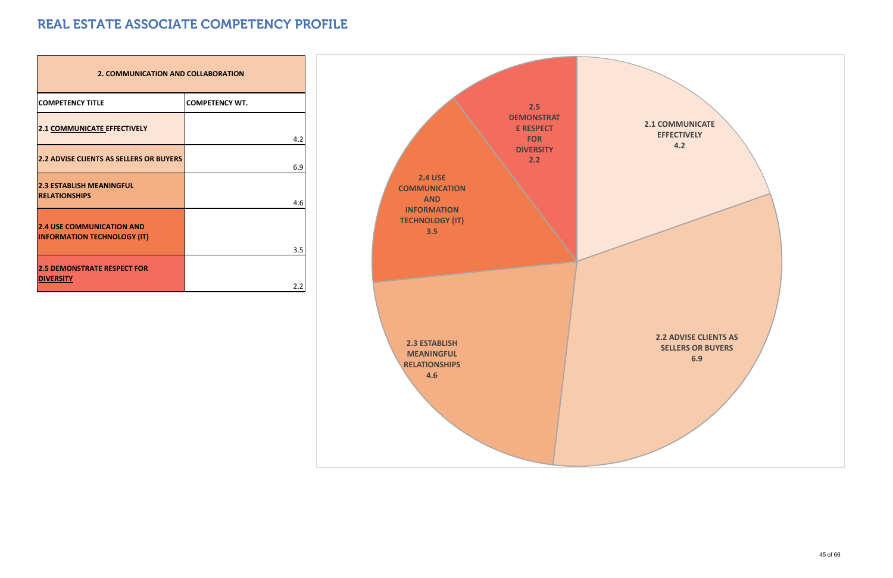# REAL ESTATE ASSOCIATE COMPETENCY PROFILE

| 2. COMMUNICATION AND COLLABORATION | |
|---|---|
| **COMPETENCY TITLE** | **COMPETENCY WT.** |
| **2.1 COMMUNICATE EFFECTIVELY** | 4.2 |
| **2.2 ADVISE CLIENTS AS SELLERS OR BUYERS** | 6.9 |
| **2.3 ESTABLISH MEANINGFUL RELATIONSHIPS** | 4.6 |
| **2.4 USE COMMUNICATION AND INFORMATION TECHNOLOGY (IT)** | 3.5 |
| **2.5 DEMONSTRATE RESPECT FOR DIVERSITY** | 2.2 |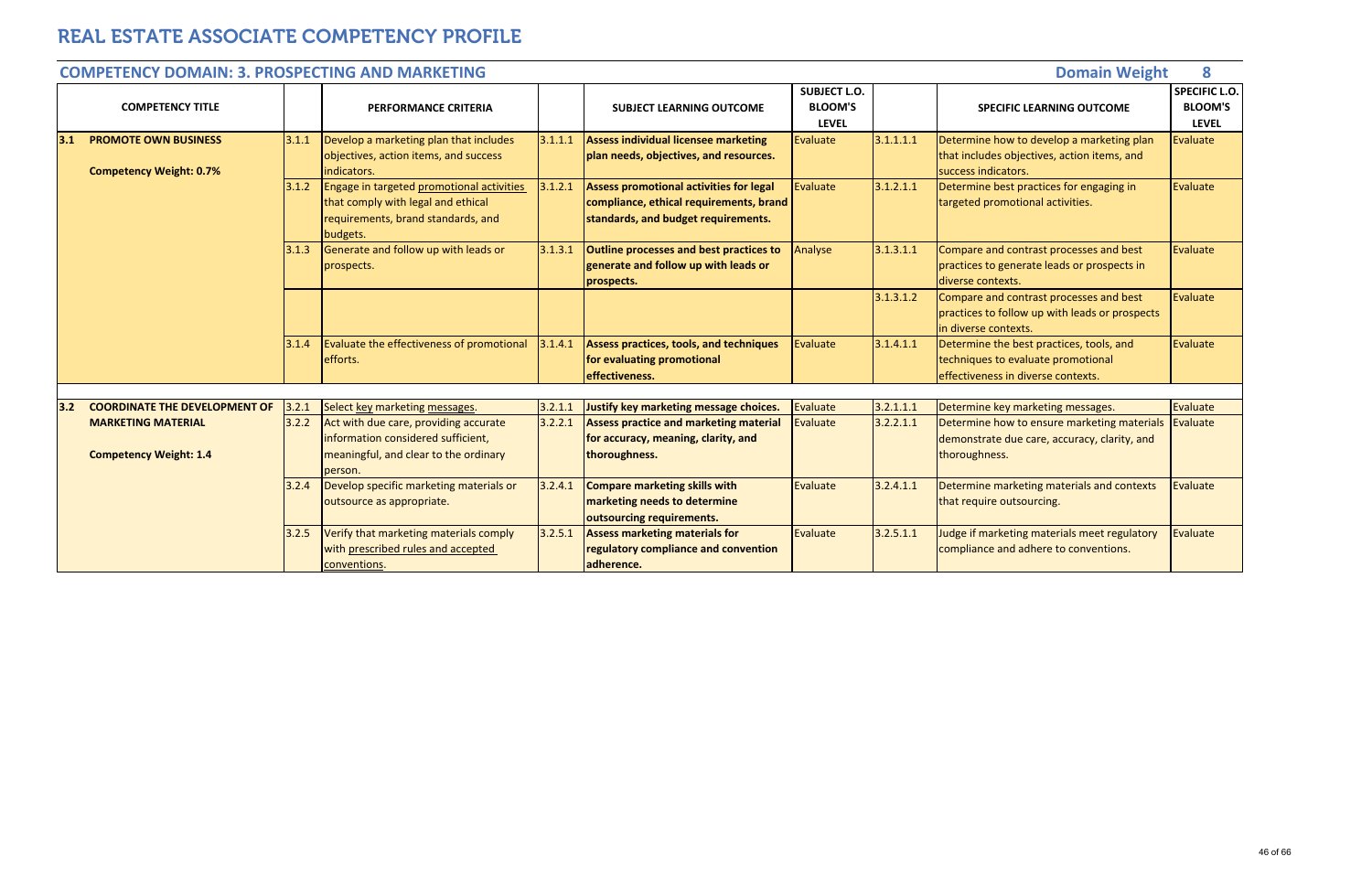# REAL ESTATE ASSOCIATE COMPETENCY PROFILE

## COMPETENCY DOMAIN: 3. PROSPECTING AND MARKETING

**Domain Weight 8**

| COMPETENCY TITLE | | PERFORMANCE CRITERIA | | SUBJECT LEARNING OUTCOME | SUBJECT L.O. BLOOM'S LEVEL | | SPECIFIC LEARNING OUTCOME | SPECIFIC L.O. BLOOM'S LEVEL |
|---|---|---|---|---|---|---|---|---|
| **3.1 PROMOTE OWN BUSINESS**<br><br>**Competency Weight: 0.7%** | 3.1.1 | Develop a marketing plan that includes objectives, action items, and success indicators. | 3.1.1.1 | **Assess individual licensee marketing plan needs, objectives, and resources.** | Evaluate | 3.1.1.1.1 | Determine how to develop a marketing plan that includes objectives, action items, and success indicators. | Evaluate |
| | 3.1.2 | Engage in targeted promotional activities that comply with legal and ethical requirements, brand standards, and budgets. | 3.1.2.1 | **Assess promotional activities for legal compliance, ethical requirements, brand standards, and budget requirements.** | Evaluate | 3.1.2.1.1 | Determine best practices for engaging in targeted promotional activities. | Evaluate |
| | 3.1.3 | Generate and follow up with leads or prospects. | 3.1.3.1 | **Outline processes and best practices to generate and follow up with leads or prospects.** | Analyse | 3.1.3.1.1 | Compare and contrast processes and best practices to generate leads or prospects in diverse contexts. | Evaluate |
| | | | | | | 3.1.3.1.2 | Compare and contrast processes and best practices to follow up with leads or prospects in diverse contexts. | Evaluate |
| | 3.1.4 | Evaluate the effectiveness of promotional efforts. | 3.1.4.1 | **Assess practices, tools, and techniques for evaluating promotional effectiveness.** | Evaluate | 3.1.4.1.1 | Determine the best practices, tools, and techniques to evaluate promotional effectiveness in diverse contexts. | Evaluate |
| **3.2 COORDINATE THE DEVELOPMENT OF MARKETING MATERIAL**<br><br>**Competency Weight: 1.4** | 3.2.1 | Select key marketing messages. | 3.2.1.1 | **Justify key marketing message choices.** | Evaluate | 3.2.1.1.1 | Determine key marketing messages. | Evaluate |
| | 3.2.2 | Act with due care, providing accurate information considered sufficient, meaningful, and clear to the ordinary person. | 3.2.2.1 | **Assess practice and marketing material for accuracy, meaning, clarity, and thoroughness.** | Evaluate | 3.2.2.1.1 | Determine how to ensure marketing materials demonstrate due care, accuracy, clarity, and thoroughness. | Evaluate |
| | 3.2.4 | Develop specific marketing materials or outsource as appropriate. | 3.2.4.1 | **Compare marketing skills with marketing needs to determine outsourcing requirements.** | Evaluate | 3.2.4.1.1 | Determine marketing materials and contexts that require outsourcing. | Evaluate |
| | 3.2.5 | Verify that marketing materials comply with prescribed rules and accepted conventions. | 3.2.5.1 | **Assess marketing materials for regulatory compliance and convention adherence.** | Evaluate | 3.2.5.1.1 | Judge if marketing materials meet regulatory compliance and adhere to conventions. | Evaluate |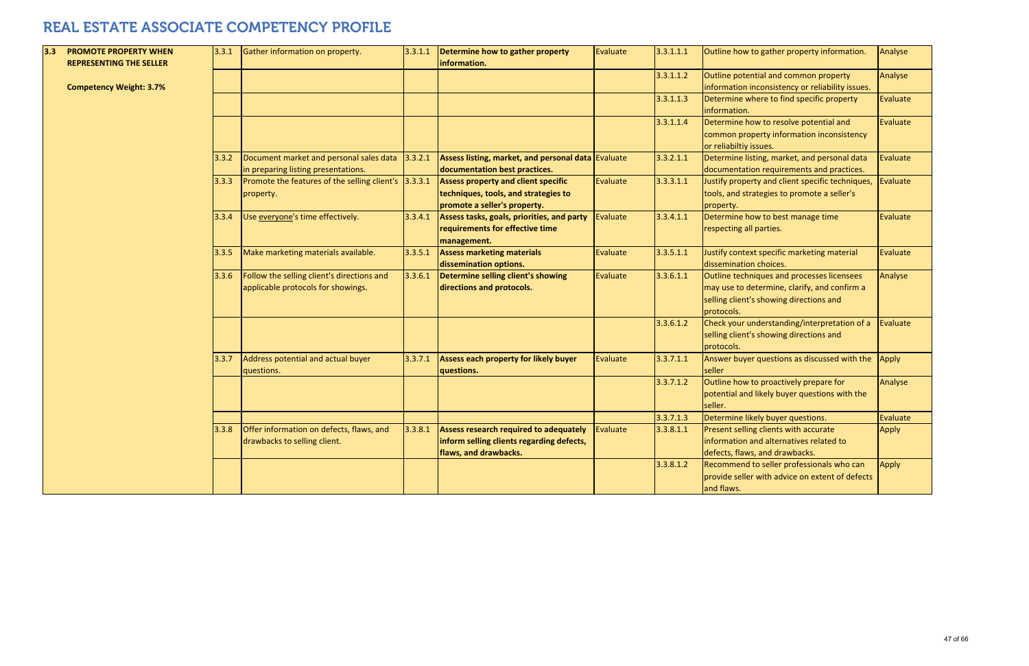# REAL ESTATE ASSOCIATE COMPETENCY PROFILE

| | | | | | | | | | |
|---|---|---|---|---|---|---|---|---|---|
| **3.3** | **PROMOTE PROPERTY WHEN REPRESENTING THE SELLER**<br><br>**Competency Weight: 3.7%** | 3.3.1 | Gather information on property. | 3.3.1.1 | **Determine how to gather property information.** | Evaluate | 3.3.1.1.1 | Outline how to gather property information. | Analyse |
| | | | | | | | 3.3.1.1.2 | Outline potential and common property information inconsistency or reliability issues. | Analyse |
| | | | | | | | 3.3.1.1.3 | Determine where to find specific property information. | Evaluate |
| | | | | | | | 3.3.1.1.4 | Determine how to resolve potential and common property information inconsistency or reliabiltiy issues. | Evaluate |
| | | 3.3.2 | Document market and personal sales data in preparing listing presentations. | 3.3.2.1 | **Assess listing, market, and personal data documentation best practices.** | Evaluate | 3.3.2.1.1 | Determine listing, market, and personal data documentation requirements and practices. | Evaluate |
| | | 3.3.3 | Promote the features of the selling client's property. | 3.3.3.1 | **Assess property and client specific techniques, tools, and strategies to promote a seller's property.** | Evaluate | 3.3.3.1.1 | Justify property and client specific techniques, tools, and strategies to promote a seller's property. | Evaluate |
| | | 3.3.4 | Use everyone's time effectively. | 3.3.4.1 | **Assess tasks, goals, priorities, and party requirements for effective time management.** | Evaluate | 3.3.4.1.1 | Determine how to best manage time respecting all parties. | Evaluate |
| | | 3.3.5 | Make marketing materials available. | 3.3.5.1 | **Assess marketing materials dissemination options.** | Evaluate | 3.3.5.1.1 | Justify context specific marketing material dissemination choices. | Evaluate |
| | | 3.3.6 | Follow the selling client's directions and applicable protocols for showings. | 3.3.6.1 | **Determine selling client's showing directions and protocols.** | Evaluate | 3.3.6.1.1 | Outline techniques and processes licensees may use to determine, clarify, and confirm a selling client's showing directions and protocols. | Analyse |
| | | | | | | | 3.3.6.1.2 | Check your understanding/interpretation of a selling client's showing directions and protocols. | Evaluate |
| | | 3.3.7 | Address potential and actual buyer questions. | 3.3.7.1 | **Assess each property for likely buyer questions.** | Evaluate | 3.3.7.1.1 | Answer buyer questions as discussed with the seller | Apply |
| | | | | | | | 3.3.7.1.2 | Outline how to proactively prepare for potential and likely buyer questions with the seller. | Analyse |
| | | | | | | | 3.3.7.1.3 | Determine likely buyer questions. | Evaluate |
| | | 3.3.8 | Offer information on defects, flaws, and drawbacks to selling client. | 3.3.8.1 | **Assess research required to adequately inform selling clients regarding defects, flaws, and drawbacks.** | Evaluate | 3.3.8.1.1 | Present selling clients with accurate information and alternatives related to defects, flaws, and drawbacks. | Apply |
| | | | | | | | 3.3.8.1.2 | Recommend to seller professionals who can provide seller with advice on extent of defects and flaws. | Apply |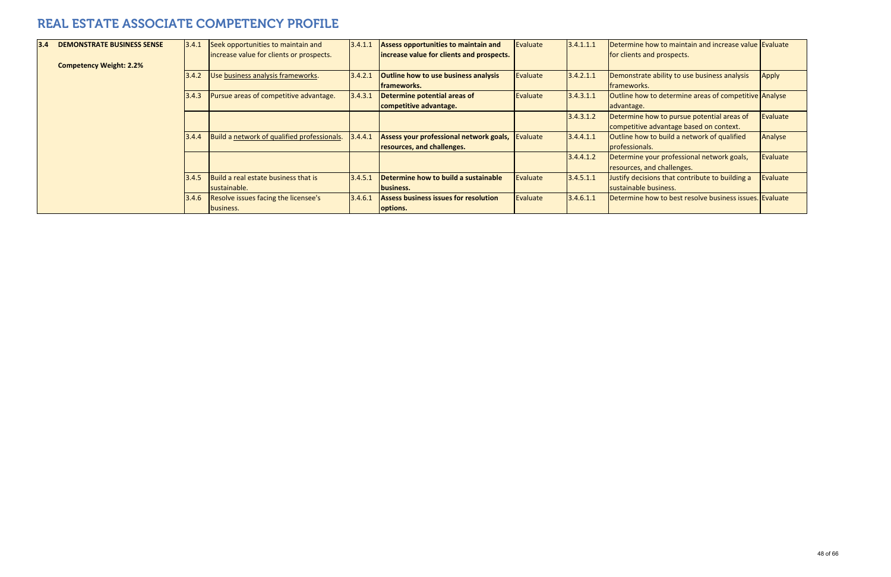# REAL ESTATE ASSOCIATE COMPETENCY PROFILE

| | | | | | | | | |
|---|---|---|---|---|---|---|---|---|
| **3.4 DEMONSTRATE BUSINESS SENSE**<br><br>**Competency Weight: 2.2%** | 3.4.1 | Seek opportunities to maintain and increase value for clients or prospects. | 3.4.1.1 | **Assess opportunities to maintain and increase value for clients and prospects.** | Evaluate | 3.4.1.1.1 | Determine how to maintain and increase value for clients and prospects. | Evaluate |
| | 3.4.2 | Use business analysis frameworks. | 3.4.2.1 | **Outline how to use business analysis frameworks.** | Evaluate | 3.4.2.1.1 | Demonstrate ability to use business analysis frameworks. | Apply |
| | 3.4.3 | Pursue areas of competitive advantage. | 3.4.3.1 | **Determine potential areas of competitive advantage.** | Evaluate | 3.4.3.1.1 | Outline how to determine areas of competitive advantage. | Analyse |
| | | | | | | 3.4.3.1.2 | Determine how to pursue potential areas of competitive advantage based on context. | Evaluate |
| | 3.4.4 | Build a network of qualified professionals. | 3.4.4.1 | **Assess your professional network goals, resources, and challenges.** | Evaluate | 3.4.4.1.1 | Outline how to build a network of qualified professionals. | Analyse |
| | | | | | | 3.4.4.1.2 | Determine your professional network goals, resources, and challenges. | Evaluate |
| | 3.4.5 | Build a real estate business that is sustainable. | 3.4.5.1 | **Determine how to build a sustainable business.** | Evaluate | 3.4.5.1.1 | Justify decisions that contribute to building a sustainable business. | Evaluate |
| | 3.4.6 | Resolve issues facing the licensee's business. | 3.4.6.1 | **Assess business issues for resolution options.** | Evaluate | 3.4.6.1.1 | Determine how to best resolve business issues. | Evaluate |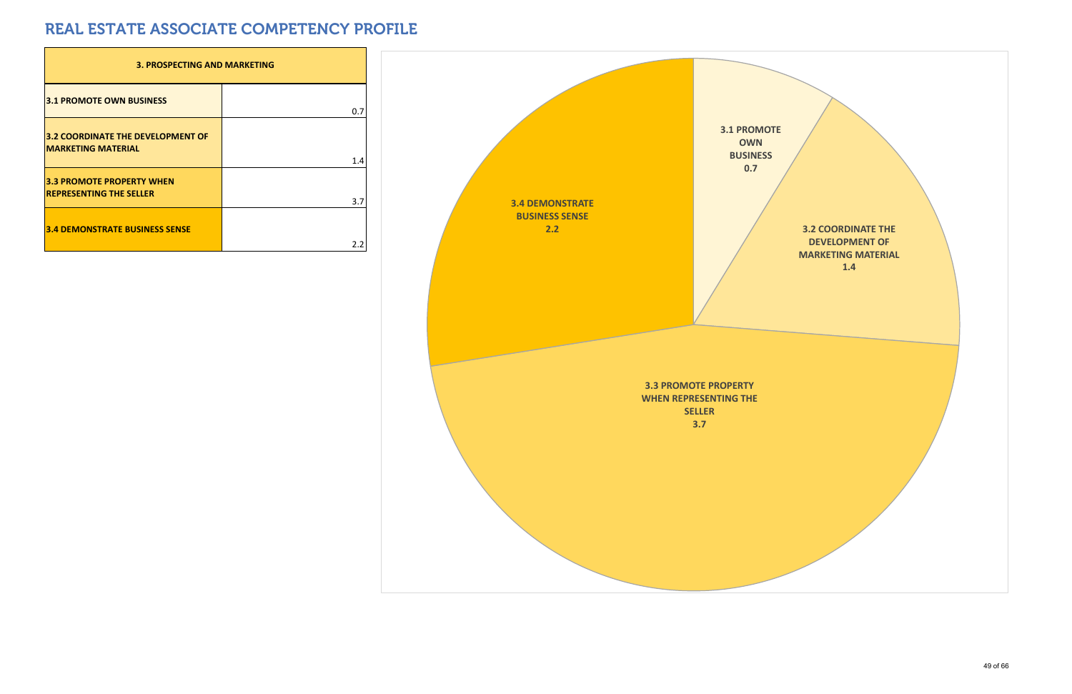# REAL ESTATE ASSOCIATE COMPETENCY PROFILE

| 3. PROSPECTING AND MARKETING | |
|---|---|
| 3.1 PROMOTE OWN BUSINESS | 0.7 |
| 3.2 COORDINATE THE DEVELOPMENT OF MARKETING MATERIAL | 1.4 |
| 3.3 PROMOTE PROPERTY WHEN REPRESENTING THE SELLER | 3.7 |
| 3.4 DEMONSTRATE BUSINESS SENSE | 2.2 |

3.1 PROMOTE OWN BUSINESS 0.7

3.2 COORDINATE THE DEVELOPMENT OF MARKETING MATERIAL 1.4

3.3 PROMOTE PROPERTY WHEN REPRESENTING THE SELLER 3.7

3.4 DEMONSTRATE BUSINESS SENSE 2.2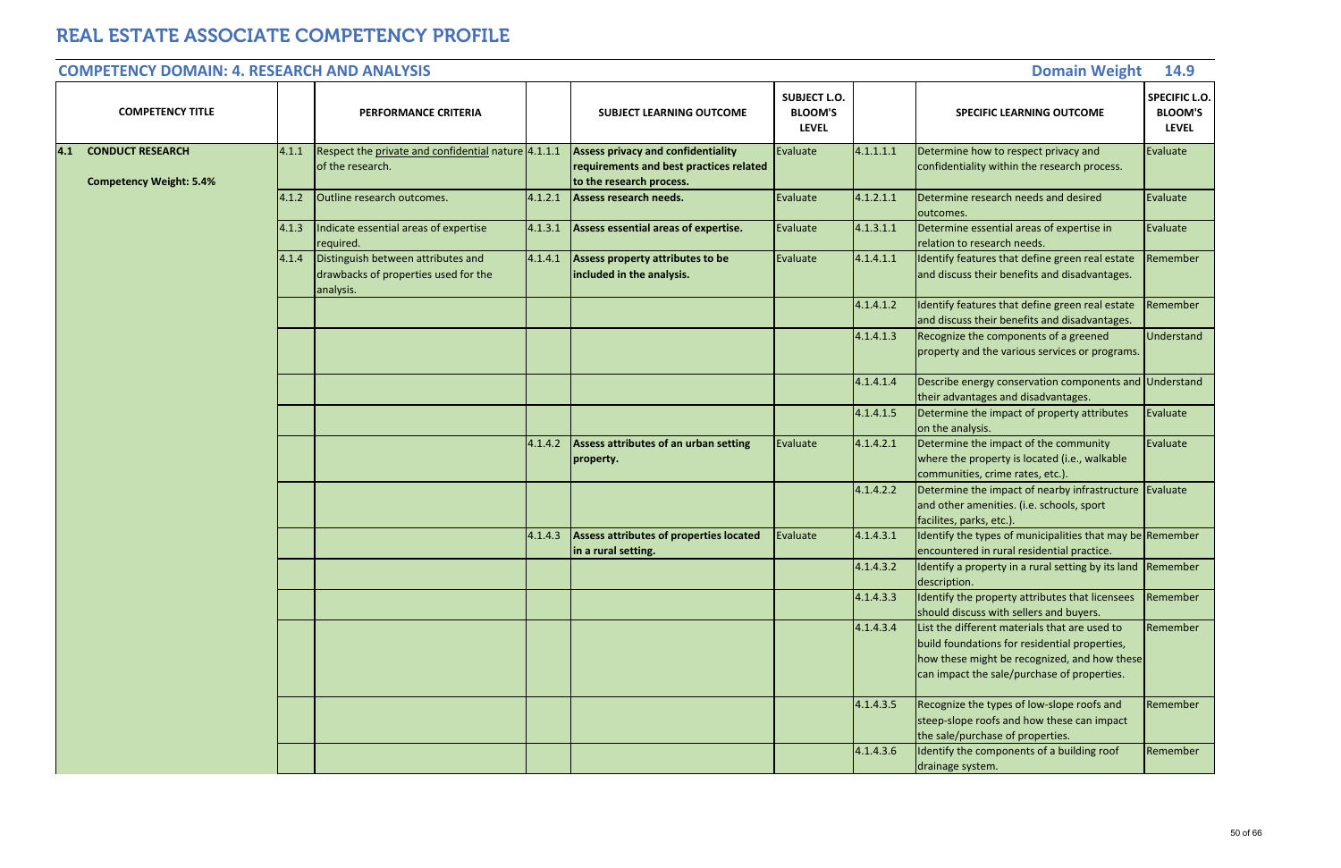# REAL ESTATE ASSOCIATE COMPETENCY PROFILE

## COMPETENCY DOMAIN: 4. RESEARCH AND ANALYSIS

**Domain Weight 14.9**

| COMPETENCY TITLE | | PERFORMANCE CRITERIA | | SUBJECT LEARNING OUTCOME | SUBJECT L.O. BLOOM'S LEVEL | | SPECIFIC LEARNING OUTCOME | SPECIFIC L.O. BLOOM'S LEVEL |
|---|---|---|---|---|---|---|---|---|
| **4.1 CONDUCT RESEARCH**<br><br>**Competency Weight: 5.4%** | 4.1.1 | Respect the private and confidential nature of the research. | 4.1.1.1 | **Assess privacy and confidentiality requirements and best practices related to the research process.** | Evaluate | 4.1.1.1.1 | Determine how to respect privacy and confidentiality within the research process. | Evaluate |
| | 4.1.2 | Outline research outcomes. | 4.1.2.1 | **Assess research needs.** | Evaluate | 4.1.2.1.1 | Determine research needs and desired outcomes. | Evaluate |
| | 4.1.3 | Indicate essential areas of expertise required. | 4.1.3.1 | **Assess essential areas of expertise.** | Evaluate | 4.1.3.1.1 | Determine essential areas of expertise in relation to research needs. | Evaluate |
| | 4.1.4 | Distinguish between attributes and drawbacks of properties used for the analysis. | 4.1.4.1 | **Assess property attributes to be included in the analysis.** | Evaluate | 4.1.4.1.1 | Identify features that define green real estate and discuss their benefits and disadvantages. | Remember |
| | | | | | | 4.1.4.1.2 | Identify features that define green real estate and discuss their benefits and disadvantages. | Remember |
| | | | | | | 4.1.4.1.3 | Recognize the components of a greened property and the various services or programs. | Understand |
| | | | | | | 4.1.4.1.4 | Describe energy conservation components and their advantages and disadvantages. | Understand |
| | | | | | | 4.1.4.1.5 | Determine the impact of property attributes on the analysis. | Evaluate |
| | | | 4.1.4.2 | **Assess attributes of an urban setting property.** | Evaluate | 4.1.4.2.1 | Determine the impact of the community where the property is located (i.e., walkable communities, crime rates, etc.). | Evaluate |
| | | | | | | 4.1.4.2.2 | Determine the impact of nearby infrastructure and other amenities. (i.e. schools, sport facilites, parks, etc.). | Evaluate |
| | | | 4.1.4.3 | **Assess attributes of properties located in a rural setting.** | Evaluate | 4.1.4.3.1 | Identify the types of municipalities that may be encountered in rural residential practice. | Remember |
| | | | | | | 4.1.4.3.2 | Identify a property in a rural setting by its land description. | Remember |
| | | | | | | 4.1.4.3.3 | Identify the property attributes that licensees should discuss with sellers and buyers. | Remember |
| | | | | | | 4.1.4.3.4 | List the different materials that are used to build foundations for residential properties, how these might be recognized, and how these can impact the sale/purchase of properties. | Remember |
| | | | | | | 4.1.4.3.5 | Recognize the types of low-slope roofs and steep-slope roofs and how these can impact the sale/purchase of properties. | Remember |
| | | | | | | 4.1.4.3.6 | Identify the components of a building roof drainage system. | Remember |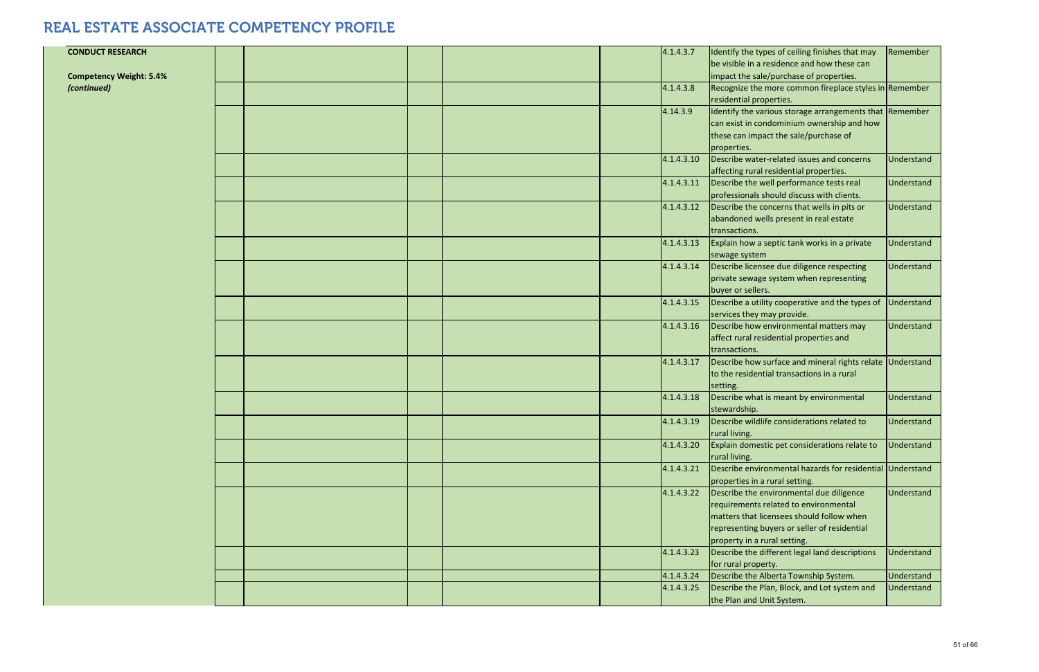# REAL ESTATE ASSOCIATE COMPETENCY PROFILE

| | | | | | | | | |
|---|---|---|---|---|---|---|---|---|
| **CONDUCT RESEARCH**<br><br>**Competency Weight: 5.4%**<br>***(continued)*** | | | | | | 4.1.4.3.7 | Identify the types of ceiling finishes that may be visible in a residence and how these can impact the sale/purchase of properties. | Remember |
| | | | | | | 4.1.4.3.8 | Recognize the more common fireplace styles in residential properties. | Remember |
| | | | | | | 4.14.3.9 | Identify the various storage arrangements that can exist in condominium ownership and how these can impact the sale/purchase of properties. | Remember |
| | | | | | | 4.1.4.3.10 | Describe water-related issues and concerns affecting rural residential properties. | Understand |
| | | | | | | 4.1.4.3.11 | Describe the well performance tests real professionals should discuss with clients. | Understand |
| | | | | | | 4.1.4.3.12 | Describe the concerns that wells in pits or abandoned wells present in real estate transactions. | Understand |
| | | | | | | 4.1.4.3.13 | Explain how a septic tank works in a private sewage system | Understand |
| | | | | | | 4.1.4.3.14 | Describe licensee due diligence respecting private sewage system when representing buyer or sellers. | Understand |
| | | | | | | 4.1.4.3.15 | Describe a utility cooperative and the types of services they may provide. | Understand |
| | | | | | | 4.1.4.3.16 | Describe how environmental matters may affect rural residential properties and transactions. | Understand |
| | | | | | | 4.1.4.3.17 | Describe how surface and mineral rights relate to the residential transactions in a rural setting. | Understand |
| | | | | | | 4.1.4.3.18 | Describe what is meant by environmental stewardship. | Understand |
| | | | | | | 4.1.4.3.19 | Describe wildlife considerations related to rural living. | Understand |
| | | | | | | 4.1.4.3.20 | Explain domestic pet considerations relate to rural living. | Understand |
| | | | | | | 4.1.4.3.21 | Describe environmental hazards for residential properties in a rural setting. | Understand |
| | | | | | | 4.1.4.3.22 | Describe the environmental due diligence requirements related to environmental matters that licensees should follow when representing buyers or seller of residential property in a rural setting. | Understand |
| | | | | | | 4.1.4.3.23 | Describe the different legal land descriptions for rural property. | Understand |
| | | | | | | 4.1.4.3.24 | Describe the Alberta Township System. | Understand |
| | | | | | | 4.1.4.3.25 | Describe the Plan, Block, and Lot system and the Plan and Unit System. | Understand |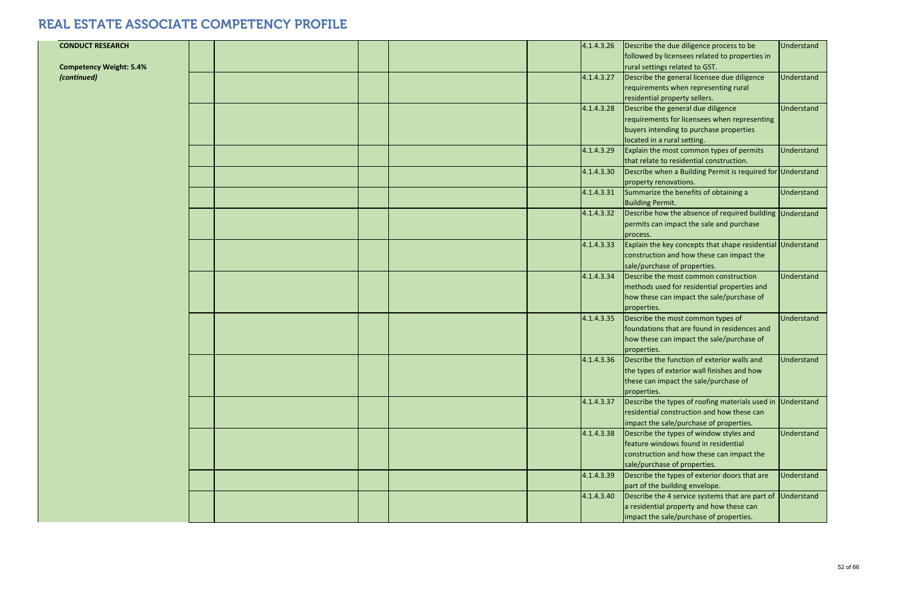# REAL ESTATE ASSOCIATE COMPETENCY PROFILE

| | | | | | | | |
|---|---|---|---|---|---|---|---|
| **CONDUCT RESEARCH**<br><br>**Competency Weight: 5.4%**<br>***(continued)*** | | | | | 4.1.4.3.26 | Describe the due diligence process to be followed by licensees related to properties in rural settings related to GST. | Understand |
| | | | | | 4.1.4.3.27 | Describe the general licensee due diligence requirements when representing rural residential property sellers. | Understand |
| | | | | | 4.1.4.3.28 | Describe the general due diligence requirements for licensees when representing buyers intending to purchase properties located in a rural setting. | Understand |
| | | | | | 4.1.4.3.29 | Explain the most common types of permits that relate to residential construction. | Understand |
| | | | | | 4.1.4.3.30 | Describe when a Building Permit is required for property renovations. | Understand |
| | | | | | 4.1.4.3.31 | Summarize the benefits of obtaining a Building Permit. | Understand |
| | | | | | 4.1.4.3.32 | Describe how the absence of required building permits can impact the sale and purchase process. | Understand |
| | | | | | 4.1.4.3.33 | Explain the key concepts that shape residential construction and how these can impact the sale/purchase of properties. | Understand |
| | | | | | 4.1.4.3.34 | Describe the most common construction methods used for residential properties and how these can impact the sale/purchase of properties. | Understand |
| | | | | | 4.1.4.3.35 | Describe the most common types of foundations that are found in residences and how these can impact the sale/purchase of properties. | Understand |
| | | | | | 4.1.4.3.36 | Describe the function of exterior walls and the types of exterior wall finishes and how these can impact the sale/purchase of properties. | Understand |
| | | | | | 4.1.4.3.37 | Describe the types of roofing materials used in residential construction and how these can impact the sale/purchase of properties. | Understand |
| | | | | | 4.1.4.3.38 | Describe the types of window styles and feature windows found in residential construction and how these can impact the sale/purchase of properties. | Understand |
| | | | | | 4.1.4.3.39 | Describe the types of exterior doors that are part of the building envelope. | Understand |
| | | | | | 4.1.4.3.40 | Describe the 4 service systems that are part of a residential property and how these can impact the sale/purchase of properties. | Understand |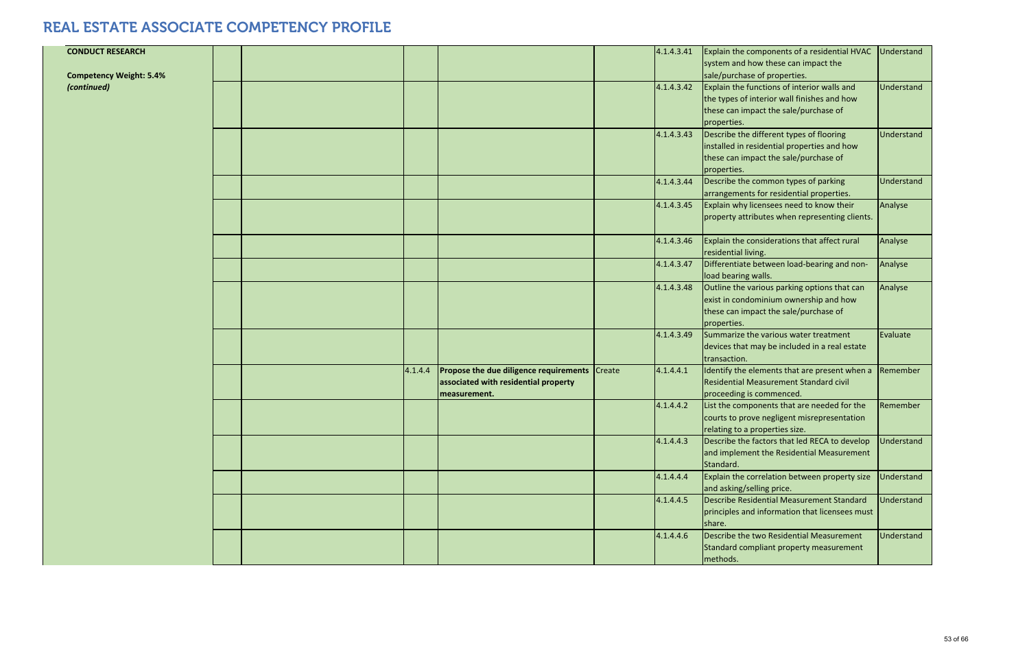# REAL ESTATE ASSOCIATE COMPETENCY PROFILE

| | | | | | | | | |
|---|---|---|---|---|---|---|---|---|
| **CONDUCT RESEARCH**<br><br>**Competency Weight: 5.4%**<br>***(continued)*** | | | | | | 4.1.4.3.41 | Explain the components of a residential HVAC system and how these can impact the sale/purchase of properties. | Understand |
| | | | | | | 4.1.4.3.42 | Explain the functions of interior walls and the types of interior wall finishes and how these can impact the sale/purchase of properties. | Understand |
| | | | | | | 4.1.4.3.43 | Describe the different types of flooring installed in residential properties and how these can impact the sale/purchase of properties. | Understand |
| | | | | | | 4.1.4.3.44 | Describe the common types of parking arrangements for residential properties. | Understand |
| | | | | | | 4.1.4.3.45 | Explain why licensees need to know their property attributes when representing clients. | Analyse |
| | | | | | | 4.1.4.3.46 | Explain the considerations that affect rural residential living. | Analyse |
| | | | | | | 4.1.4.3.47 | Differentiate between load-bearing and non-load bearing walls. | Analyse |
| | | | | | | 4.1.4.3.48 | Outline the various parking options that can exist in condominium ownership and how these can impact the sale/purchase of properties. | Analyse |
| | | | | | | 4.1.4.3.49 | Summarize the various water treatment devices that may be included in a real estate transaction. | Evaluate |
| | | | 4.1.4.4 | **Propose the due diligence requirements associated with residential property measurement.** | Create | 4.1.4.4.1 | Identify the elements that are present when a Residential Measurement Standard civil proceeding is commenced. | Remember |
| | | | | | | 4.1.4.4.2 | List the components that are needed for the courts to prove negligent misrepresentation relating to a properties size. | Remember |
| | | | | | | 4.1.4.4.3 | Describe the factors that led RECA to develop and implement the Residential Measurement Standard. | Understand |
| | | | | | | 4.1.4.4.4 | Explain the correlation between property size and asking/selling price. | Understand |
| | | | | | | 4.1.4.4.5 | Describe Residential Measurement Standard principles and information that licensees must share. | Understand |
| | | | | | | 4.1.4.4.6 | Describe the two Residential Measurement Standard compliant property measurement methods. | Understand |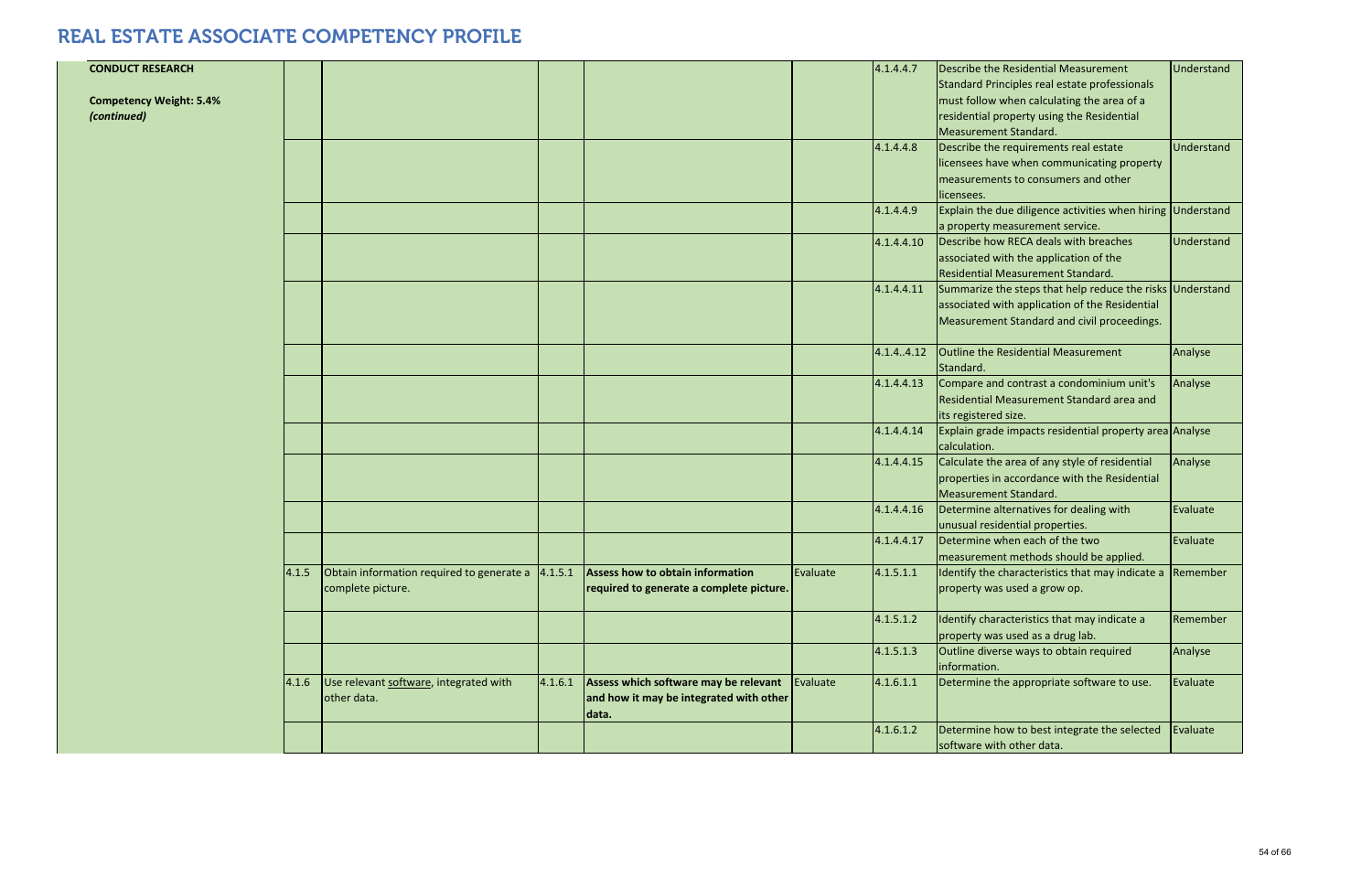# REAL ESTATE ASSOCIATE COMPETENCY PROFILE

| | | | | | | | | |
|---|---|---|---|---|---|---|---|---|
| **CONDUCT RESEARCH**<br><br>**Competency Weight: 5.4%**<br>***(continued)*** | | | | | | 4.1.4.4.7 | Describe the Residential Measurement Standard Principles real estate professionals must follow when calculating the area of a residential property using the Residential Measurement Standard. | Understand |
| | | | | | | 4.1.4.4.8 | Describe the requirements real estate licensees have when communicating property measurements to consumers and other licensees. | Understand |
| | | | | | | 4.1.4.4.9 | Explain the due diligence activities when hiring a property measurement service. | Understand |
| | | | | | | 4.1.4.4.10 | Describe how RECA deals with breaches associated with the application of the Residential Measurement Standard. | Understand |
| | | | | | | 4.1.4.4.11 | Summarize the steps that help reduce the risks associated with application of the Residential Measurement Standard and civil proceedings. | Understand |
| | | | | | | 4.1.4..4.12 | Outline the Residential Measurement Standard. | Analyse |
| | | | | | | 4.1.4.4.13 | Compare and contrast a condominium unit's Residential Measurement Standard area and its registered size. | Analyse |
| | | | | | | 4.1.4.4.14 | Explain grade impacts residential property area calculation. | Analyse |
| | | | | | | 4.1.4.4.15 | Calculate the area of any style of residential properties in accordance with the Residential Measurement Standard. | Analyse |
| | | | | | | 4.1.4.4.16 | Determine alternatives for dealing with unusual residential properties. | Evaluate |
| | | | | | | 4.1.4.4.17 | Determine when each of the two measurement methods should be applied. | Evaluate |
| | 4.1.5 | Obtain information required to generate a complete picture. | 4.1.5.1 | **Assess how to obtain information required to generate a complete picture.** | Evaluate | 4.1.5.1.1 | Identify the characteristics that may indicate a property was used a grow op. | Remember |
| | | | | | | 4.1.5.1.2 | Identify characteristics that may indicate a property was used as a drug lab. | Remember |
| | | | | | | 4.1.5.1.3 | Outline diverse ways to obtain required information. | Analyse |
| | 4.1.6 | Use relevant software, integrated with other data. | 4.1.6.1 | **Assess which software may be relevant and how it may be integrated with other data.** | Evaluate | 4.1.6.1.1 | Determine the appropriate software to use. | Evaluate |
| | | | | | | 4.1.6.1.2 | Determine how to best integrate the selected software with other data. | Evaluate |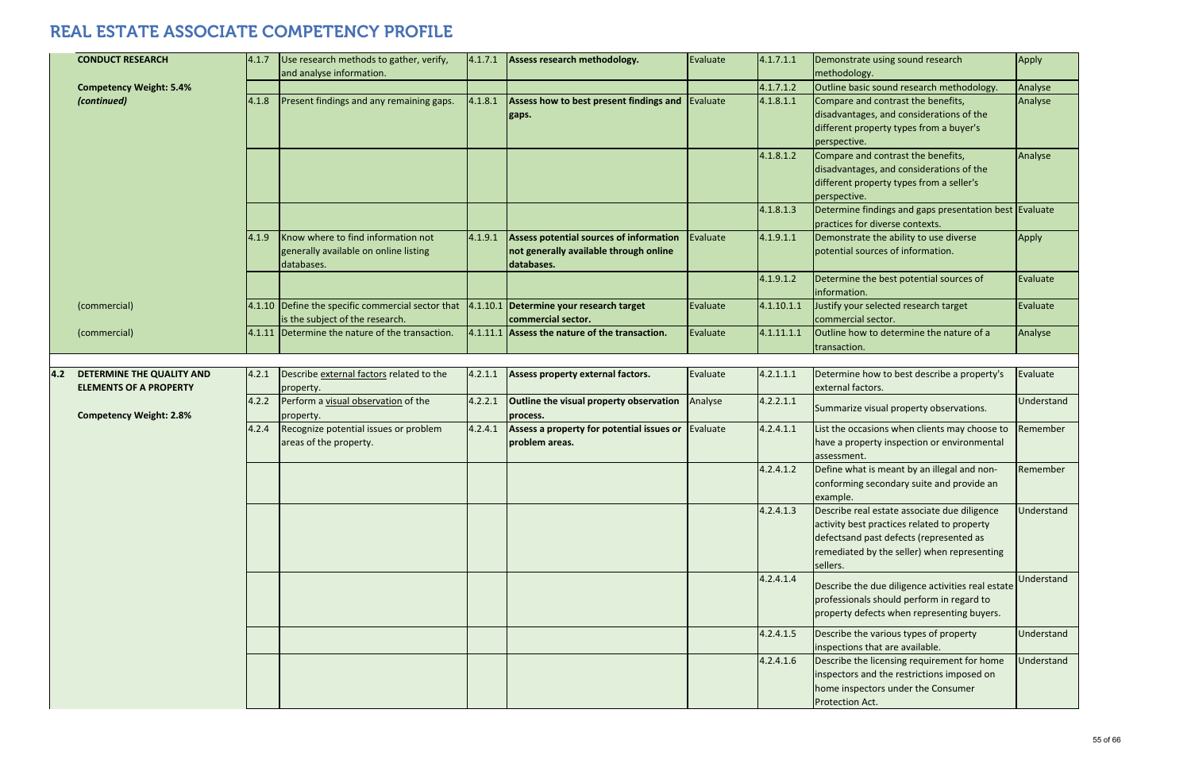# REAL ESTATE ASSOCIATE COMPETENCY PROFILE

| | | | | | | | | | |
|---|---|---|---|---|---|---|---|---|---|
| | **CONDUCT RESEARCH** | 4.1.7 | Use research methods to gather, verify, and analyse information. | 4.1.7.1 | **Assess research methodology.** | Evaluate | 4.1.7.1.1 | Demonstrate using sound research methodology. | Apply |
| | **Competency Weight: 5.4%** | | | | | | 4.1.7.1.2 | Outline basic sound research methodology. | Analyse |
| | ***(continued)*** | 4.1.8 | Present findings and any remaining gaps. | 4.1.8.1 | **Assess how to best present findings and gaps.** | Evaluate | 4.1.8.1.1 | Compare and contrast the benefits, disadvantages, and considerations of the different property types from a buyer's perspective. | Analyse |
| | | | | | | | 4.1.8.1.2 | Compare and contrast the benefits, disadvantages, and considerations of the different property types from a seller's perspective. | Analyse |
| | | | | | | | 4.1.8.1.3 | Determine findings and gaps presentation best practices for diverse contexts. | Evaluate |
| | | 4.1.9 | Know where to find information not generally available on online listing databases. | 4.1.9.1 | **Assess potential sources of information not generally available through online databases.** | Evaluate | 4.1.9.1.1 | Demonstrate the ability to use diverse potential sources of information. | Apply |
| | | | | | | | 4.1.9.1.2 | Determine the best potential sources of information. | Evaluate |
| | (commercial) | 4.1.10 | Define the specific commercial sector that is the subject of the research. | 4.1.10.1 | **Determine your research target commercial sector.** | Evaluate | 4.1.10.1.1 | Justify your selected research target commercial sector. | Evaluate |
| | (commercial) | 4.1.11 | Determine the nature of the transaction. | 4.1.11.1 | **Assess the nature of the transaction.** | Evaluate | 4.1.11.1.1 | Outline how to determine the nature of a transaction. | Analyse |
| **4.2** | **DETERMINE THE QUALITY AND ELEMENTS OF A PROPERTY** | 4.2.1 | Describe external factors related to the property. | 4.2.1.1 | **Assess property external factors.** | Evaluate | 4.2.1.1.1 | Determine how to best describe a property's external factors. | Evaluate |
| | **Competency Weight: 2.8%** | 4.2.2 | Perform a visual observation of the property. | 4.2.2.1 | **Outline the visual property observation process.** | Analyse | 4.2.2.1.1 | Summarize visual property observations. | Understand |
| | | 4.2.4 | Recognize potential issues or problem areas of the property. | 4.2.4.1 | **Assess a property for potential issues or problem areas.** | Evaluate | 4.2.4.1.1 | List the occasions when clients may choose to have a property inspection or environmental assessment. | Remember |
| | | | | | | | 4.2.4.1.2 | Define what is meant by an illegal and non-conforming secondary suite and provide an example. | Remember |
| | | | | | | | 4.2.4.1.3 | Describe real estate associate due diligence activity best practices related to property defectsand past defects (represented as remediated by the seller) when representing sellers. | Understand |
| | | | | | | | 4.2.4.1.4 | Describe the due diligence activities real estate professionals should perform in regard to property defects when representing buyers. | Understand |
| | | | | | | | 4.2.4.1.5 | Describe the various types of property inspections that are available. | Understand |
| | | | | | | | 4.2.4.1.6 | Describe the licensing requirement for home inspectors and the restrictions imposed on home inspectors under the Consumer Protection Act. | Understand |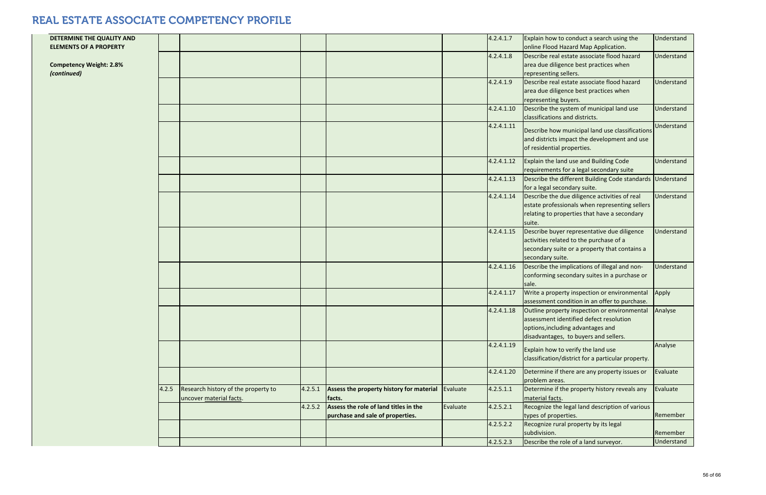# REAL ESTATE ASSOCIATE COMPETENCY PROFILE

| | | | | | | | | |
|---|---|---|---|---|---|---|---|---|
| **DETERMINE THE QUALITY AND ELEMENTS OF A PROPERTY**<br><br>**Competency Weight: 2.8%**<br>***(continued)*** | | | | | | 4.2.4.1.7 | Explain how to conduct a search using the online Flood Hazard Map Application. | Understand |
| | | | | | | 4.2.4.1.8 | Describe real estate associate flood hazard area due diligence best practices when representing sellers. | Understand |
| | | | | | | 4.2.4.1.9 | Describe real estate associate flood hazard area due diligence best practices when representing buyers. | Understand |
| | | | | | | 4.2.4.1.10 | Describe the system of municipal land use classifications and districts. | Understand |
| | | | | | | 4.2.4.1.11 | Describe how municipal land use classifications and districts impact the development and use of residential properties. | Understand |
| | | | | | | 4.2.4.1.12 | Explain the land use and Building Code requirements for a legal secondary suite | Understand |
| | | | | | | 4.2.4.1.13 | Describe the different Building Code standards for a legal secondary suite. | Understand |
| | | | | | | 4.2.4.1.14 | Describe the due diligence activities of real estate professionals when representing sellers relating to properties that have a secondary suite. | Understand |
| | | | | | | 4.2.4.1.15 | Describe buyer representative due diligence activities related to the purchase of a secondary suite or a property that contains a secondary suite. | Understand |
| | | | | | | 4.2.4.1.16 | Describe the implications of illegal and non-conforming secondary suites in a purchase or sale. | Understand |
| | | | | | | 4.2.4.1.17 | Write a property inspection or environmental assessment condition in an offer to purchase. | Apply |
| | | | | | | 4.2.4.1.18 | Outline property inspection or environmental assessment identified defect resolution options,including advantages and disadvantages, to buyers and sellers. | Analyse |
| | | | | | | 4.2.4.1.19 | Explain how to verify the land use classification/district for a particular property. | Analyse |
| | | | | | | 4.2.4.1.20 | Determine if there are any property issues or problem areas. | Evaluate |
| | 4.2.5 | Research history of the property to uncover material facts. | 4.2.5.1 | **Assess the property history for material facts.** | Evaluate | 4.2.5.1.1 | Determine if the property history reveals any material facts. | Evaluate |
| | | | 4.2.5.2 | **Assess the role of land titles in the purchase and sale of properties.** | Evaluate | 4.2.5.2.1 | Recognize the legal land description of various types of properties. | Remember |
| | | | | | | 4.2.5.2.2 | Recognize rural property by its legal subdivision. | Remember |
| | | | | | | 4.2.5.2.3 | Describe the role of a land surveyor. | Understand |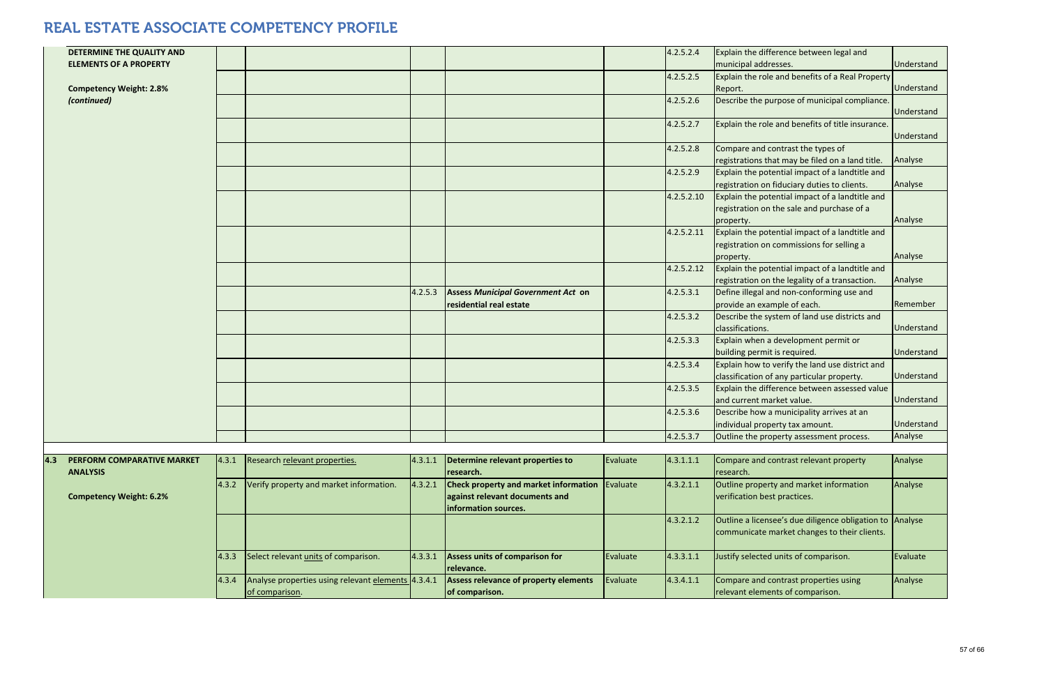# REAL ESTATE ASSOCIATE COMPETENCY PROFILE

| | | | | | | | | | |
|---|---|---|---|---|---|---|---|---|---|
| | **DETERMINE THE QUALITY AND ELEMENTS OF A PROPERTY**<br><br>**Competency Weight: 2.8%**<br>***(continued)*** | | | | | | 4.2.5.2.4 | Explain the difference between legal and municipal addresses. | Understand |
| | | | | | | | 4.2.5.2.5 | Explain the role and benefits of a Real Property Report. | Understand |
| | | | | | | | 4.2.5.2.6 | Describe the purpose of municipal compliance. | Understand |
| | | | | | | | 4.2.5.2.7 | Explain the role and benefits of title insurance. | Understand |
| | | | | | | | 4.2.5.2.8 | Compare and contrast the types of registrations that may be filed on a land title. | Analyse |
| | | | | | | | 4.2.5.2.9 | Explain the potential impact of a landtitle and registration on fiduciary duties to clients. | Analyse |
| | | | | | | | 4.2.5.2.10 | Explain the potential impact of a landtitle and registration on the sale and purchase of a property. | Analyse |
| | | | | | | | 4.2.5.2.11 | Explain the potential impact of a landtitle and registration on commissions for selling a property. | Analyse |
| | | | | | | | 4.2.5.2.12 | Explain the potential impact of a landtitle and registration on the legality of a transaction. | Analyse |
| | | | | 4.2.5.3 | **Assess *Municipal Government Act* on residential real estate** | | 4.2.5.3.1 | Define illegal and non-conforming use and provide an example of each. | Remember |
| | | | | | | | 4.2.5.3.2 | Describe the system of land use districts and classifications. | Understand |
| | | | | | | | 4.2.5.3.3 | Explain when a development permit or building permit is required. | Understand |
| | | | | | | | 4.2.5.3.4 | Explain how to verify the land use district and classification of any particular property. | Understand |
| | | | | | | | 4.2.5.3.5 | Explain the difference between assessed value and current market value. | Understand |
| | | | | | | | 4.2.5.3.6 | Describe how a municipality arrives at an individual property tax amount. | Understand |
| | | | | | | | 4.2.5.3.7 | Outline the property assessment process. | Analyse |
| **4.3** | **PERFORM COMPARATIVE MARKET ANALYSIS**<br><br>**Competency Weight: 6.2%** | 4.3.1 | Research relevant properties. | 4.3.1.1 | **Determine relevant properties to research.** | Evaluate | 4.3.1.1.1 | Compare and contrast relevant property research. | Analyse |
| | | 4.3.2 | Verify property and market information. | 4.3.2.1 | **Check property and market information against relevant documents and information sources.** | Evaluate | 4.3.2.1.1 | Outline property and market information verification best practices. | Analyse |
| | | | | | | | 4.3.2.1.2 | Outline a licensee's due diligence obligation to communicate market changes to their clients. | Analyse |
| | | 4.3.3 | Select relevant units of comparison. | 4.3.3.1 | **Assess units of comparison for relevance.** | Evaluate | 4.3.3.1.1 | Justify selected units of comparison. | Evaluate |
| | | 4.3.4 | Analyse properties using relevant elements of comparison. | 4.3.4.1 | **Assess relevance of property elements of comparison.** | Evaluate | 4.3.4.1.1 | Compare and contrast properties using relevant elements of comparison. | Analyse |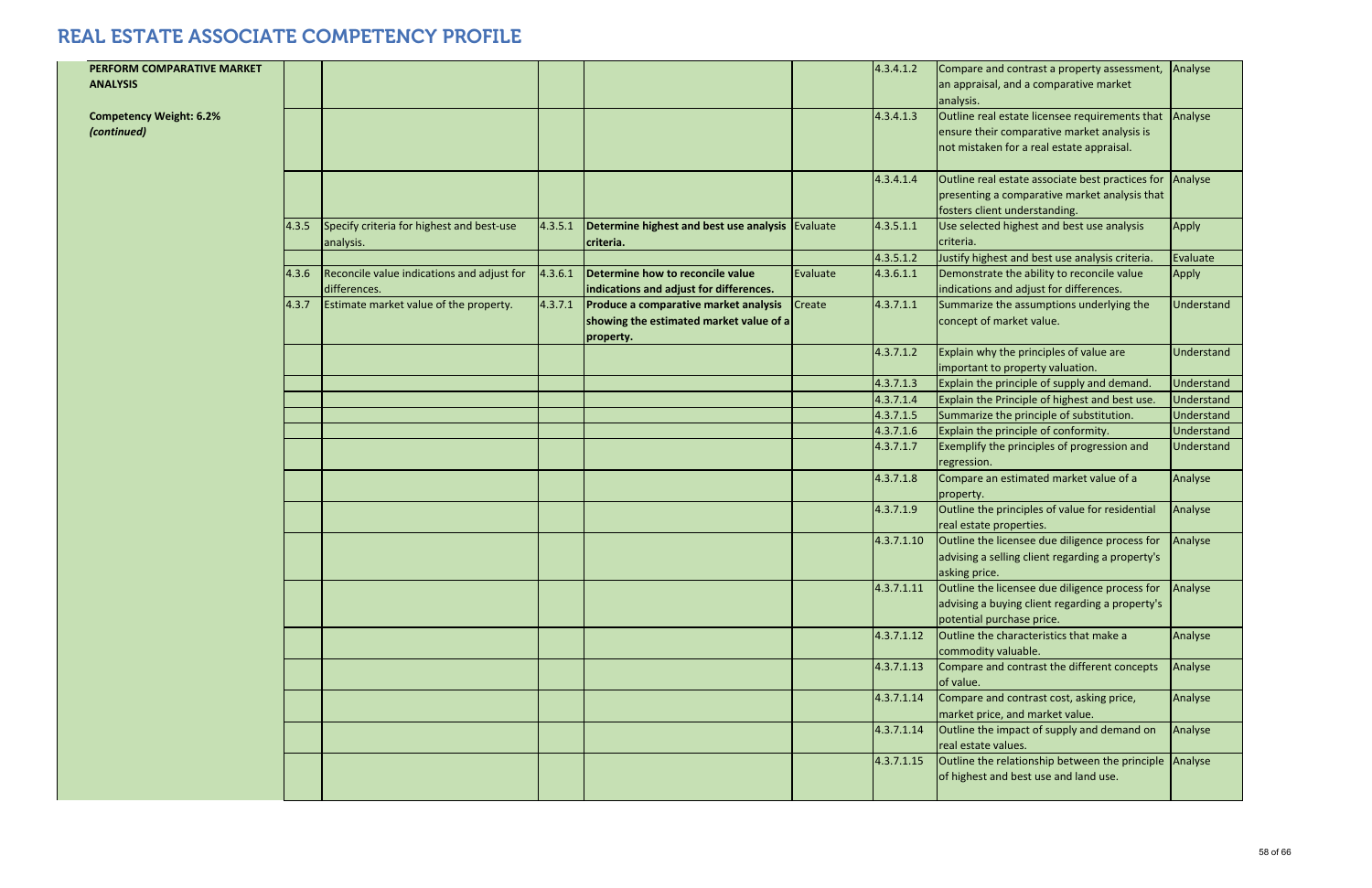# REAL ESTATE ASSOCIATE COMPETENCY PROFILE

| | | | | | | | | |
|---|---|---|---|---|---|---|---|---|
| **PERFORM COMPARATIVE MARKET ANALYSIS**<br><br>**Competency Weight: 6.2%**<br>***(continued)*** | | | | | | 4.3.4.1.2 | Compare and contrast a property assessment, an appraisal, and a comparative market analysis. | Analyse |
| | | | | | | 4.3.4.1.3 | Outline real estate licensee requirements that ensure their comparative market analysis is not mistaken for a real estate appraisal. | Analyse |
| | | | | | | 4.3.4.1.4 | Outline real estate associate best practices for presenting a comparative market analysis that fosters client understanding. | Analyse |
| | 4.3.5 | Specify criteria for highest and best-use analysis. | 4.3.5.1 | **Determine highest and best use analysis criteria.** | Evaluate | 4.3.5.1.1 | Use selected highest and best use analysis criteria. | Apply |
| | | | | | | 4.3.5.1.2 | Justify highest and best use analysis criteria. | Evaluate |
| | 4.3.6 | Reconcile value indications and adjust for differences. | 4.3.6.1 | **Determine how to reconcile value indications and adjust for differences.** | Evaluate | 4.3.6.1.1 | Demonstrate the ability to reconcile value indications and adjust for differences. | Apply |
| | 4.3.7 | Estimate market value of the property. | 4.3.7.1 | **Produce a comparative market analysis showing the estimated market value of a property.** | Create | 4.3.7.1.1 | Summarize the assumptions underlying the concept of market value. | Understand |
| | | | | | | 4.3.7.1.2 | Explain why the principles of value are important to property valuation. | Understand |
| | | | | | | 4.3.7.1.3 | Explain the principle of supply and demand. | Understand |
| | | | | | | 4.3.7.1.4 | Explain the Principle of highest and best use. | Understand |
| | | | | | | 4.3.7.1.5 | Summarize the principle of substitution. | Understand |
| | | | | | | 4.3.7.1.6 | Explain the principle of conformity. | Understand |
| | | | | | | 4.3.7.1.7 | Exemplify the principles of progression and regression. | Understand |
| | | | | | | 4.3.7.1.8 | Compare an estimated market value of a property. | Analyse |
| | | | | | | 4.3.7.1.9 | Outline the principles of value for residential real estate properties. | Analyse |
| | | | | | | 4.3.7.1.10 | Outline the licensee due diligence process for advising a selling client regarding a property's asking price. | Analyse |
| | | | | | | 4.3.7.1.11 | Outline the licensee due diligence process for advising a buying client regarding a property's potential purchase price. | Analyse |
| | | | | | | 4.3.7.1.12 | Outline the characteristics that make a commodity valuable. | Analyse |
| | | | | | | 4.3.7.1.13 | Compare and contrast the different concepts of value. | Analyse |
| | | | | | | 4.3.7.1.14 | Compare and contrast cost, asking price, market price, and market value. | Analyse |
| | | | | | | 4.3.7.1.14 | Outline the impact of supply and demand on real estate values. | Analyse |
| | | | | | | 4.3.7.1.15 | Outline the relationship between the principle of highest and best use and land use. | Analyse |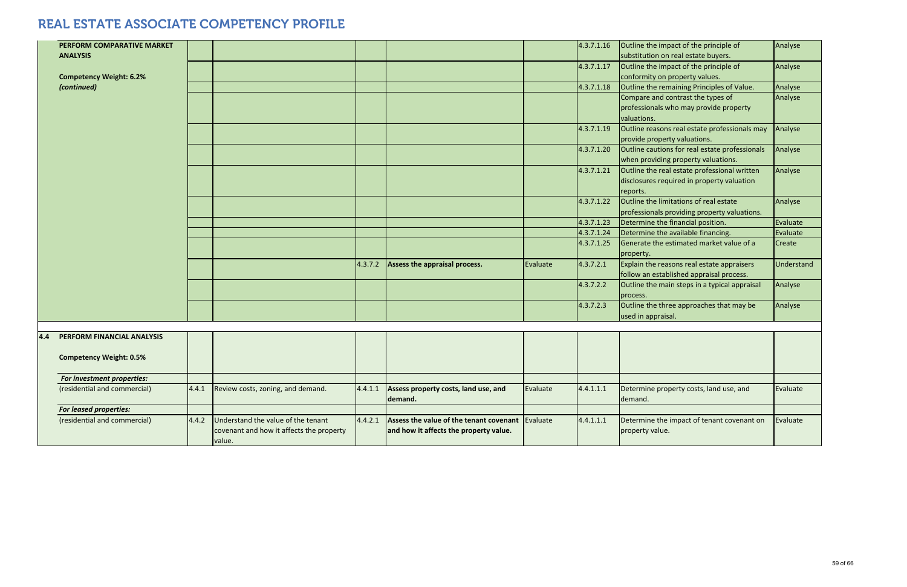# REAL ESTATE ASSOCIATE COMPETENCY PROFILE

| | | | | | | | | |
|---|---|---|---|---|---|---|---|---|
| **PERFORM COMPARATIVE MARKET ANALYSIS** **Competency Weight: 6.2%** ***(continued)*** | | | | | | 4.3.7.1.16 | Outline the impact of the principle of substitution on real estate buyers. | Analyse |
| | | | | | | 4.3.7.1.17 | Outline the impact of the principle of conformity on property values. | Analyse |
| | | | | | | 4.3.7.1.18 | Outline the remaining Principles of Value. | Analyse |
| | | | | | | | Compare and contrast the types of professionals who may provide property valuations. | Analyse |
| | | | | | | 4.3.7.1.19 | Outline reasons real estate professionals may provide property valuations. | Analyse |
| | | | | | | 4.3.7.1.20 | Outline cautions for real estate professionals when providing property valuations. | Analyse |
| | | | | | | 4.3.7.1.21 | Outline the real estate professional written disclosures required in property valuation reports. | Analyse |
| | | | | | | 4.3.7.1.22 | Outline the limitations of real estate professionals providing property valuations. | Analyse |
| | | | | | | 4.3.7.1.23 | Determine the financial position. | Evaluate |
| | | | | | | 4.3.7.1.24 | Determine the available financing. | Evaluate |
| | | | | | | 4.3.7.1.25 | Generate the estimated market value of a property. | Create |
| | | | 4.3.7.2 | **Assess the appraisal process.** | Evaluate | 4.3.7.2.1 | Explain the reasons real estate appraisers follow an established appraisal process. | Understand |
| | | | | | | 4.3.7.2.2 | Outline the main steps in a typical appraisal process. | Analyse |
| | | | | | | 4.3.7.2.3 | Outline the three approaches that may be used in appraisal. | Analyse |
| **4.4 PERFORM FINANCIAL ANALYSIS** **Competency Weight: 0.5%** | | | | | | | | |
| ***For investment properties:*** | | | | | | | | |
| (residential and commercial) | 4.4.1 | Review costs, zoning, and demand. | 4.4.1.1 | **Assess property costs, land use, and demand.** | Evaluate | 4.4.1.1.1 | Determine property costs, land use, and demand. | Evaluate |
| ***For leased properties:*** | | | | | | | | |
| (residential and commercial) | 4.4.2 | Understand the value of the tenant covenant and how it affects the property value. | 4.4.2.1 | **Assess the value of the tenant covenant and how it affects the property value.** | Evaluate | 4.4.1.1.1 | Determine the impact of tenant covenant on property value. | Evaluate |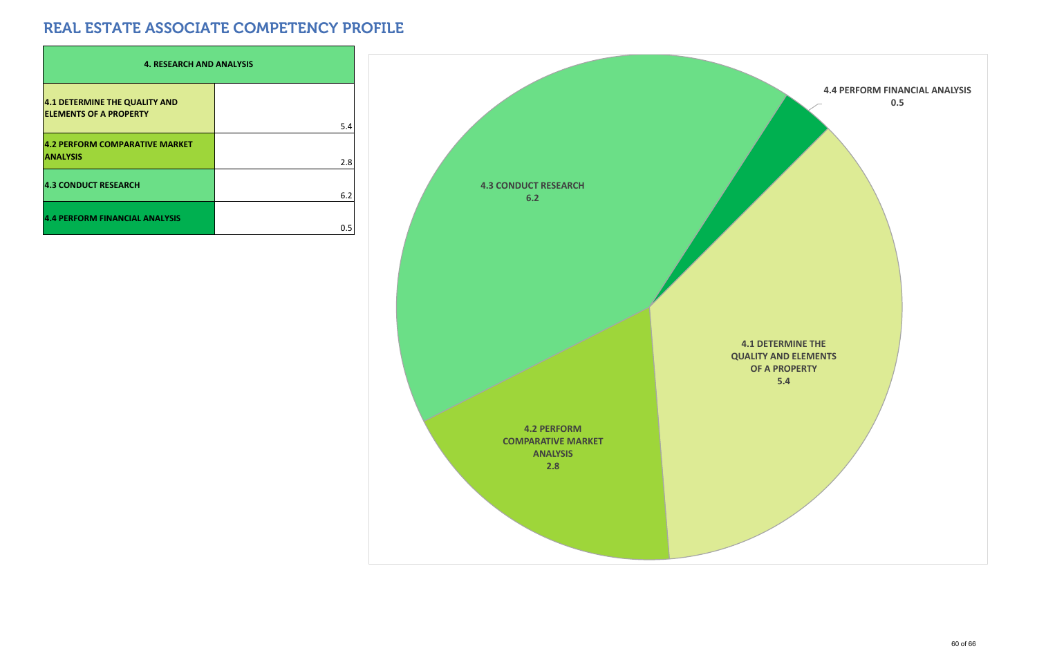# REAL ESTATE ASSOCIATE COMPETENCY PROFILE

| 4. RESEARCH AND ANALYSIS | |
|---|---|
| 4.1 DETERMINE THE QUALITY AND ELEMENTS OF A PROPERTY | 5.4 |
| 4.2 PERFORM COMPARATIVE MARKET ANALYSIS | 2.8 |
| 4.3 CONDUCT RESEARCH | 6.2 |
| 4.4 PERFORM FINANCIAL ANALYSIS | 0.5 |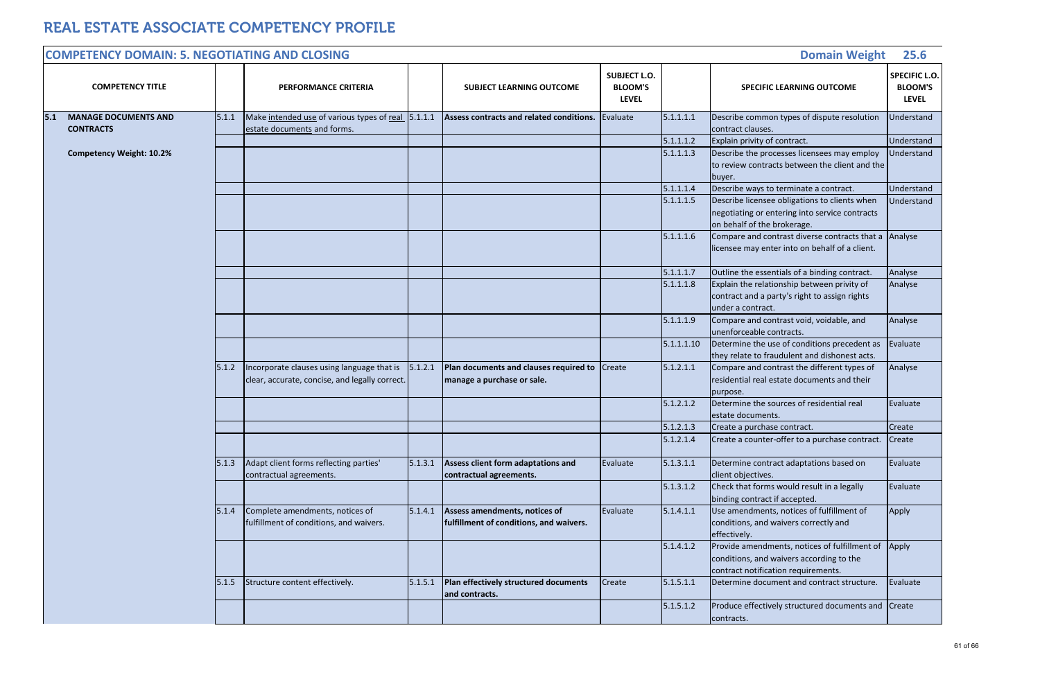# REAL ESTATE ASSOCIATE COMPETENCY PROFILE

## COMPETENCY DOMAIN: 5. NEGOTIATING AND CLOSING

**Domain Weight 25.6**

| | COMPETENCY TITLE | | PERFORMANCE CRITERIA | | SUBJECT LEARNING OUTCOME | SUBJECT L.O. BLOOM'S LEVEL | | SPECIFIC LEARNING OUTCOME | SPECIFIC L.O. BLOOM'S LEVEL |
|---|---|---|---|---|---|---|---|---|---|
| 5.1 | **MANAGE DOCUMENTS AND CONTRACTS** | 5.1.1 | Make intended use of various types of real estate documents and forms. | 5.1.1.1 | **Assess contracts and related conditions.** | Evaluate | 5.1.1.1.1 | Describe common types of dispute resolution contract clauses. | Understand |
| | | | | | | | 5.1.1.1.2 | Explain privity of contract. | Understand |
| | **Competency Weight: 10.2%** | | | | | | 5.1.1.1.3 | Describe the processes licensees may employ to review contracts between the client and the buyer. | Understand |
| | | | | | | | 5.1.1.1.4 | Describe ways to terminate a contract. | Understand |
| | | | | | | | 5.1.1.1.5 | Describe licensee obligations to clients when negotiating or entering into service contracts on behalf of the brokerage. | Understand |
| | | | | | | | 5.1.1.1.6 | Compare and contrast diverse contracts that a licensee may enter into on behalf of a client. | Analyse |
| | | | | | | | 5.1.1.1.7 | Outline the essentials of a binding contract. | Analyse |
| | | | | | | | 5.1.1.1.8 | Explain the relationship between privity of contract and a party's right to assign rights under a contract. | Analyse |
| | | | | | | | 5.1.1.1.9 | Compare and contrast void, voidable, and unenforceable contracts. | Analyse |
| | | | | | | | 5.1.1.1.10 | Determine the use of conditions precedent as they relate to fraudulent and dishonest acts. | Evaluate |
| | | 5.1.2 | Incorporate clauses using language that is clear, accurate, concise, and legally correct. | 5.1.2.1 | **Plan documents and clauses required to manage a purchase or sale.** | Create | 5.1.2.1.1 | Compare and contrast the different types of residential real estate documents and their purpose. | Analyse |
| | | | | | | | 5.1.2.1.2 | Determine the sources of residential real estate documents. | Evaluate |
| | | | | | | | 5.1.2.1.3 | Create a purchase contract. | Create |
| | | | | | | | 5.1.2.1.4 | Create a counter-offer to a purchase contract. | Create |
| | | 5.1.3 | Adapt client forms reflecting parties' contractual agreements. | 5.1.3.1 | **Assess client form adaptations and contractual agreements.** | Evaluate | 5.1.3.1.1 | Determine contract adaptations based on client objectives. | Evaluate |
| | | | | | | | 5.1.3.1.2 | Check that forms would result in a legally binding contract if accepted. | Evaluate |
| | | 5.1.4 | Complete amendments, notices of fulfillment of conditions, and waivers. | 5.1.4.1 | **Assess amendments, notices of fulfillment of conditions, and waivers.** | Evaluate | 5.1.4.1.1 | Use amendments, notices of fulfillment of conditions, and waivers correctly and effectively. | Apply |
| | | | | | | | 5.1.4.1.2 | Provide amendments, notices of fulfillment of conditions, and waivers according to the contract notification requirements. | Apply |
| | | 5.1.5 | Structure content effectively. | 5.1.5.1 | **Plan effectively structured documents and contracts.** | Create | 5.1.5.1.1 | Determine document and contract structure. | Evaluate |
| | | | | | | | 5.1.5.1.2 | Produce effectively structured documents and contracts. | Create |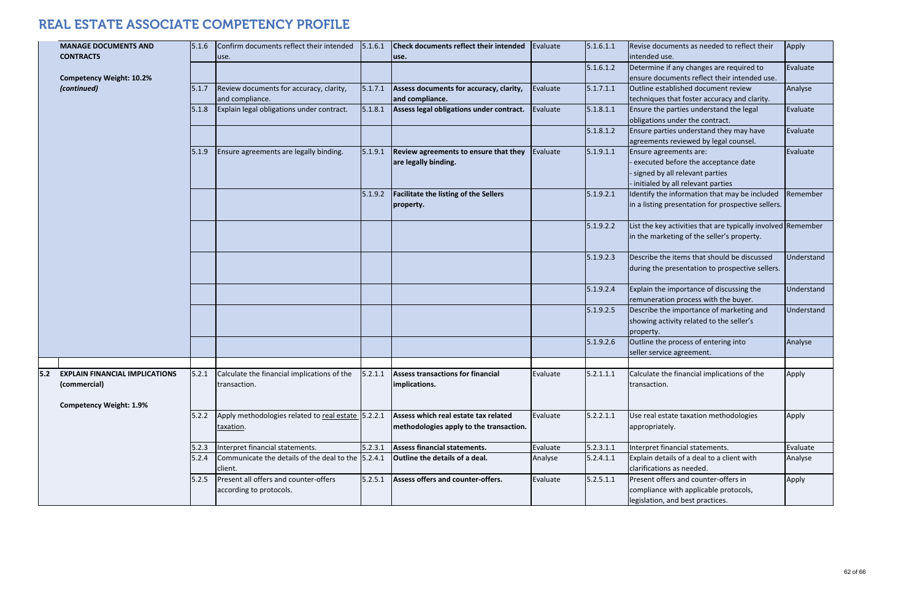# REAL ESTATE ASSOCIATE COMPETENCY PROFILE

| | | | | | | | | | |
|---|---|---|---|---|---|---|---|---|---|
| | **MANAGE DOCUMENTS AND CONTRACTS**<br><br>**Competency Weight: 10.2%**<br>***(continued)*** | 5.1.6 | Confirm documents reflect their intended use. | 5.1.6.1 | **Check documents reflect their intended use.** | Evaluate | 5.1.6.1.1 | Revise documents as needed to reflect their intended use. | Apply |
| | | | | | | | 5.1.6.1.2 | Determine if any changes are required to ensure documents reflect their intended use. | Evaluate |
| | | 5.1.7 | Review documents for accuracy, clarity, and compliance. | 5.1.7.1 | **Assess documents for accuracy, clarity, and compliance.** | Evaluate | 5.1.7.1.1 | Outline established document review techniques that foster accuracy and clarity. | Analyse |
| | | 5.1.8 | Explain legal obligations under contract. | 5.1.8.1 | **Assess legal obligations under contract.** | Evaluate | 5.1.8.1.1 | Ensure the parties understand the legal obligations under the contract. | Evaluate |
| | | | | | | | 5.1.8.1.2 | Ensure parties understand they may have agreements reviewed by legal counsel. | Evaluate |
| | | 5.1.9 | Ensure agreements are legally binding. | 5.1.9.1 | **Review agreements to ensure that they are legally binding.** | Evaluate | 5.1.9.1.1 | Ensure agreements are:<br>- executed before the acceptance date<br>- signed by all relevant parties<br>- initialed by all relevant parties | Evaluate |
| | | | | 5.1.9.2 | **Facilitate the listing of the Sellers property.** | | 5.1.9.2.1 | Identify the information that may be included in a listing presentation for prospective sellers. | Remember |
| | | | | | | | 5.1.9.2.2 | List the key activities that are typically involved in the marketing of the seller's property. | Remember |
| | | | | | | | 5.1.9.2.3 | Describe the items that should be discussed during the presentation to prospective sellers. | Understand |
| | | | | | | | 5.1.9.2.4 | Explain the importance of discussing the remuneration process with the buyer. | Understand |
| | | | | | | | 5.1.9.2.5 | Describe the importance of marketing and showing activity related to the seller's property. | Understand |
| | | | | | | | 5.1.9.2.6 | Outline the process of entering into seller service agreement. | Analyse |
| | | | | | | | | | |
| **5.2** | **EXPLAIN FINANCIAL IMPLICATIONS (commercial)**<br><br>**Competency Weight: 1.9%** | 5.2.1 | Calculate the financial implications of the transaction. | 5.2.1.1 | **Assess transactions for financial implications.** | Evaluate | 5.2.1.1.1 | Calculate the financial implications of the transaction. | Apply |
| | | 5.2.2 | Apply methodologies related to real estate taxation. | 5.2.2.1 | **Assess which real estate tax related methodologies apply to the transaction.** | Evaluate | 5.2.2.1.1 | Use real estate taxation methodologies appropriately. | Apply |
| | | 5.2.3 | Interpret financial statements. | 5.2.3.1 | **Assess financial statements.** | Evaluate | 5.2.3.1.1 | Interpret financial statements. | Evaluate |
| | | 5.2.4 | Communicate the details of the deal to the client. | 5.2.4.1 | **Outline the details of a deal.** | Analyse | 5.2.4.1.1 | Explain details of a deal to a client with clarifications as needed. | Analyse |
| | | 5.2.5 | Present all offers and counter-offers according to protocols. | 5.2.5.1 | **Assess offers and counter-offers.** | Evaluate | 5.2.5.1.1 | Present offers and counter-offers in compliance with applicable protocols, legislation, and best practices. | Apply |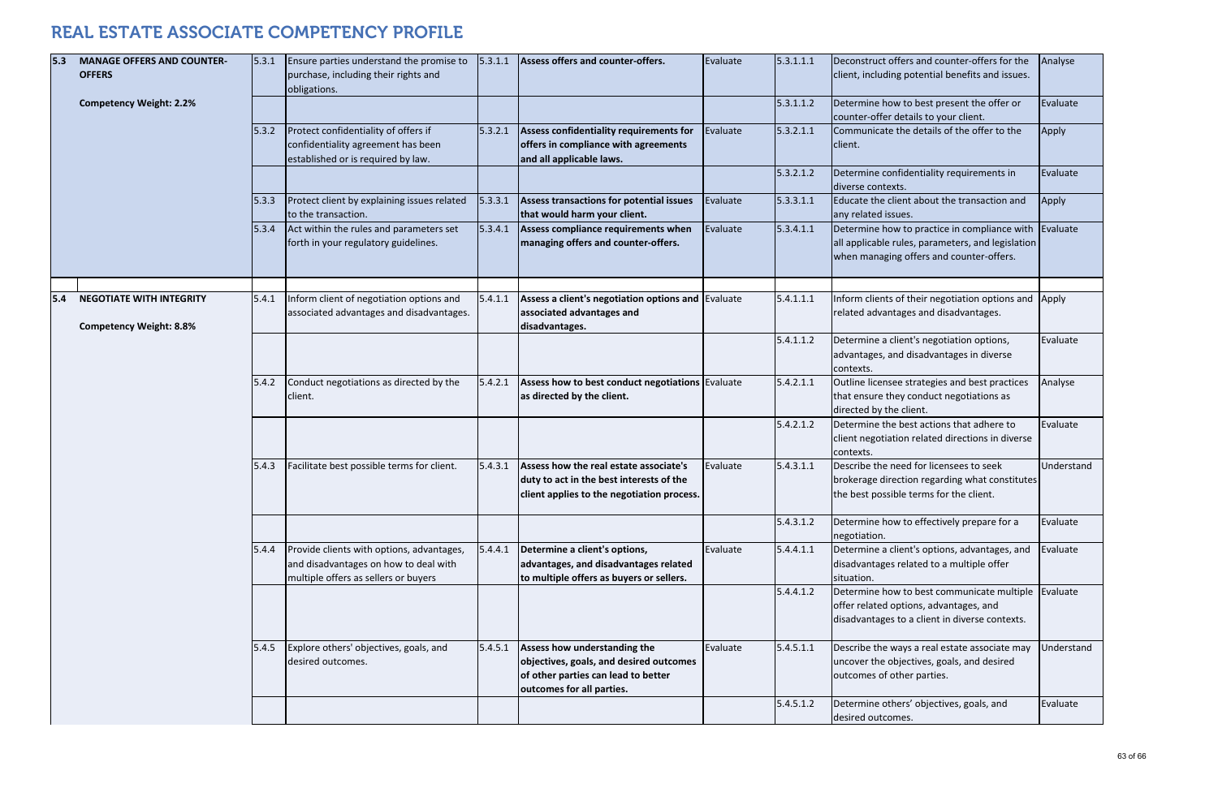# REAL ESTATE ASSOCIATE COMPETENCY PROFILE

| | | | | | | | | | |
|---|---|---|---|---|---|---|---|---|---|
| **5.3** | **MANAGE OFFERS AND COUNTER-OFFERS**<br><br>**Competency Weight: 2.2%** | 5.3.1 | Ensure parties understand the promise to purchase, including their rights and obligations. | 5.3.1.1 | **Assess offers and counter-offers.** | Evaluate | 5.3.1.1.1 | Deconstruct offers and counter-offers for the client, including potential benefits and issues. | Analyse |
| | | | | | | | 5.3.1.1.2 | Determine how to best present the offer or counter-offer details to your client. | Evaluate |
| | | 5.3.2 | Protect confidentiality of offers if confidentiality agreement has been established or is required by law. | 5.3.2.1 | **Assess confidentiality requirements for offers in compliance with agreements and all applicable laws.** | Evaluate | 5.3.2.1.1 | Communicate the details of the offer to the client. | Apply |
| | | | | | | | 5.3.2.1.2 | Determine confidentiality requirements in diverse contexts. | Evaluate |
| | | 5.3.3 | Protect client by explaining issues related to the transaction. | 5.3.3.1 | **Assess transactions for potential issues that would harm your client.** | Evaluate | 5.3.3.1.1 | Educate the client about the transaction and any related issues. | Apply |
| | | 5.3.4 | Act within the rules and parameters set forth in your regulatory guidelines. | 5.3.4.1 | **Assess compliance requirements when managing offers and counter-offers.** | Evaluate | 5.3.4.1.1 | Determine how to practice in compliance with all applicable rules, parameters, and legislation when managing offers and counter-offers. | Evaluate |
| **5.4** | **NEGOTIATE WITH INTEGRITY**<br><br>**Competency Weight: 8.8%** | 5.4.1 | Inform client of negotiation options and associated advantages and disadvantages. | 5.4.1.1 | **Assess a client's negotiation options and associated advantages and disadvantages.** | Evaluate | 5.4.1.1.1 | Inform clients of their negotiation options and related advantages and disadvantages. | Apply |
| | | | | | | | 5.4.1.1.2 | Determine a client's negotiation options, advantages, and disadvantages in diverse contexts. | Evaluate |
| | | 5.4.2 | Conduct negotiations as directed by the client. | 5.4.2.1 | **Assess how to best conduct negotiations as directed by the client.** | Evaluate | 5.4.2.1.1 | Outline licensee strategies and best practices that ensure they conduct negotiations as directed by the client. | Analyse |
| | | | | | | | 5.4.2.1.2 | Determine the best actions that adhere to client negotiation related directions in diverse contexts. | Evaluate |
| | | 5.4.3 | Facilitate best possible terms for client. | 5.4.3.1 | **Assess how the real estate associate's duty to act in the best interests of the client applies to the negotiation process.** | Evaluate | 5.4.3.1.1 | Describe the need for licensees to seek brokerage direction regarding what constitutes the best possible terms for the client. | Understand |
| | | | | | | | 5.4.3.1.2 | Determine how to effectively prepare for a negotiation. | Evaluate |
| | | 5.4.4 | Provide clients with options, advantages, and disadvantages on how to deal with multiple offers as sellers or buyers | 5.4.4.1 | **Determine a client's options, advantages, and disadvantages related to multiple offers as buyers or sellers.** | Evaluate | 5.4.4.1.1 | Determine a client's options, advantages, and disadvantages related to a multiple offer situation. | Evaluate |
| | | | | | | | 5.4.4.1.2 | Determine how to best communicate multiple offer related options, advantages, and disadvantages to a client in diverse contexts. | Evaluate |
| | | 5.4.5 | Explore others' objectives, goals, and desired outcomes. | 5.4.5.1 | **Assess how understanding the objectives, goals, and desired outcomes of other parties can lead to better outcomes for all parties.** | Evaluate | 5.4.5.1.1 | Describe the ways a real estate associate may uncover the objectives, goals, and desired outcomes of other parties. | Understand |
| | | | | | | | 5.4.5.1.2 | Determine others' objectives, goals, and desired outcomes. | Evaluate |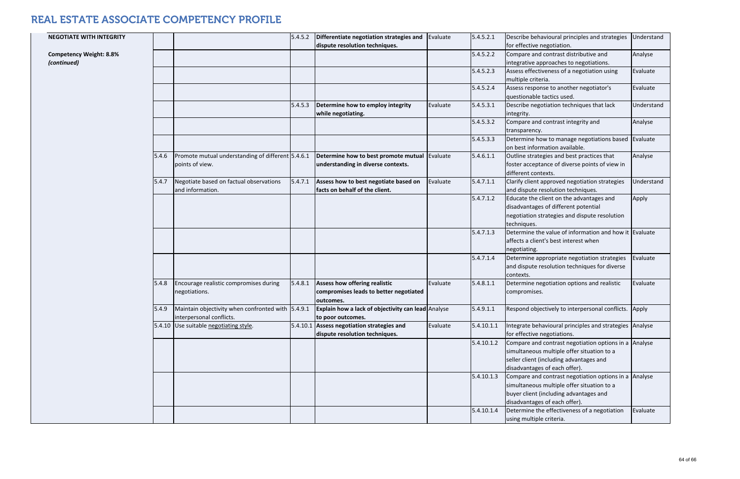# REAL ESTATE ASSOCIATE COMPETENCY PROFILE

| | | | | | | | | |
|---|---|---|---|---|---|---|---|---|
| **NEGOTIATE WITH INTEGRITY** | | | 5.4.5.2 | **Differentiate negotiation strategies and dispute resolution techniques.** | Evaluate | 5.4.5.2.1 | Describe behavioural principles and strategies for effective negotiation. | Understand |
| **Competency Weight: 8.8%** ***(continued)*** | | | | | | 5.4.5.2.2 | Compare and contrast distributive and integrative approaches to negotiations. | Analyse |
| | | | | | | 5.4.5.2.3 | Assess effectiveness of a negotiation using multiple criteria. | Evaluate |
| | | | | | | 5.4.5.2.4 | Assess response to another negotiator's questionable tactics used. | Evaluate |
| | | | 5.4.5.3 | **Determine how to employ integrity while negotiating.** | Evaluate | 5.4.5.3.1 | Describe negotiation techniques that lack integrity. | Understand |
| | | | | | | 5.4.5.3.2 | Compare and contrast integrity and transparency. | Analyse |
| | | | | | | 5.4.5.3.3 | Determine how to manage negotiations based on best information available. | Evaluate |
| | 5.4.6 | Promote mutual understanding of different points of view. | 5.4.6.1 | **Determine how to best promote mutual understanding in diverse contexts.** | Evaluate | 5.4.6.1.1 | Outline strategies and best practices that foster acceptance of diverse points of view in different contexts. | Analyse |
| | 5.4.7 | Negotiate based on factual observations and information. | 5.4.7.1 | **Assess how to best negotiate based on facts on behalf of the client.** | Evaluate | 5.4.7.1.1 | Clarify client approved negotiation strategies and dispute resolution techniques. | Understand |
| | | | | | | 5.4.7.1.2 | Educate the client on the advantages and disadvantages of different potential negotiation strategies and dispute resolution techniques. | Apply |
| | | | | | | 5.4.7.1.3 | Determine the value of information and how it affects a client's best interest when negotiating. | Evaluate |
| | | | | | | 5.4.7.1.4 | Determine appropriate negotiation strategies and dispute resolution techniques for diverse contexts. | Evaluate |
| | 5.4.8 | Encourage realistic compromises during negotiations. | 5.4.8.1 | **Assess how offering realistic compromises leads to better negotiated outcomes.** | Evaluate | 5.4.8.1.1 | Determine negotiation options and realistic compromises. | Evaluate |
| | 5.4.9 | Maintain objectivity when confronted with interpersonal conflicts. | 5.4.9.1 | **Explain how a lack of objectivity can lead to poor outcomes.** | Analyse | 5.4.9.1.1 | Respond objectively to interpersonal conflicts. | Apply |
| | 5.4.10 | Use suitable negotiating style. | 5.4.10.1 | **Assess negotiation strategies and dispute resolution techniques.** | Evaluate | 5.4.10.1.1 | Integrate behavioural principles and strategies for effective negotiations. | Analyse |
| | | | | | | 5.4.10.1.2 | Compare and contrast negotiation options in a simultaneous multiple offer situation to a seller client (including advantages and disadvantages of each offer). | Analyse |
| | | | | | | 5.4.10.1.3 | Compare and contrast negotiation options in a simultaneous multiple offer situation to a buyer client (including advantages and disadvantages of each offer). | Analyse |
| | | | | | | 5.4.10.1.4 | Determine the effectiveness of a negotiation using multiple criteria. | Evaluate |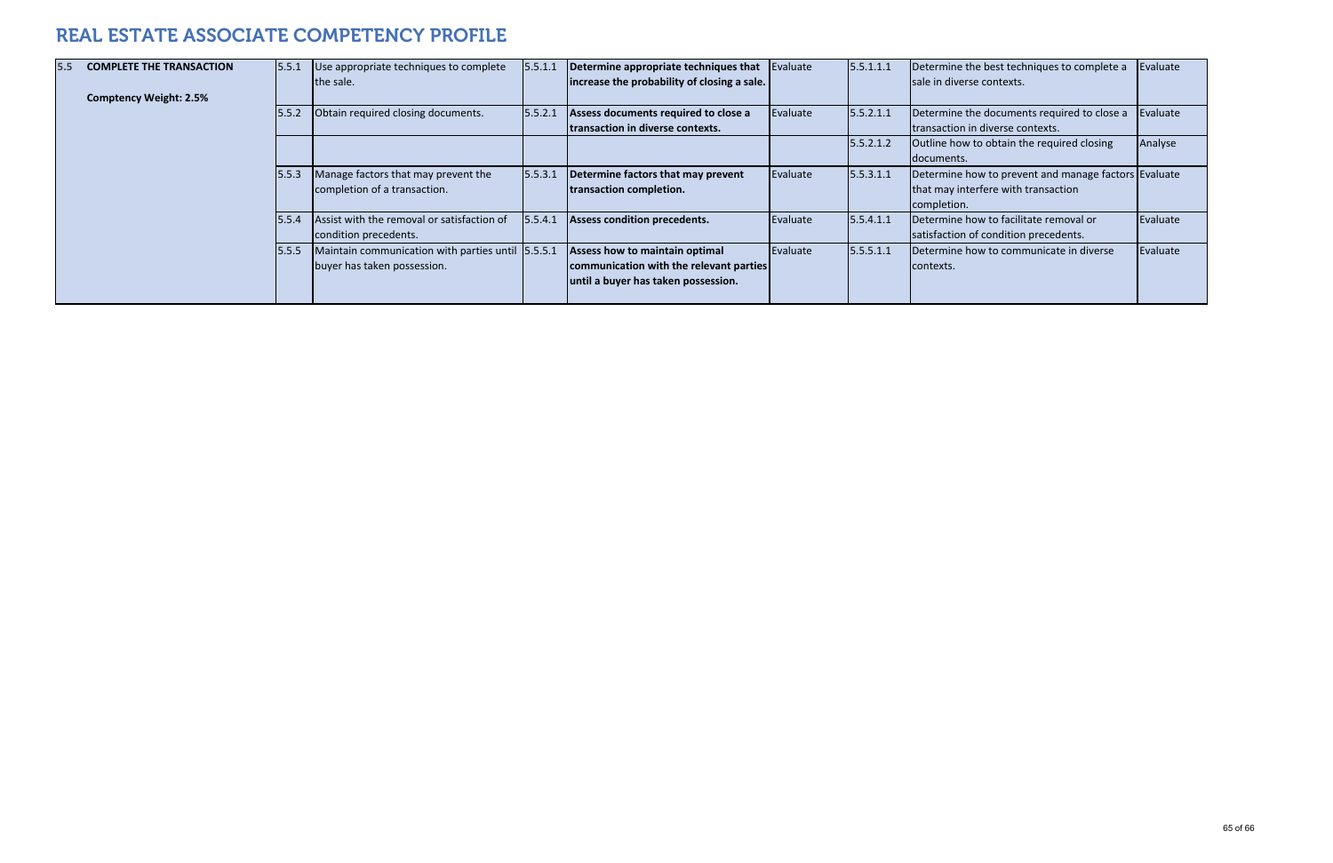# REAL ESTATE ASSOCIATE COMPETENCY PROFILE

| | | | | | | | | |
|---|---|---|---|---|---|---|---|---|
| 5.5 **COMPLETE THE TRANSACTION**<br><br>**Comptency Weight: 2.5%** | 5.5.1 | Use appropriate techniques to complete the sale. | 5.5.1.1 | **Determine appropriate techniques that increase the probability of closing a sale.** | Evaluate | 5.5.1.1.1 | Determine the best techniques to complete a sale in diverse contexts. | Evaluate |
| | 5.5.2 | Obtain required closing documents. | 5.5.2.1 | **Assess documents required to close a transaction in diverse contexts.** | Evaluate | 5.5.2.1.1 | Determine the documents required to close a transaction in diverse contexts. | Evaluate |
| | | | | | | 5.5.2.1.2 | Outline how to obtain the required closing documents. | Analyse |
| | 5.5.3 | Manage factors that may prevent the completion of a transaction. | 5.5.3.1 | **Determine factors that may prevent transaction completion.** | Evaluate | 5.5.3.1.1 | Determine how to prevent and manage factors that may interfere with transaction completion. | Evaluate |
| | 5.5.4 | Assist with the removal or satisfaction of condition precedents. | 5.5.4.1 | **Assess condition precedents.** | Evaluate | 5.5.4.1.1 | Determine how to facilitate removal or satisfaction of condition precedents. | Evaluate |
| | 5.5.5 | Maintain communication with parties until buyer has taken possession. | 5.5.5.1 | **Assess how to maintain optimal communication with the relevant parties until a buyer has taken possession.** | Evaluate | 5.5.5.1.1 | Determine how to communicate in diverse contexts. | Evaluate |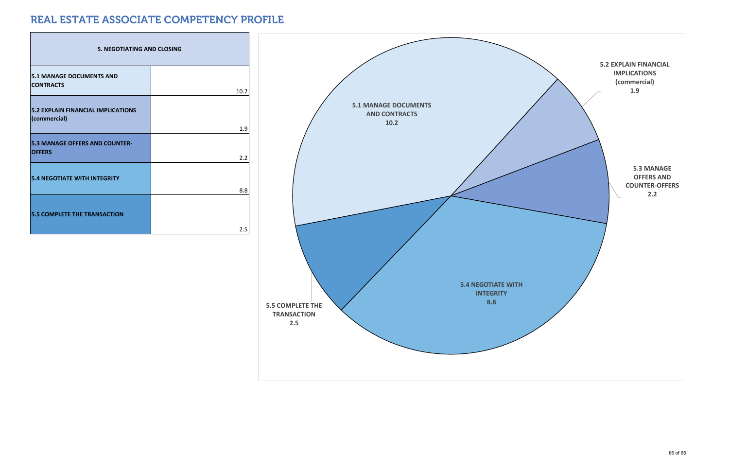# REAL ESTATE ASSOCIATE COMPETENCY PROFILE

| 5. NEGOTIATING AND CLOSING | |
|---|---|
| **5.1 MANAGE DOCUMENTS AND CONTRACTS** | 10.2 |
| **5.2 EXPLAIN FINANCIAL IMPLICATIONS (commercial)** | 1.9 |
| **5.3 MANAGE OFFERS AND COUNTER-OFFERS** | 2.2 |
| **5.4 NEGOTIATE WITH INTEGRITY** | 8.8 |
| **5.5 COMPLETE THE TRANSACTION** | 2.5 |

5.1 MANAGE DOCUMENTS AND CONTRACTS 10.2

5.2 EXPLAIN FINANCIAL IMPLICATIONS (commercial) 1.9

5.3 MANAGE OFFERS AND COUNTER-OFFERS 2.2

5.4 NEGOTIATE WITH INTEGRITY 8.8

5.5 COMPLETE THE TRANSACTION 2.5